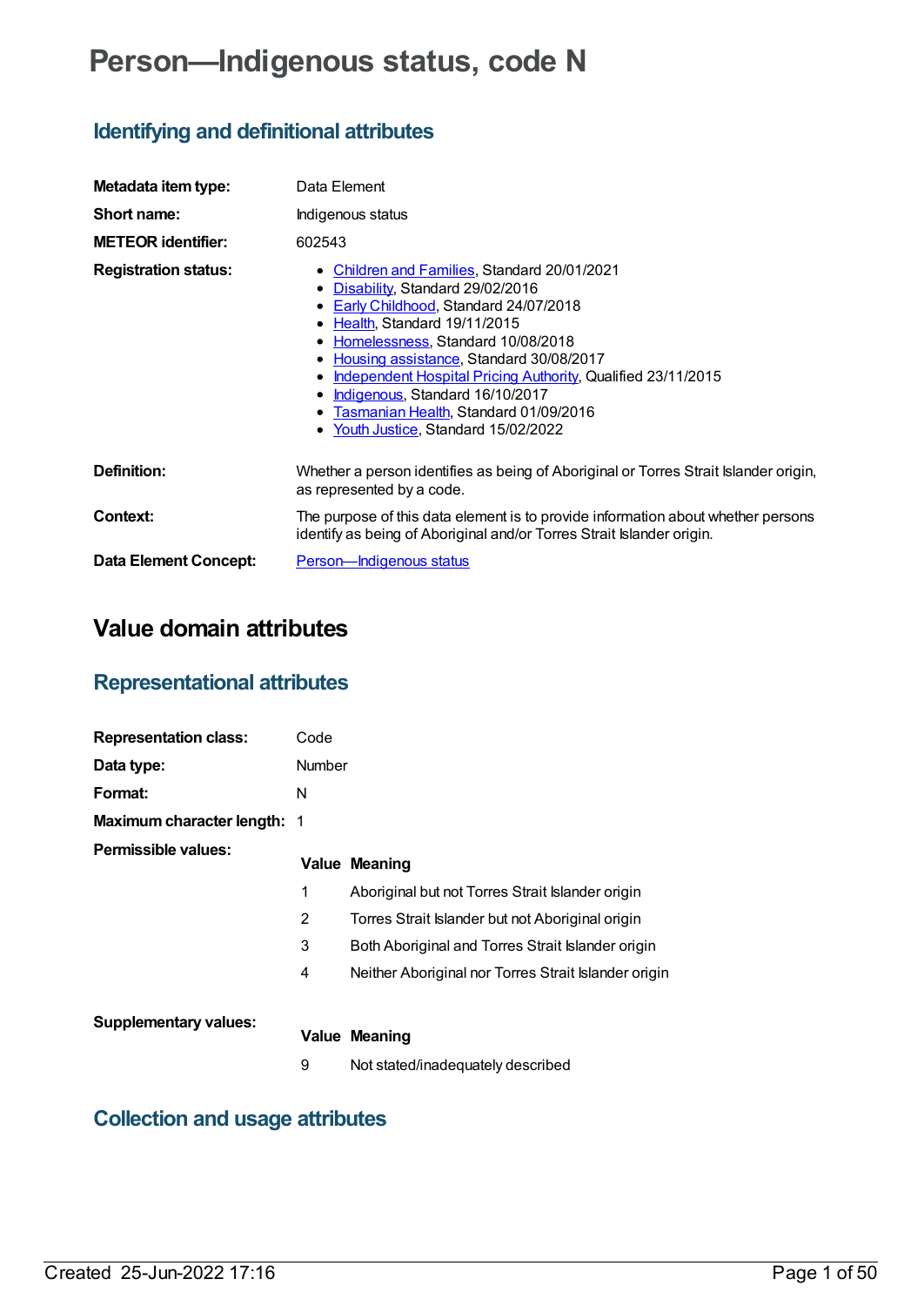# Person—Indigenous status, code N

## Identifying and definitional attributes

| | |
|---|---|
| **Metadata item type:** | Data Element |
| **Short name:** | Indigenous status |
| **METEOR identifier:** | 602543 |
| **Registration status:** | Children and Families, Standard 20/01/2021<br>Disability, Standard 29/02/2016<br>Early Childhood, Standard 24/07/2018<br>Health, Standard 19/11/2015<br>Homelessness, Standard 10/08/2018<br>Housing assistance, Standard 30/08/2017<br>Independent Hospital Pricing Authority, Qualified 23/11/2015<br>Indigenous, Standard 16/10/2017<br>Tasmanian Health, Standard 01/09/2016<br>Youth Justice, Standard 15/02/2022 |
| **Definition:** | Whether a person identifies as being of Aboriginal or Torres Strait Islander origin, as represented by a code. |
| **Context:** | The purpose of this data element is to provide information about whether persons identify as being of Aboriginal and/or Torres Strait Islander origin. |
| **Data Element Concept:** | Person—Indigenous status |

## Value domain attributes

### Representational attributes

| | |
|---|---|
| **Representation class:** | Code |
| **Data type:** | Number |
| **Format:** | N |
| **Maximum character length:** | 1 |

**Permissible values:**

| Value | Meaning |
|---|---|
| 1 | Aboriginal but not Torres Strait Islander origin |
| 2 | Torres Strait Islander but not Aboriginal origin |
| 3 | Both Aboriginal and Torres Strait Islander origin |
| 4 | Neither Aboriginal nor Torres Strait Islander origin |

**Supplementary values:**

| Value | Meaning |
|---|---|
| 9 | Not stated/inadequately described |

### Collection and usage attributes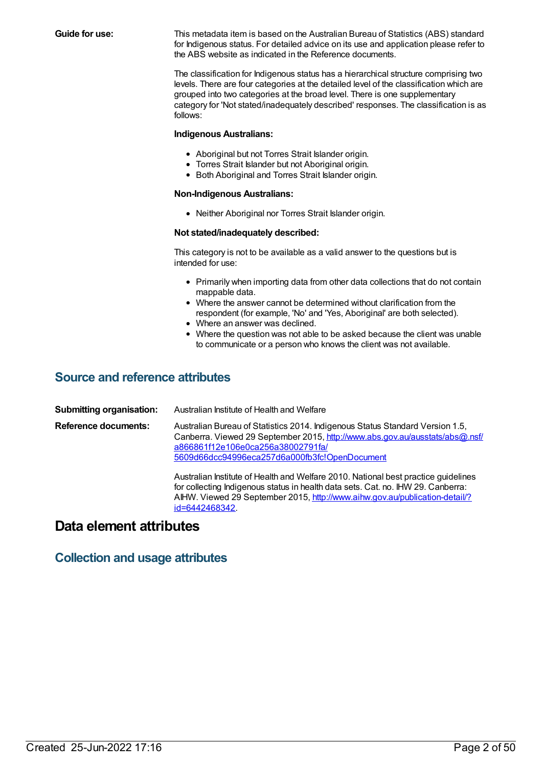**Guide for use:**

This metadata item is based on the Australian Bureau of Statistics (ABS) standard for Indigenous status. For detailed advice on its use and application please refer to the ABS website as indicated in the Reference documents.

The classification for Indigenous status has a hierarchical structure comprising two levels. There are four categories at the detailed level of the classification which are grouped into two categories at the broad level. There is one supplementary category for 'Not stated/inadequately described' responses. The classification is as follows:

**Indigenous Australians:**

- Aboriginal but not Torres Strait Islander origin.
- Torres Strait Islander but not Aboriginal origin.
- Both Aboriginal and Torres Strait Islander origin.

**Non-Indigenous Australians:**

- Neither Aboriginal nor Torres Strait Islander origin.

**Not stated/inadequately described:**

This category is not to be available as a valid answer to the questions but is intended for use:

- Primarily when importing data from other data collections that do not contain mappable data.
- Where the answer cannot be determined without clarification from the respondent (for example, 'No' and 'Yes, Aboriginal' are both selected).
- Where an answer was declined.
- Where the question was not able to be asked because the client was unable to communicate or a person who knows the client was not available.

## Source and reference attributes

**Submitting organisation:** Australian Institute of Health and Welfare

**Reference documents:**

Australian Bureau of Statistics 2014. Indigenous Status Standard Version 1.5, Canberra. Viewed 29 September 2015, http://www.abs.gov.au/ausstats/abs@.nsf/a866861f12e106e0ca256a38002791fa/5609d66dcc94996eca257d6a000fb3fc!OpenDocument

Australian Institute of Health and Welfare 2010. National best practice guidelines for collecting Indigenous status in health data sets. Cat. no. IHW 29. Canberra: AIHW. Viewed 29 September 2015, http://www.aihw.gov.au/publication-detail/?id=6442468342.

# Data element attributes

## Collection and usage attributes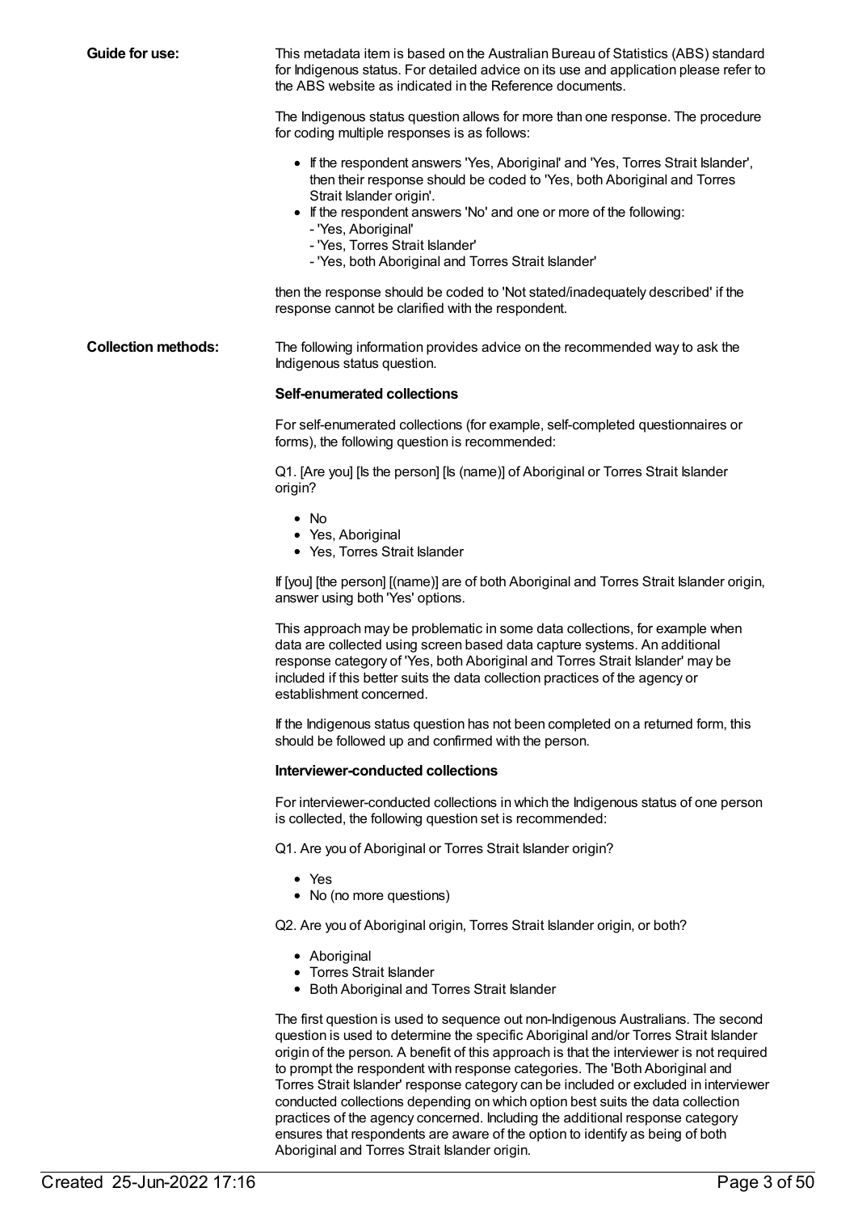**Guide for use:**

This metadata item is based on the Australian Bureau of Statistics (ABS) standard for Indigenous status. For detailed advice on its use and application please refer to the ABS website as indicated in the Reference documents.

The Indigenous status question allows for more than one response. The procedure for coding multiple responses is as follows:

- If the respondent answers 'Yes, Aboriginal' and 'Yes, Torres Strait Islander', then their response should be coded to 'Yes, both Aboriginal and Torres Strait Islander origin'.
- If the respondent answers 'No' and one or more of the following:
  - 'Yes, Aboriginal'
  - 'Yes, Torres Strait Islander'
  - 'Yes, both Aboriginal and Torres Strait Islander'

then the response should be coded to 'Not stated/inadequately described' if the response cannot be clarified with the respondent.

**Collection methods:**

The following information provides advice on the recommended way to ask the Indigenous status question.

**Self-enumerated collections**

For self-enumerated collections (for example, self-completed questionnaires or forms), the following question is recommended:

Q1. [Are you] [Is the person] [Is (name)] of Aboriginal or Torres Strait Islander origin?

- No
- Yes, Aboriginal
- Yes, Torres Strait Islander

If [you] [the person] [(name)] are of both Aboriginal and Torres Strait Islander origin, answer using both 'Yes' options.

This approach may be problematic in some data collections, for example when data are collected using screen based data capture systems. An additional response category of 'Yes, both Aboriginal and Torres Strait Islander' may be included if this better suits the data collection practices of the agency or establishment concerned.

If the Indigenous status question has not been completed on a returned form, this should be followed up and confirmed with the person.

**Interviewer-conducted collections**

For interviewer-conducted collections in which the Indigenous status of one person is collected, the following question set is recommended:

Q1. Are you of Aboriginal or Torres Strait Islander origin?

- Yes
- No (no more questions)

Q2. Are you of Aboriginal origin, Torres Strait Islander origin, or both?

- Aboriginal
- Torres Strait Islander
- Both Aboriginal and Torres Strait Islander

The first question is used to sequence out non-Indigenous Australians. The second question is used to determine the specific Aboriginal and/or Torres Strait Islander origin of the person. A benefit of this approach is that the interviewer is not required to prompt the respondent with response categories. The 'Both Aboriginal and Torres Strait Islander' response category can be included or excluded in interviewer conducted collections depending on which option best suits the data collection practices of the agency concerned. Including the additional response category ensures that respondents are aware of the option to identify as being of both Aboriginal and Torres Strait Islander origin.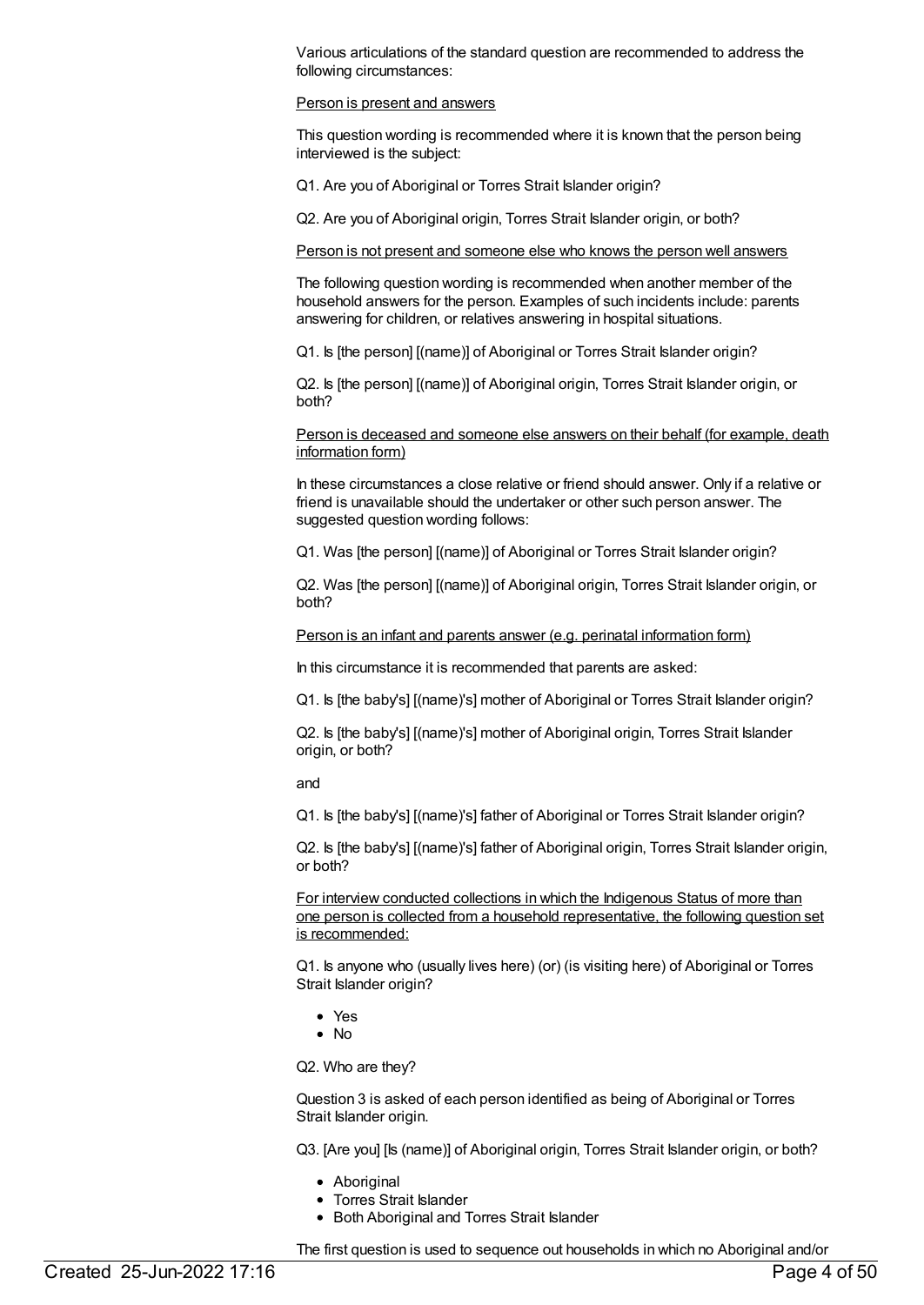Various articulations of the standard question are recommended to address the following circumstances:

Person is present and answers

This question wording is recommended where it is known that the person being interviewed is the subject:

Q1. Are you of Aboriginal or Torres Strait Islander origin?

Q2. Are you of Aboriginal origin, Torres Strait Islander origin, or both?

Person is not present and someone else who knows the person well answers

The following question wording is recommended when another member of the household answers for the person. Examples of such incidents include: parents answering for children, or relatives answering in hospital situations.

Q1. Is [the person] [(name)] of Aboriginal or Torres Strait Islander origin?

Q2. Is [the person] [(name)] of Aboriginal origin, Torres Strait Islander origin, or both?

Person is deceased and someone else answers on their behalf (for example, death information form)

In these circumstances a close relative or friend should answer. Only if a relative or friend is unavailable should the undertaker or other such person answer. The suggested question wording follows:

Q1. Was [the person] [(name)] of Aboriginal or Torres Strait Islander origin?

Q2. Was [the person] [(name)] of Aboriginal origin, Torres Strait Islander origin, or both?

Person is an infant and parents answer (e.g. perinatal information form)

In this circumstance it is recommended that parents are asked:

Q1. Is [the baby's] [(name)'s] mother of Aboriginal or Torres Strait Islander origin?

Q2. Is [the baby's] [(name)'s] mother of Aboriginal origin, Torres Strait Islander origin, or both?

and

Q1. Is [the baby's] [(name)'s] father of Aboriginal or Torres Strait Islander origin?

Q2. Is [the baby's] [(name)'s] father of Aboriginal origin, Torres Strait Islander origin, or both?

For interview conducted collections in which the Indigenous Status of more than one person is collected from a household representative, the following question set is recommended:

Q1. Is anyone who (usually lives here) (or) (is visiting here) of Aboriginal or Torres Strait Islander origin?

- Yes
- No

Q2. Who are they?

Question 3 is asked of each person identified as being of Aboriginal or Torres Strait Islander origin.

Q3. [Are you] [Is (name)] of Aboriginal origin, Torres Strait Islander origin, or both?

- Aboriginal
- Torres Strait Islander
- Both Aboriginal and Torres Strait Islander

The first question is used to sequence out households in which no Aboriginal and/or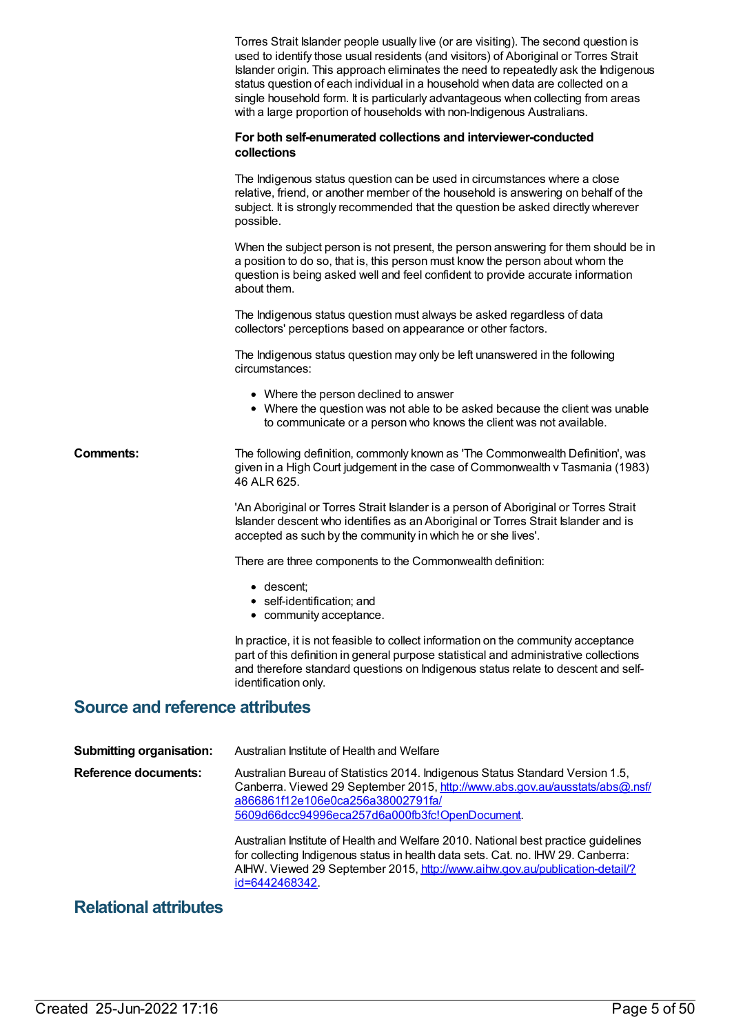Torres Strait Islander people usually live (or are visiting). The second question is used to identify those usual residents (and visitors) of Aboriginal or Torres Strait Islander origin. This approach eliminates the need to repeatedly ask the Indigenous status question of each individual in a household when data are collected on a single household form. It is particularly advantageous when collecting from areas with a large proportion of households with non-Indigenous Australians.

**For both self-enumerated collections and interviewer-conducted collections**

The Indigenous status question can be used in circumstances where a close relative, friend, or another member of the household is answering on behalf of the subject. It is strongly recommended that the question be asked directly wherever possible.

When the subject person is not present, the person answering for them should be in a position to do so, that is, this person must know the person about whom the question is being asked well and feel confident to provide accurate information about them.

The Indigenous status question must always be asked regardless of data collectors' perceptions based on appearance or other factors.

The Indigenous status question may only be left unanswered in the following circumstances:

- Where the person declined to answer
- Where the question was not able to be asked because the client was unable to communicate or a person who knows the client was not available.

**Comments:** The following definition, commonly known as 'The Commonwealth Definition', was given in a High Court judgement in the case of Commonwealth v Tasmania (1983) 46 ALR 625.

'An Aboriginal or Torres Strait Islander is a person of Aboriginal or Torres Strait Islander descent who identifies as an Aboriginal or Torres Strait Islander and is accepted as such by the community in which he or she lives'.

There are three components to the Commonwealth definition:

- descent;
- self-identification; and
- community acceptance.

In practice, it is not feasible to collect information on the community acceptance part of this definition in general purpose statistical and administrative collections and therefore standard questions on Indigenous status relate to descent and self-identification only.

## Source and reference attributes

**Submitting organisation:** Australian Institute of Health and Welfare

**Reference documents:** Australian Bureau of Statistics 2014. Indigenous Status Standard Version 1.5, Canberra. Viewed 29 September 2015, http://www.abs.gov.au/ausstats/abs@.nsf/a866861f12e106e0ca256a38002791fa/5609d66dcc94996eca257d6a000fb3fc!OpenDocument.

Australian Institute of Health and Welfare 2010. National best practice guidelines for collecting Indigenous status in health data sets. Cat. no. IHW 29. Canberra: AIHW. Viewed 29 September 2015, http://www.aihw.gov.au/publication-detail/?id=6442468342.

## Relational attributes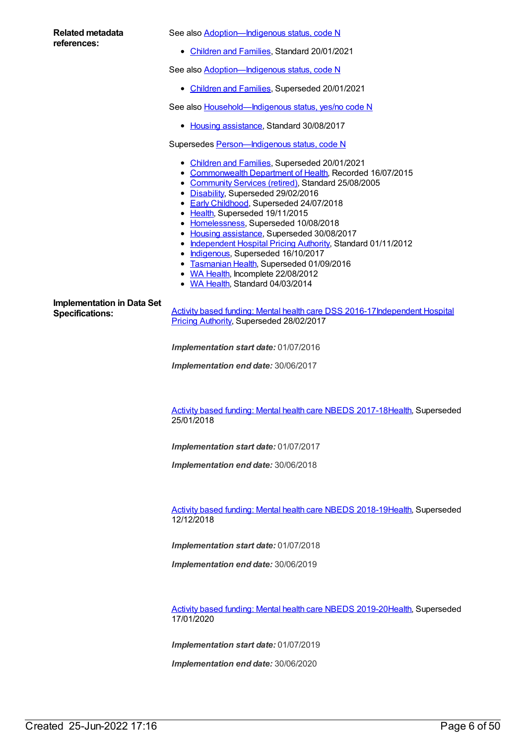**Related metadata references:**

See also Adoption—Indigenous status, code N

- Children and Families, Standard 20/01/2021

See also Adoption—Indigenous status, code N

- Children and Families, Superseded 20/01/2021

See also Household—Indigenous status, yes/no code N

- Housing assistance, Standard 30/08/2017

Supersedes Person—Indigenous status, code N

- Children and Families, Superseded 20/01/2021
- Commonwealth Department of Health, Recorded 16/07/2015
- Community Services (retired), Standard 25/08/2005
- Disability, Superseded 29/02/2016
- Early Childhood, Superseded 24/07/2018
- Health, Superseded 19/11/2015
- Homelessness, Superseded 10/08/2018
- Housing assistance, Superseded 30/08/2017
- Independent Hospital Pricing Authority, Standard 01/11/2012
- Indigenous, Superseded 16/10/2017
- Tasmanian Health, Superseded 01/09/2016
- WA Health, Incomplete 22/08/2012
- WA Health, Standard 04/03/2014

**Implementation in Data Set Specifications:**

Activity based funding: Mental health care DSS 2016-17Independent Hospital Pricing Authority, Superseded 28/02/2017

***Implementation start date:*** 01/07/2016

***Implementation end date:*** 30/06/2017

Activity based funding: Mental health care NBEDS 2017-18Health, Superseded 25/01/2018

***Implementation start date:*** 01/07/2017

***Implementation end date:*** 30/06/2018

Activity based funding: Mental health care NBEDS 2018-19Health, Superseded 12/12/2018

***Implementation start date:*** 01/07/2018

***Implementation end date:*** 30/06/2019

Activity based funding: Mental health care NBEDS 2019-20Health, Superseded 17/01/2020

***Implementation start date:*** 01/07/2019

***Implementation end date:*** 30/06/2020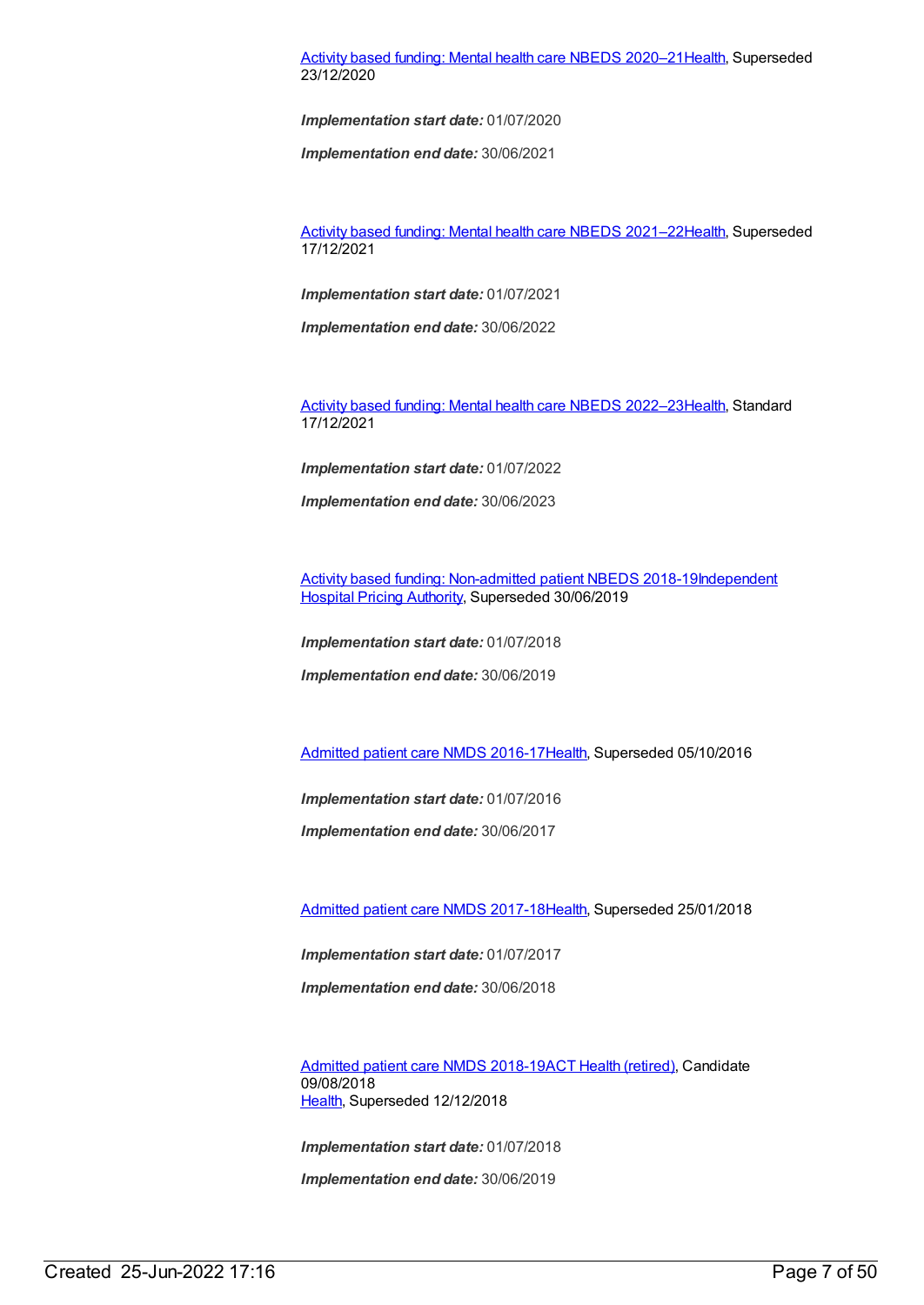Activity based funding: Mental health care NBEDS 2020–21Health, Superseded 23/12/2020

***Implementation start date:*** 01/07/2020

***Implementation end date:*** 30/06/2021

Activity based funding: Mental health care NBEDS 2021–22Health, Superseded 17/12/2021

***Implementation start date:*** 01/07/2021

***Implementation end date:*** 30/06/2022

Activity based funding: Mental health care NBEDS 2022–23Health, Standard 17/12/2021

***Implementation start date:*** 01/07/2022

***Implementation end date:*** 30/06/2023

Activity based funding: Non-admitted patient NBEDS 2018-19Independent Hospital Pricing Authority, Superseded 30/06/2019

***Implementation start date:*** 01/07/2018

***Implementation end date:*** 30/06/2019

Admitted patient care NMDS 2016-17Health, Superseded 05/10/2016

***Implementation start date:*** 01/07/2016

***Implementation end date:*** 30/06/2017

Admitted patient care NMDS 2017-18Health, Superseded 25/01/2018

***Implementation start date:*** 01/07/2017

***Implementation end date:*** 30/06/2018

Admitted patient care NMDS 2018-19ACT Health (retired), Candidate 09/08/2018
Health, Superseded 12/12/2018

***Implementation start date:*** 01/07/2018

***Implementation end date:*** 30/06/2019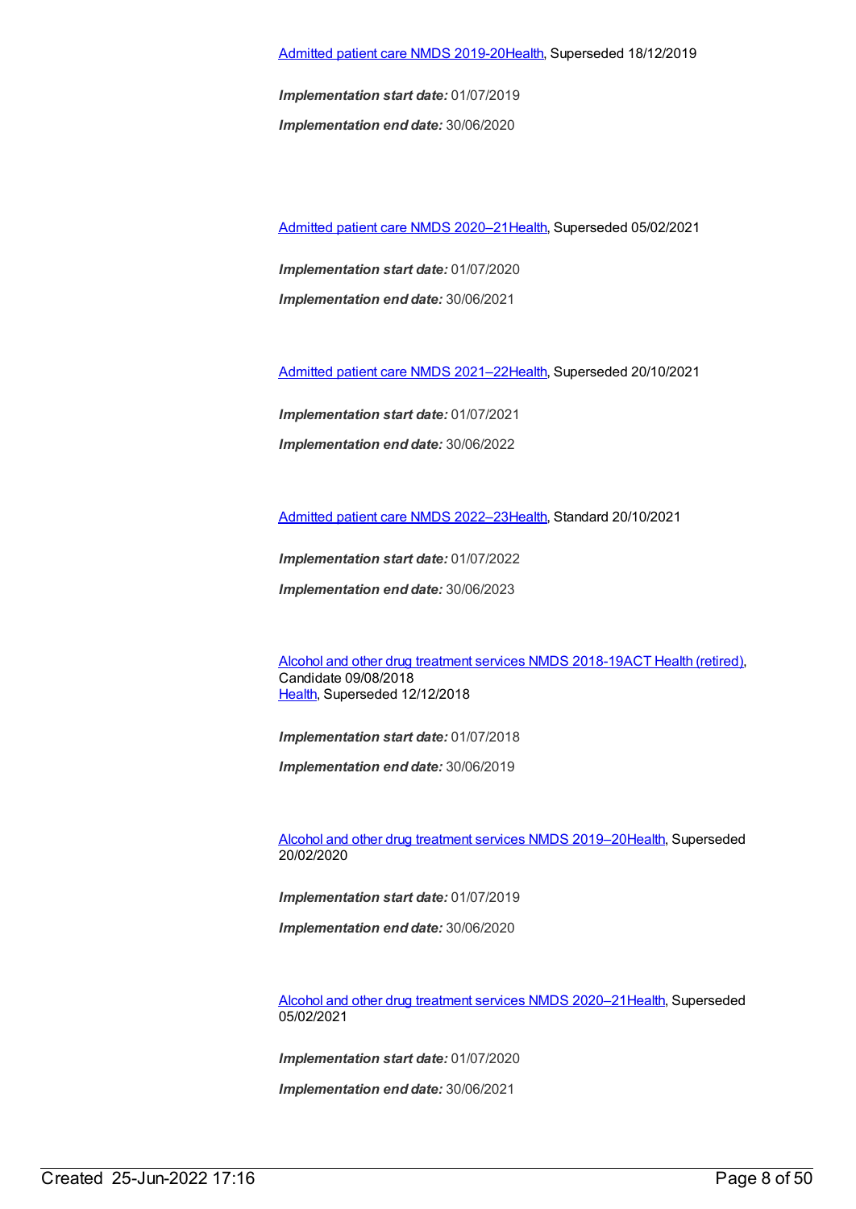Admitted patient care NMDS 2019-20Health, Superseded 18/12/2019

***Implementation start date:*** 01/07/2019

***Implementation end date:*** 30/06/2020

Admitted patient care NMDS 2020–21Health, Superseded 05/02/2021

***Implementation start date:*** 01/07/2020

***Implementation end date:*** 30/06/2021

Admitted patient care NMDS 2021–22Health, Superseded 20/10/2021

***Implementation start date:*** 01/07/2021

***Implementation end date:*** 30/06/2022

Admitted patient care NMDS 2022–23Health, Standard 20/10/2021

***Implementation start date:*** 01/07/2022

***Implementation end date:*** 30/06/2023

Alcohol and other drug treatment services NMDS 2018-19ACT Health (retired), Candidate 09/08/2018
Health, Superseded 12/12/2018

***Implementation start date:*** 01/07/2018

***Implementation end date:*** 30/06/2019

Alcohol and other drug treatment services NMDS 2019–20Health, Superseded 20/02/2020

***Implementation start date:*** 01/07/2019

***Implementation end date:*** 30/06/2020

Alcohol and other drug treatment services NMDS 2020–21Health, Superseded 05/02/2021

***Implementation start date:*** 01/07/2020

***Implementation end date:*** 30/06/2021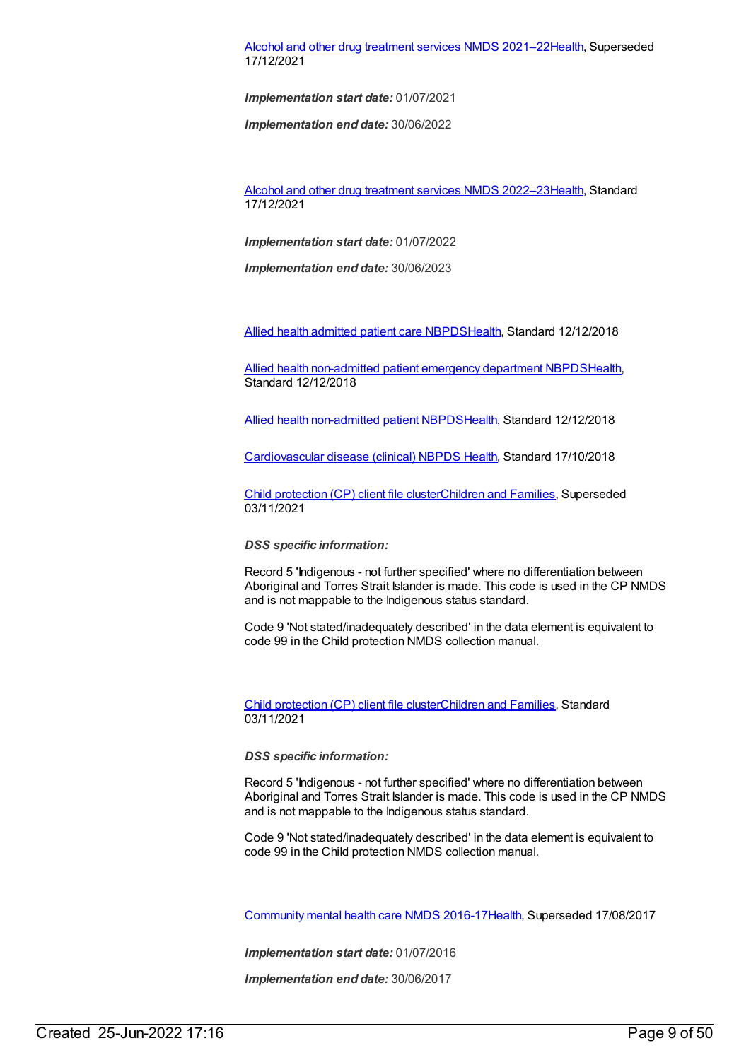[Alcohol and other drug treatment services NMDS 2021–22Health](), Superseded 17/12/2021

***Implementation start date:*** 01/07/2021

***Implementation end date:*** 30/06/2022

[Alcohol and other drug treatment services NMDS 2022–23Health](), Standard 17/12/2021

***Implementation start date:*** 01/07/2022

***Implementation end date:*** 30/06/2023

[Allied health admitted patient care NBPDSHealth](), Standard 12/12/2018

[Allied health non-admitted patient emergency department NBPDSHealth](), Standard 12/12/2018

[Allied health non-admitted patient NBPDSHealth](), Standard 12/12/2018

[Cardiovascular disease (clinical) NBPDS Health](), Standard 17/10/2018

[Child protection (CP) client file clusterChildren and Families](), Superseded 03/11/2021

***DSS specific information:***

Record 5 'Indigenous - not further specified' where no differentiation between Aboriginal and Torres Strait Islander is made. This code is used in the CP NMDS and is not mappable to the Indigenous status standard.

Code 9 'Not stated/inadequately described' in the data element is equivalent to code 99 in the Child protection NMDS collection manual.

[Child protection (CP) client file clusterChildren and Families](), Standard 03/11/2021

***DSS specific information:***

Record 5 'Indigenous - not further specified' where no differentiation between Aboriginal and Torres Strait Islander is made. This code is used in the CP NMDS and is not mappable to the Indigenous status standard.

Code 9 'Not stated/inadequately described' in the data element is equivalent to code 99 in the Child protection NMDS collection manual.

[Community mental health care NMDS 2016-17Health](), Superseded 17/08/2017

***Implementation start date:*** 01/07/2016

***Implementation end date:*** 30/06/2017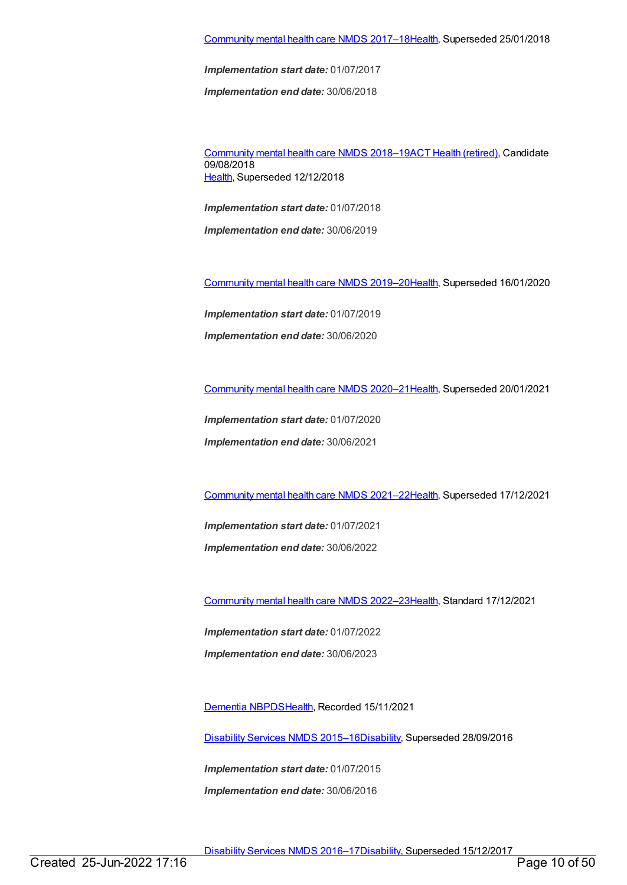Community mental health care NMDS 2017–18Health, Superseded 25/01/2018

***Implementation start date:*** 01/07/2017

***Implementation end date:*** 30/06/2018

Community mental health care NMDS 2018–19ACT Health (retired), Candidate 09/08/2018
Health, Superseded 12/12/2018

***Implementation start date:*** 01/07/2018

***Implementation end date:*** 30/06/2019

Community mental health care NMDS 2019–20Health, Superseded 16/01/2020

***Implementation start date:*** 01/07/2019

***Implementation end date:*** 30/06/2020

Community mental health care NMDS 2020–21Health, Superseded 20/01/2021

***Implementation start date:*** 01/07/2020

***Implementation end date:*** 30/06/2021

Community mental health care NMDS 2021–22Health, Superseded 17/12/2021

***Implementation start date:*** 01/07/2021

***Implementation end date:*** 30/06/2022

Community mental health care NMDS 2022–23Health, Standard 17/12/2021

***Implementation start date:*** 01/07/2022

***Implementation end date:*** 30/06/2023

Dementia NBPDSHealth, Recorded 15/11/2021

Disability Services NMDS 2015–16Disability, Superseded 28/09/2016

***Implementation start date:*** 01/07/2015

***Implementation end date:*** 30/06/2016

Disability Services NMDS 2016–17Disability, Superseded 15/12/2017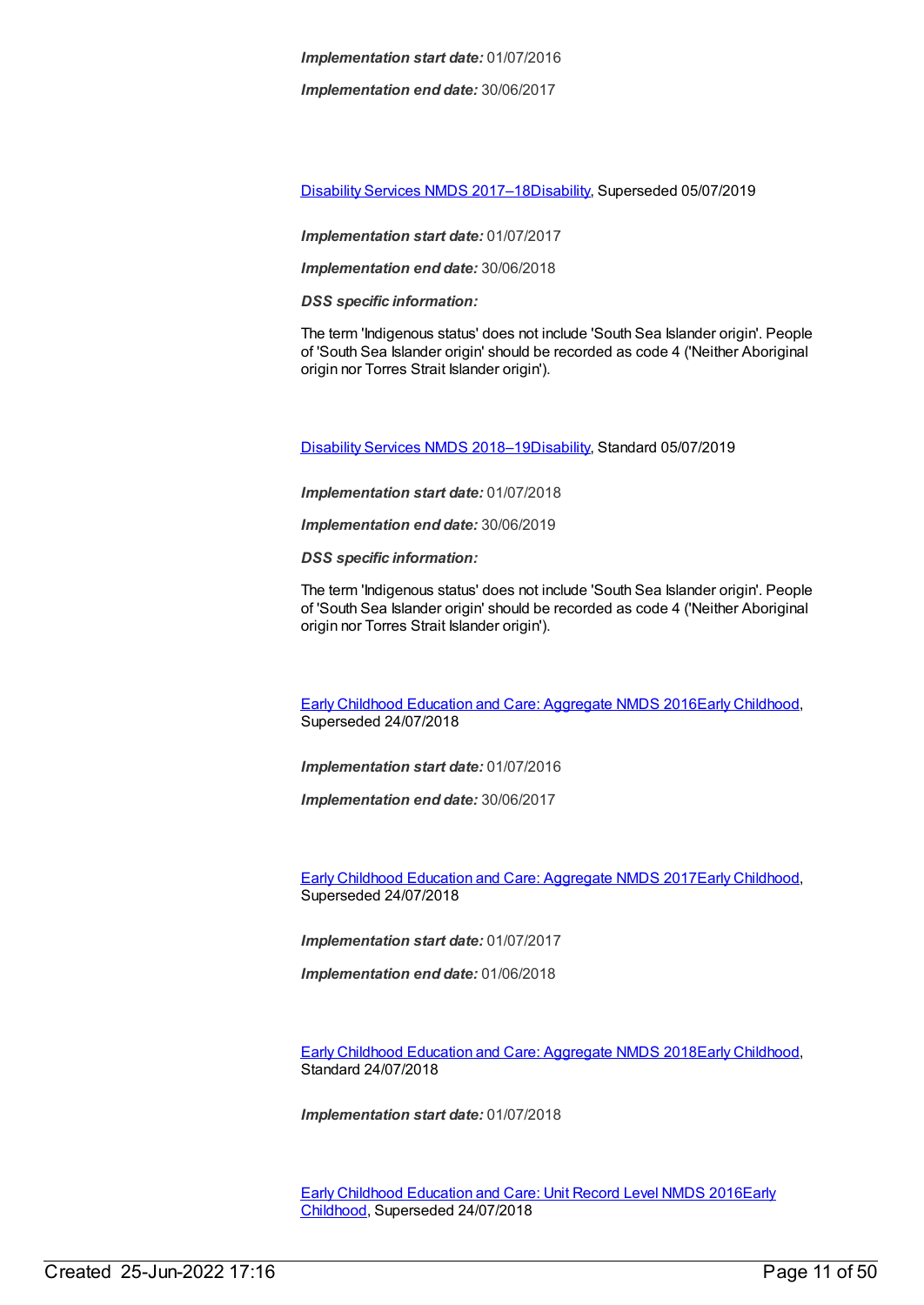***Implementation start date:*** 01/07/2016

***Implementation end date:*** 30/06/2017

Disability Services NMDS 2017–18Disability, Superseded 05/07/2019

***Implementation start date:*** 01/07/2017

***Implementation end date:*** 30/06/2018

***DSS specific information:***

The term 'Indigenous status' does not include 'South Sea Islander origin'. People of 'South Sea Islander origin' should be recorded as code 4 ('Neither Aboriginal origin nor Torres Strait Islander origin').

Disability Services NMDS 2018–19Disability, Standard 05/07/2019

***Implementation start date:*** 01/07/2018

***Implementation end date:*** 30/06/2019

***DSS specific information:***

The term 'Indigenous status' does not include 'South Sea Islander origin'. People of 'South Sea Islander origin' should be recorded as code 4 ('Neither Aboriginal origin nor Torres Strait Islander origin').

Early Childhood Education and Care: Aggregate NMDS 2016Early Childhood, Superseded 24/07/2018

***Implementation start date:*** 01/07/2016

***Implementation end date:*** 30/06/2017

Early Childhood Education and Care: Aggregate NMDS 2017Early Childhood, Superseded 24/07/2018

***Implementation start date:*** 01/07/2017

***Implementation end date:*** 01/06/2018

Early Childhood Education and Care: Aggregate NMDS 2018Early Childhood, Standard 24/07/2018

***Implementation start date:*** 01/07/2018

Early Childhood Education and Care: Unit Record Level NMDS 2016Early Childhood, Superseded 24/07/2018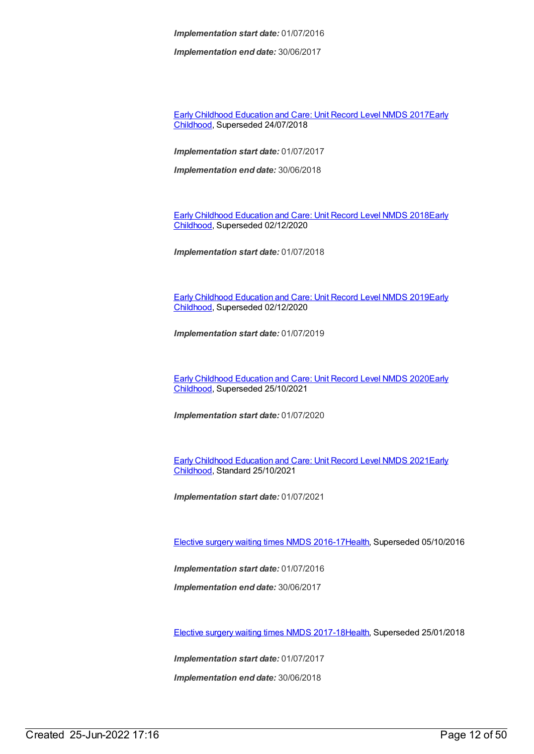***Implementation start date:*** 01/07/2016

***Implementation end date:*** 30/06/2017

Early Childhood Education and Care: Unit Record Level NMDS 2017Early Childhood, Superseded 24/07/2018

***Implementation start date:*** 01/07/2017

***Implementation end date:*** 30/06/2018

Early Childhood Education and Care: Unit Record Level NMDS 2018Early Childhood, Superseded 02/12/2020

***Implementation start date:*** 01/07/2018

Early Childhood Education and Care: Unit Record Level NMDS 2019Early Childhood, Superseded 02/12/2020

***Implementation start date:*** 01/07/2019

Early Childhood Education and Care: Unit Record Level NMDS 2020Early Childhood, Superseded 25/10/2021

***Implementation start date:*** 01/07/2020

Early Childhood Education and Care: Unit Record Level NMDS 2021Early Childhood, Standard 25/10/2021

***Implementation start date:*** 01/07/2021

Elective surgery waiting times NMDS 2016-17Health, Superseded 05/10/2016

***Implementation start date:*** 01/07/2016

***Implementation end date:*** 30/06/2017

Elective surgery waiting times NMDS 2017-18Health, Superseded 25/01/2018

***Implementation start date:*** 01/07/2017

***Implementation end date:*** 30/06/2018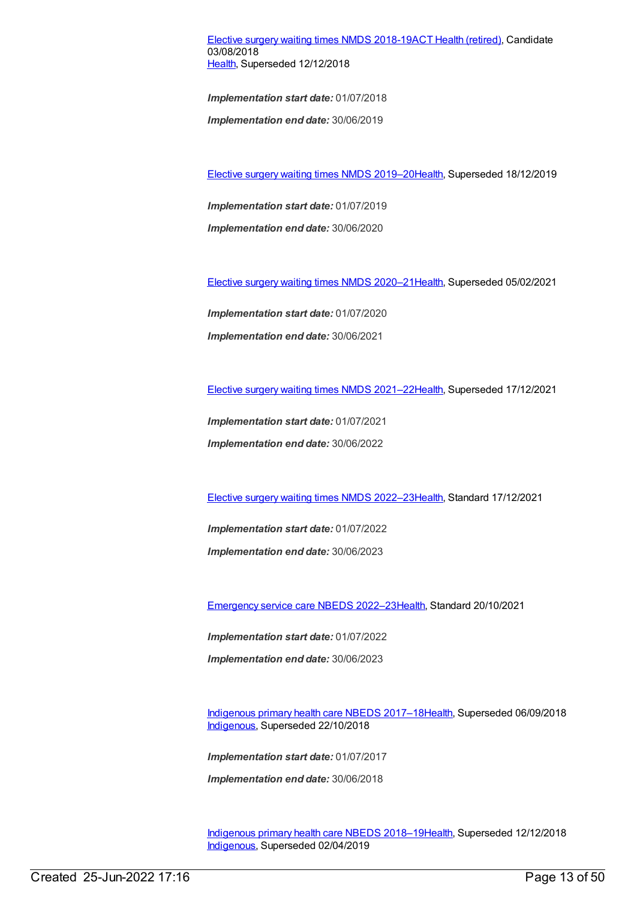Elective surgery waiting times NMDS 2018-19ACT Health (retired), Candidate 03/08/2018
Health, Superseded 12/12/2018

***Implementation start date:*** 01/07/2018

***Implementation end date:*** 30/06/2019

Elective surgery waiting times NMDS 2019–20Health, Superseded 18/12/2019

***Implementation start date:*** 01/07/2019

***Implementation end date:*** 30/06/2020

Elective surgery waiting times NMDS 2020–21Health, Superseded 05/02/2021

***Implementation start date:*** 01/07/2020

***Implementation end date:*** 30/06/2021

Elective surgery waiting times NMDS 2021–22Health, Superseded 17/12/2021

***Implementation start date:*** 01/07/2021

***Implementation end date:*** 30/06/2022

Elective surgery waiting times NMDS 2022–23Health, Standard 17/12/2021

***Implementation start date:*** 01/07/2022

***Implementation end date:*** 30/06/2023

Emergency service care NBEDS 2022–23Health, Standard 20/10/2021

***Implementation start date:*** 01/07/2022

***Implementation end date:*** 30/06/2023

Indigenous primary health care NBEDS 2017–18Health, Superseded 06/09/2018
Indigenous, Superseded 22/10/2018

***Implementation start date:*** 01/07/2017

***Implementation end date:*** 30/06/2018

Indigenous primary health care NBEDS 2018–19Health, Superseded 12/12/2018
Indigenous, Superseded 02/04/2019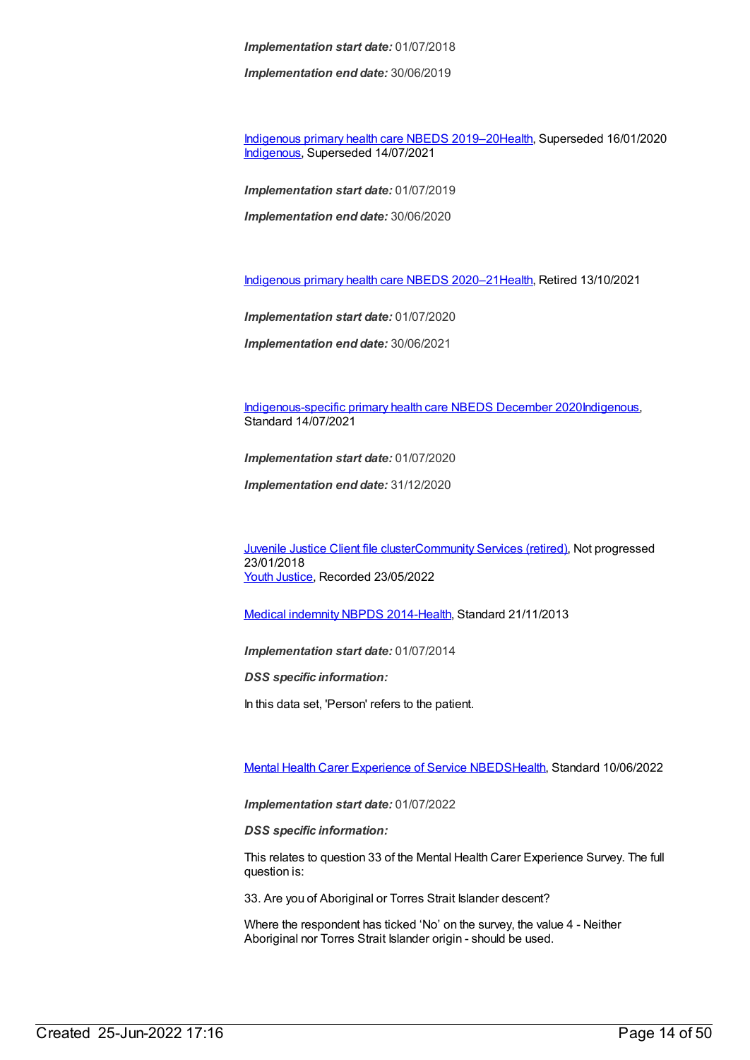***Implementation start date:*** 01/07/2018

***Implementation end date:*** 30/06/2019

Indigenous primary health care NBEDS 2019–20Health, Superseded 16/01/2020
Indigenous, Superseded 14/07/2021

***Implementation start date:*** 01/07/2019

***Implementation end date:*** 30/06/2020

Indigenous primary health care NBEDS 2020–21Health, Retired 13/10/2021

***Implementation start date:*** 01/07/2020

***Implementation end date:*** 30/06/2021

Indigenous-specific primary health care NBEDS December 2020Indigenous, Standard 14/07/2021

***Implementation start date:*** 01/07/2020

***Implementation end date:*** 31/12/2020

Juvenile Justice Client file clusterCommunity Services (retired), Not progressed 23/01/2018
Youth Justice, Recorded 23/05/2022

Medical indemnity NBPDS 2014-Health, Standard 21/11/2013

***Implementation start date:*** 01/07/2014

***DSS specific information:***

In this data set, 'Person' refers to the patient.

Mental Health Carer Experience of Service NBEDSHealth, Standard 10/06/2022

***Implementation start date:*** 01/07/2022

***DSS specific information:***

This relates to question 33 of the Mental Health Carer Experience Survey. The full question is:

33. Are you of Aboriginal or Torres Strait Islander descent?

Where the respondent has ticked 'No' on the survey, the value 4 - Neither Aboriginal nor Torres Strait Islander origin - should be used.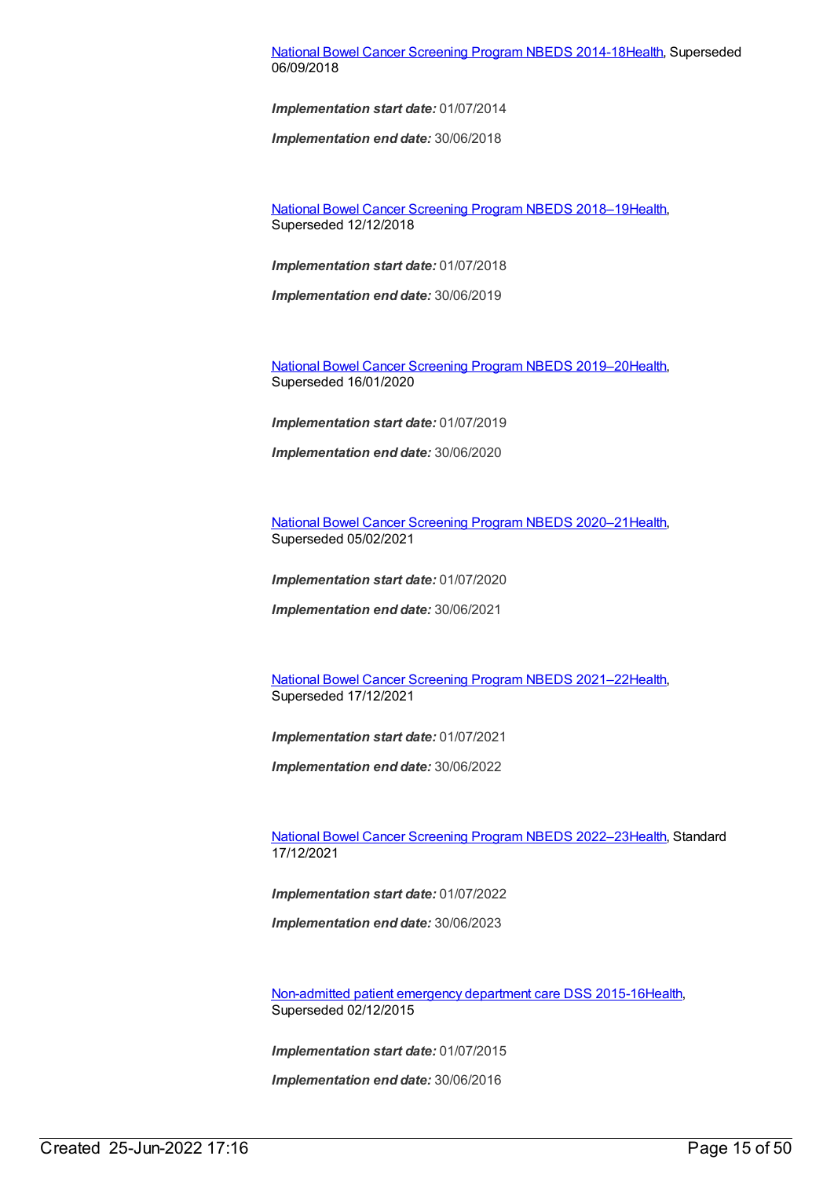[National Bowel Cancer Screening Program NBEDS 2014-18Health](), Superseded 06/09/2018

***Implementation start date:*** 01/07/2014

***Implementation end date:*** 30/06/2018

[National Bowel Cancer Screening Program NBEDS 2018–19Health](), Superseded 12/12/2018

***Implementation start date:*** 01/07/2018

***Implementation end date:*** 30/06/2019

[National Bowel Cancer Screening Program NBEDS 2019–20Health](), Superseded 16/01/2020

***Implementation start date:*** 01/07/2019

***Implementation end date:*** 30/06/2020

[National Bowel Cancer Screening Program NBEDS 2020–21Health](), Superseded 05/02/2021

***Implementation start date:*** 01/07/2020

***Implementation end date:*** 30/06/2021

[National Bowel Cancer Screening Program NBEDS 2021–22Health](), Superseded 17/12/2021

***Implementation start date:*** 01/07/2021

***Implementation end date:*** 30/06/2022

[National Bowel Cancer Screening Program NBEDS 2022–23Health](), Standard 17/12/2021

***Implementation start date:*** 01/07/2022

***Implementation end date:*** 30/06/2023

[Non-admitted patient emergency department care DSS 2015-16Health](), Superseded 02/12/2015

***Implementation start date:*** 01/07/2015

***Implementation end date:*** 30/06/2016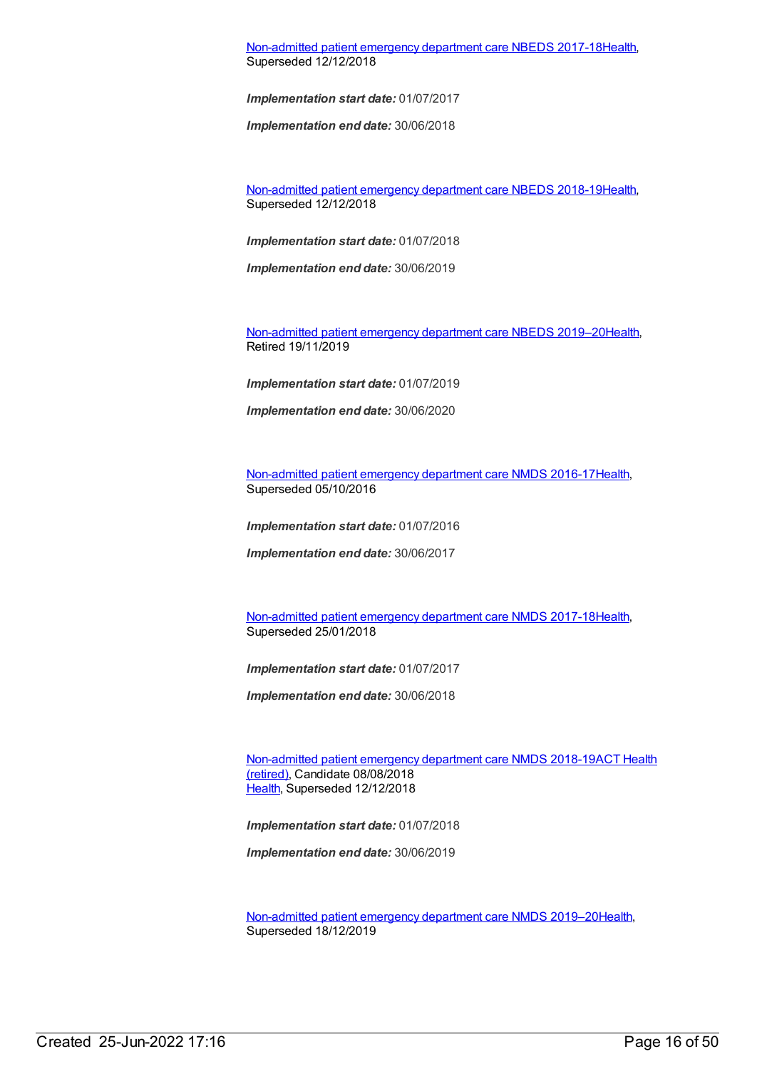Non-admitted patient emergency department care NBEDS 2017-18Health, Superseded 12/12/2018

***Implementation start date:*** 01/07/2017

***Implementation end date:*** 30/06/2018

Non-admitted patient emergency department care NBEDS 2018-19Health, Superseded 12/12/2018

***Implementation start date:*** 01/07/2018

***Implementation end date:*** 30/06/2019

Non-admitted patient emergency department care NBEDS 2019–20Health, Retired 19/11/2019

***Implementation start date:*** 01/07/2019

***Implementation end date:*** 30/06/2020

Non-admitted patient emergency department care NMDS 2016-17Health, Superseded 05/10/2016

***Implementation start date:*** 01/07/2016

***Implementation end date:*** 30/06/2017

Non-admitted patient emergency department care NMDS 2017-18Health, Superseded 25/01/2018

***Implementation start date:*** 01/07/2017

***Implementation end date:*** 30/06/2018

Non-admitted patient emergency department care NMDS 2018-19ACT Health (retired), Candidate 08/08/2018
Health, Superseded 12/12/2018

***Implementation start date:*** 01/07/2018

***Implementation end date:*** 30/06/2019

Non-admitted patient emergency department care NMDS 2019–20Health, Superseded 18/12/2019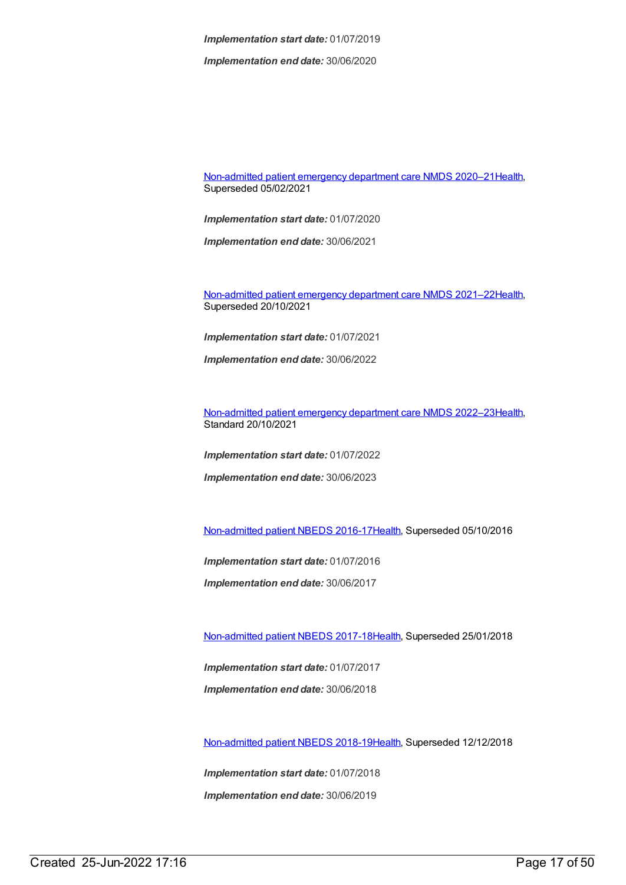***Implementation start date:*** 01/07/2019

***Implementation end date:*** 30/06/2020

Non-admitted patient emergency department care NMDS 2020–21Health, Superseded 05/02/2021

***Implementation start date:*** 01/07/2020

***Implementation end date:*** 30/06/2021

Non-admitted patient emergency department care NMDS 2021–22Health, Superseded 20/10/2021

***Implementation start date:*** 01/07/2021

***Implementation end date:*** 30/06/2022

Non-admitted patient emergency department care NMDS 2022–23Health, Standard 20/10/2021

***Implementation start date:*** 01/07/2022

***Implementation end date:*** 30/06/2023

Non-admitted patient NBEDS 2016-17Health, Superseded 05/10/2016

***Implementation start date:*** 01/07/2016

***Implementation end date:*** 30/06/2017

Non-admitted patient NBEDS 2017-18Health, Superseded 25/01/2018

***Implementation start date:*** 01/07/2017

***Implementation end date:*** 30/06/2018

Non-admitted patient NBEDS 2018-19Health, Superseded 12/12/2018

***Implementation start date:*** 01/07/2018

***Implementation end date:*** 30/06/2019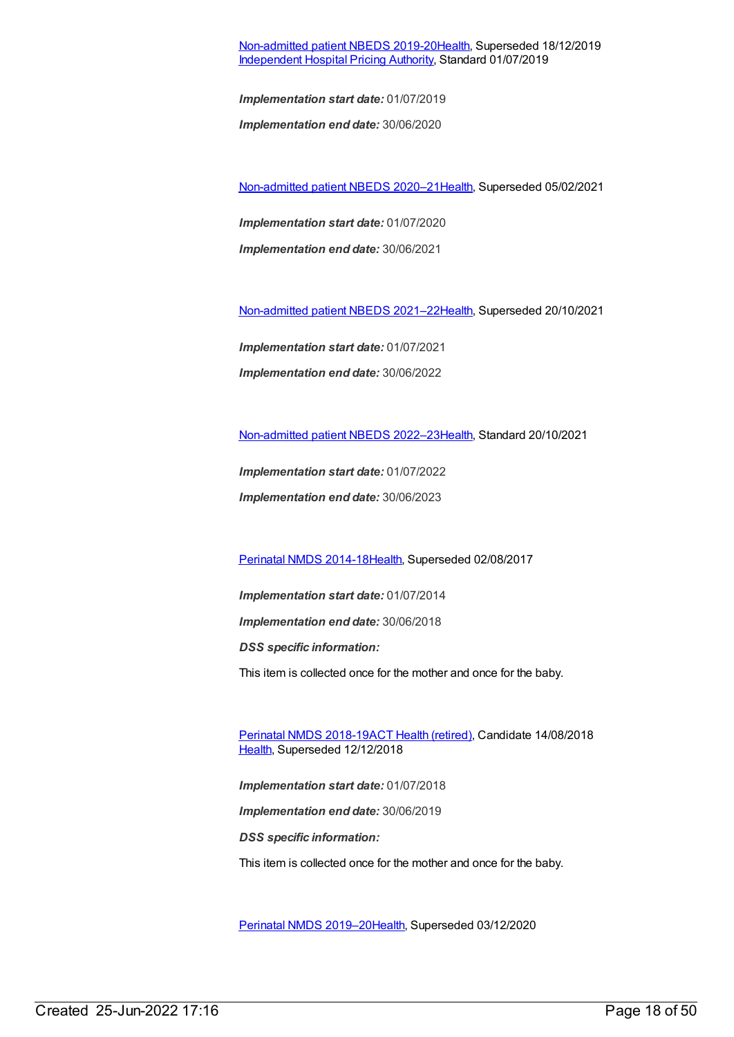Non-admitted patient NBEDS 2019-20Health, Superseded 18/12/2019
Independent Hospital Pricing Authority, Standard 01/07/2019

***Implementation start date:*** 01/07/2019

***Implementation end date:*** 30/06/2020

Non-admitted patient NBEDS 2020–21Health, Superseded 05/02/2021

***Implementation start date:*** 01/07/2020

***Implementation end date:*** 30/06/2021

Non-admitted patient NBEDS 2021–22Health, Superseded 20/10/2021

***Implementation start date:*** 01/07/2021

***Implementation end date:*** 30/06/2022

Non-admitted patient NBEDS 2022–23Health, Standard 20/10/2021

***Implementation start date:*** 01/07/2022

***Implementation end date:*** 30/06/2023

Perinatal NMDS 2014-18Health, Superseded 02/08/2017

***Implementation start date:*** 01/07/2014

***Implementation end date:*** 30/06/2018

***DSS specific information:***

This item is collected once for the mother and once for the baby.

Perinatal NMDS 2018-19ACT Health (retired), Candidate 14/08/2018
Health, Superseded 12/12/2018

***Implementation start date:*** 01/07/2018

***Implementation end date:*** 30/06/2019

***DSS specific information:***

This item is collected once for the mother and once for the baby.

Perinatal NMDS 2019–20Health, Superseded 03/12/2020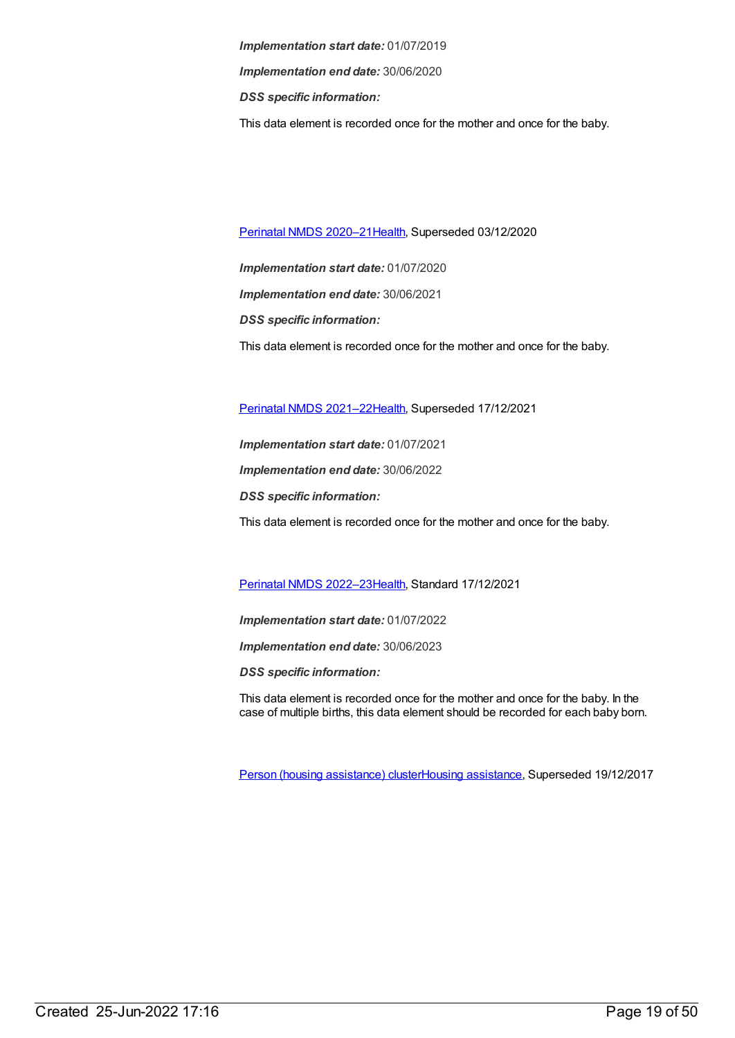***Implementation start date:*** 01/07/2019

***Implementation end date:*** 30/06/2020

***DSS specific information:***

This data element is recorded once for the mother and once for the baby.

[Perinatal NMDS 2020–21Health](), Superseded 03/12/2020

***Implementation start date:*** 01/07/2020

***Implementation end date:*** 30/06/2021

***DSS specific information:***

This data element is recorded once for the mother and once for the baby.

[Perinatal NMDS 2021–22Health](), Superseded 17/12/2021

***Implementation start date:*** 01/07/2021

***Implementation end date:*** 30/06/2022

***DSS specific information:***

This data element is recorded once for the mother and once for the baby.

[Perinatal NMDS 2022–23Health](), Standard 17/12/2021

***Implementation start date:*** 01/07/2022

***Implementation end date:*** 30/06/2023

***DSS specific information:***

This data element is recorded once for the mother and once for the baby. In the case of multiple births, this data element should be recorded for each baby born.

[Person (housing assistance) clusterHousing assistance](), Superseded 19/12/2017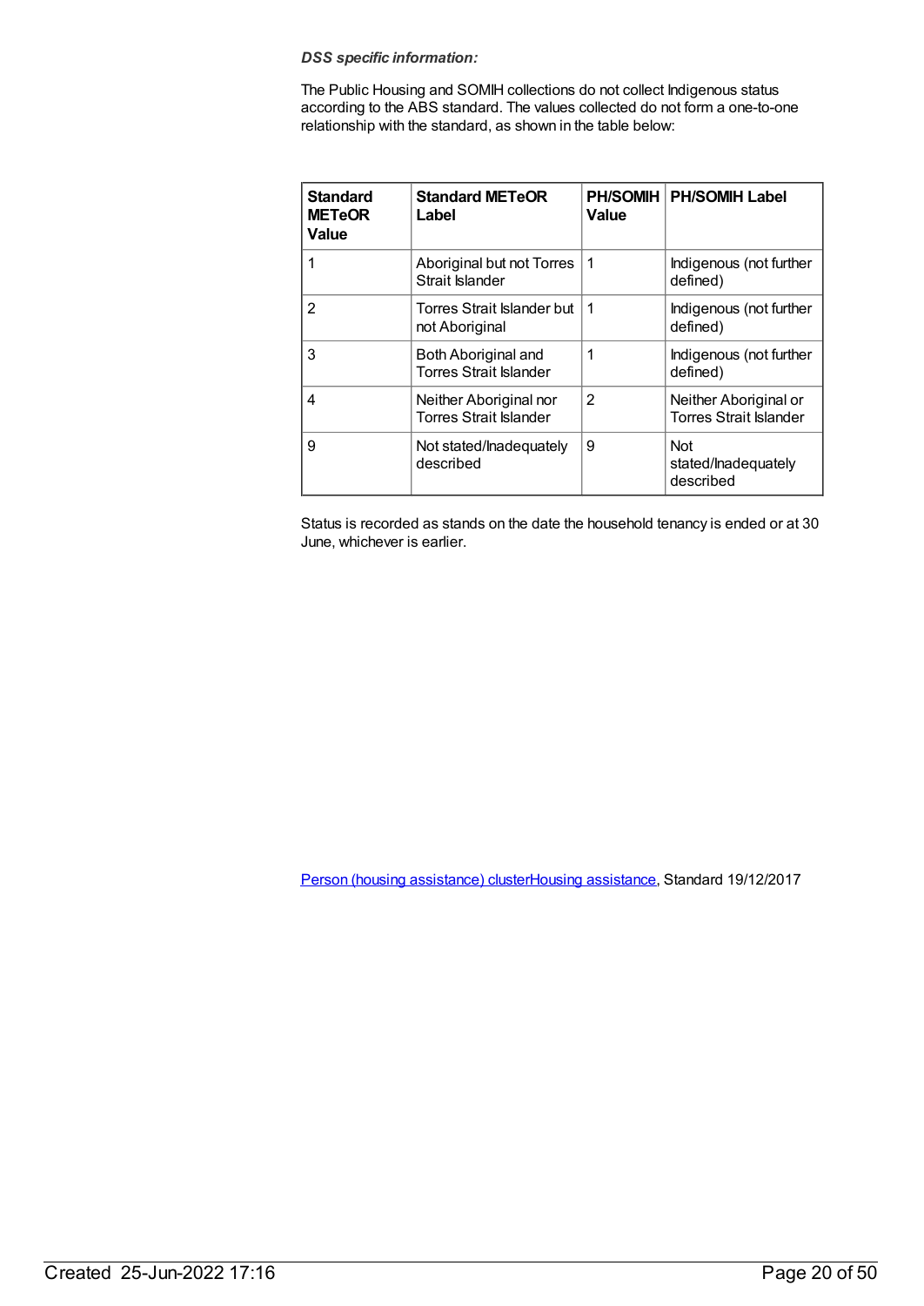***DSS specific information:***

The Public Housing and SOMIH collections do not collect Indigenous status according to the ABS standard. The values collected do not form a one-to-one relationship with the standard, as shown in the table below:

| Standard METeOR Value | Standard METeOR Label | PH/SOMIH Value | PH/SOMIH Label |
|---|---|---|---|
| 1 | Aboriginal but not Torres Strait Islander | 1 | Indigenous (not further defined) |
| 2 | Torres Strait Islander but not Aboriginal | 1 | Indigenous (not further defined) |
| 3 | Both Aboriginal and Torres Strait Islander | 1 | Indigenous (not further defined) |
| 4 | Neither Aboriginal nor Torres Strait Islander | 2 | Neither Aboriginal or Torres Strait Islander |
| 9 | Not stated/Inadequately described | 9 | Not stated/Inadequately described |

Status is recorded as stands on the date the household tenancy is ended or at 30 June, whichever is earlier.

[Person (housing assistance) clusterHousing assistance](), Standard 19/12/2017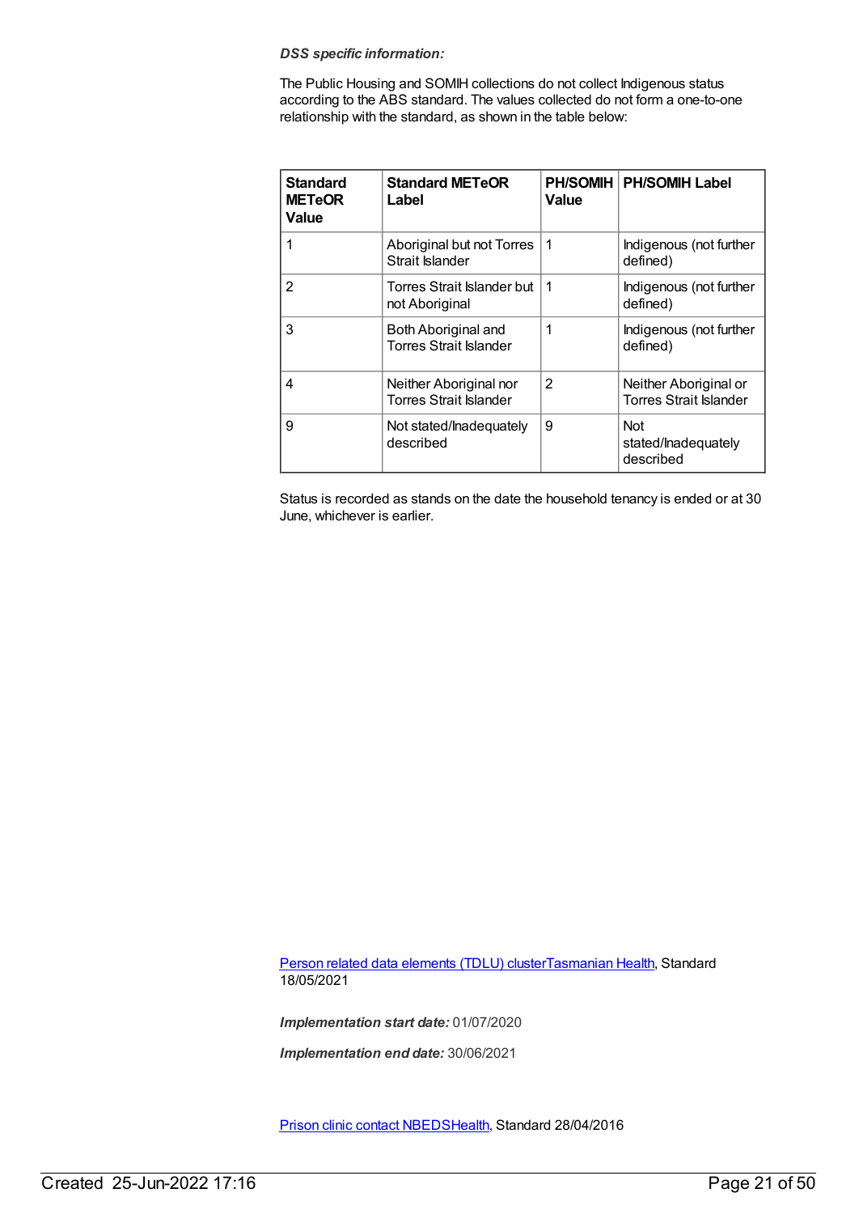***DSS specific information:***

The Public Housing and SOMIH collections do not collect Indigenous status according to the ABS standard. The values collected do not form a one-to-one relationship with the standard, as shown in the table below:

| Standard METeOR Value | Standard METeOR Label | PH/SOMIH Value | PH/SOMIH Label |
|---|---|---|---|
| 1 | Aboriginal but not Torres Strait Islander | 1 | Indigenous (not further defined) |
| 2 | Torres Strait Islander but not Aboriginal | 1 | Indigenous (not further defined) |
| 3 | Both Aboriginal and Torres Strait Islander | 1 | Indigenous (not further defined) |
| 4 | Neither Aboriginal nor Torres Strait Islander | 2 | Neither Aboriginal or Torres Strait Islander |
| 9 | Not stated/Inadequately described | 9 | Not stated/Inadequately described |

Status is recorded as stands on the date the household tenancy is ended or at 30 June, whichever is earlier.

[Person related data elements (TDLU) cluster](Tasmanian Health), Standard 18/05/2021

***Implementation start date:*** 01/07/2020

***Implementation end date:*** 30/06/2021

[Prison clinic contact NBEDS](Health), Standard 28/04/2016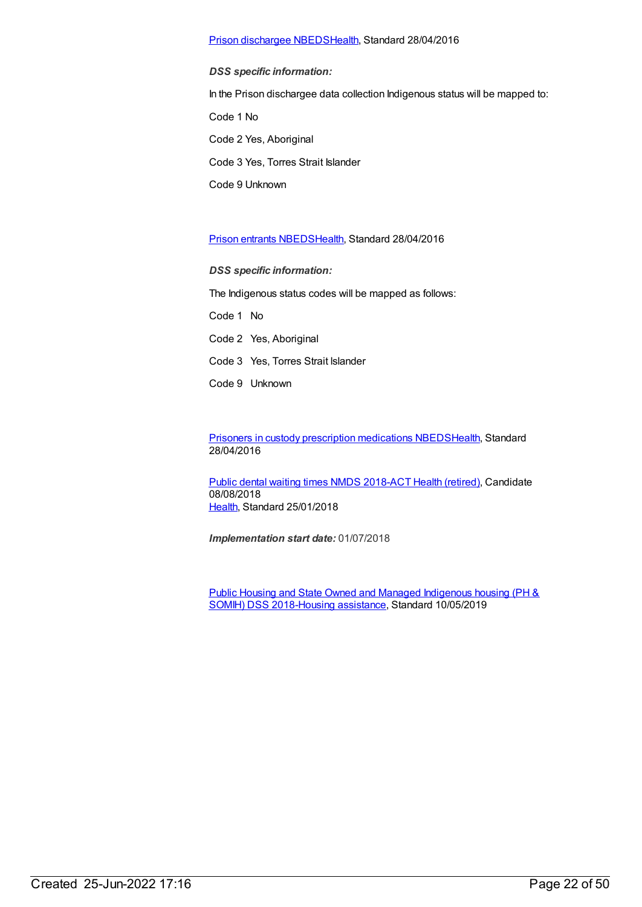Prison dischargee NBEDSHealth, Standard 28/04/2016

***DSS specific information:***

In the Prison dischargee data collection Indigenous status will be mapped to:

Code 1 No

Code 2 Yes, Aboriginal

Code 3 Yes, Torres Strait Islander

Code 9 Unknown

Prison entrants NBEDSHealth, Standard 28/04/2016

***DSS specific information:***

The Indigenous status codes will be mapped as follows:

Code 1 No

Code 2 Yes, Aboriginal

Code 3 Yes, Torres Strait Islander

Code 9 Unknown

Prisoners in custody prescription medications NBEDSHealth, Standard 28/04/2016

Public dental waiting times NMDS 2018-ACT Health (retired), Candidate 08/08/2018
Health, Standard 25/01/2018

***Implementation start date:*** 01/07/2018

Public Housing and State Owned and Managed Indigenous housing (PH & SOMIH) DSS 2018-Housing assistance, Standard 10/05/2019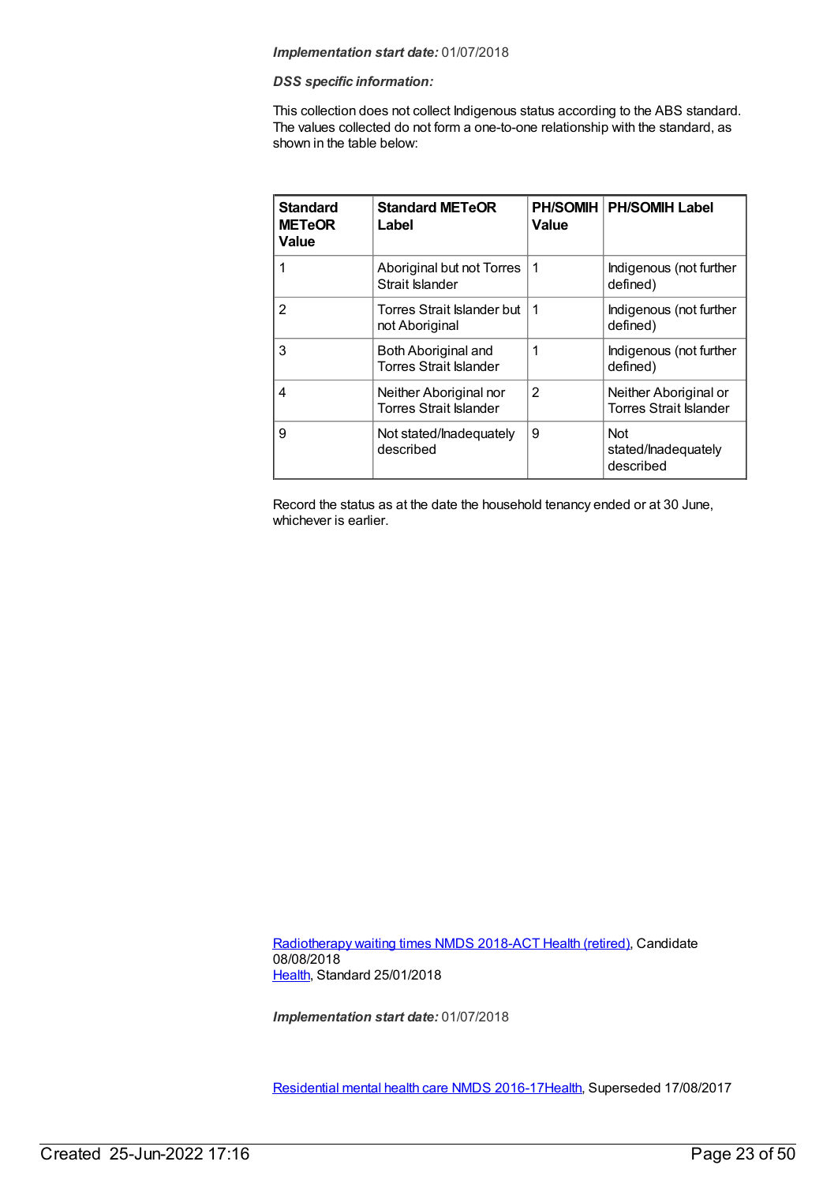***Implementation start date:*** 01/07/2018

***DSS specific information:***

This collection does not collect Indigenous status according to the ABS standard. The values collected do not form a one-to-one relationship with the standard, as shown in the table below:

| Standard METeOR Value | Standard METeOR Label | PH/SOMIH Value | PH/SOMIH Label |
|---|---|---|---|
| 1 | Aboriginal but not Torres Strait Islander | 1 | Indigenous (not further defined) |
| 2 | Torres Strait Islander but not Aboriginal | 1 | Indigenous (not further defined) |
| 3 | Both Aboriginal and Torres Strait Islander | 1 | Indigenous (not further defined) |
| 4 | Neither Aboriginal nor Torres Strait Islander | 2 | Neither Aboriginal or Torres Strait Islander |
| 9 | Not stated/Inadequately described | 9 | Not stated/Inadequately described |

Record the status as at the date the household tenancy ended or at 30 June, whichever is earlier.

Radiotherapy waiting times NMDS 2018-ACT Health (retired), Candidate 08/08/2018
Health, Standard 25/01/2018

***Implementation start date:*** 01/07/2018

Residential mental health care NMDS 2016-17Health, Superseded 17/08/2017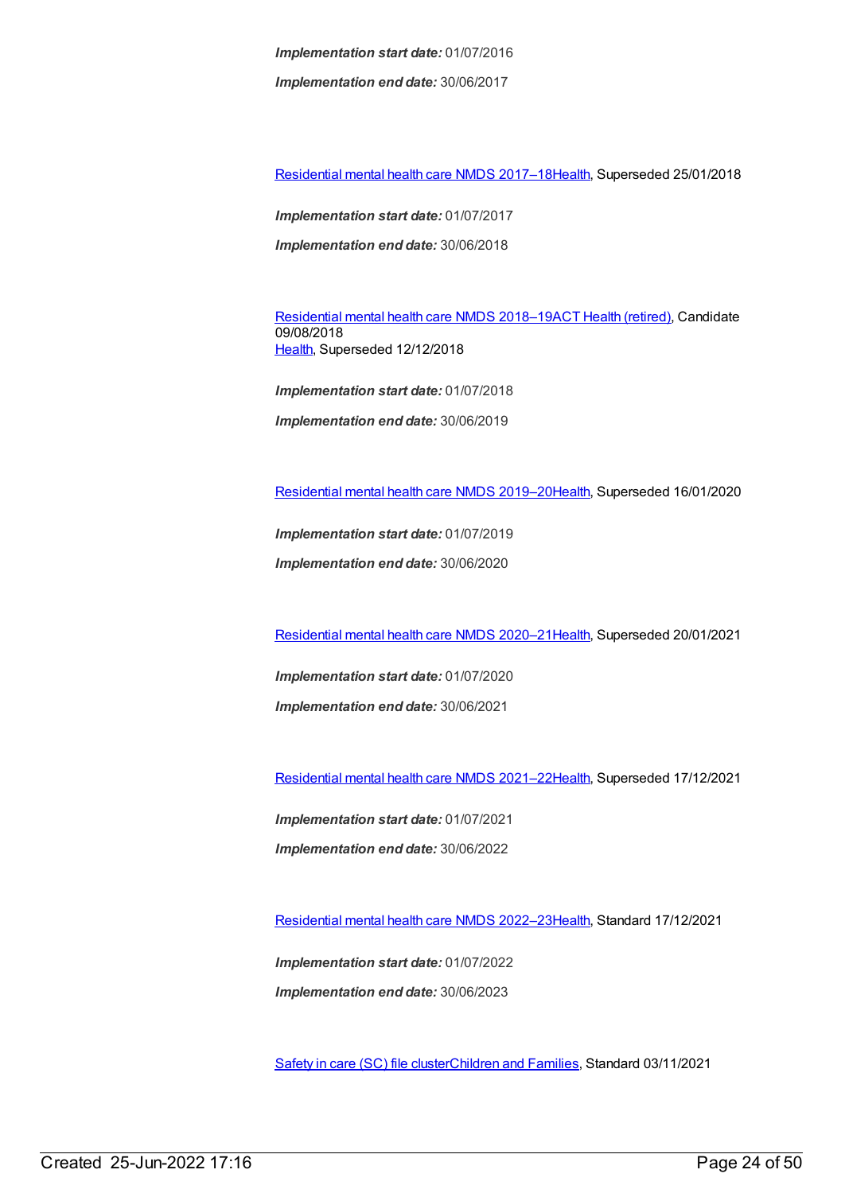***Implementation start date:*** 01/07/2016

***Implementation end date:*** 30/06/2017

Residential mental health care NMDS 2017–18Health, Superseded 25/01/2018

***Implementation start date:*** 01/07/2017

***Implementation end date:*** 30/06/2018

Residential mental health care NMDS 2018–19ACT Health (retired), Candidate 09/08/2018
Health, Superseded 12/12/2018

***Implementation start date:*** 01/07/2018

***Implementation end date:*** 30/06/2019

Residential mental health care NMDS 2019–20Health, Superseded 16/01/2020

***Implementation start date:*** 01/07/2019

***Implementation end date:*** 30/06/2020

Residential mental health care NMDS 2020–21Health, Superseded 20/01/2021

***Implementation start date:*** 01/07/2020

***Implementation end date:*** 30/06/2021

Residential mental health care NMDS 2021–22Health, Superseded 17/12/2021

***Implementation start date:*** 01/07/2021

***Implementation end date:*** 30/06/2022

Residential mental health care NMDS 2022–23Health, Standard 17/12/2021

***Implementation start date:*** 01/07/2022

***Implementation end date:*** 30/06/2023

Safety in care (SC) file clusterChildren and Families, Standard 03/11/2021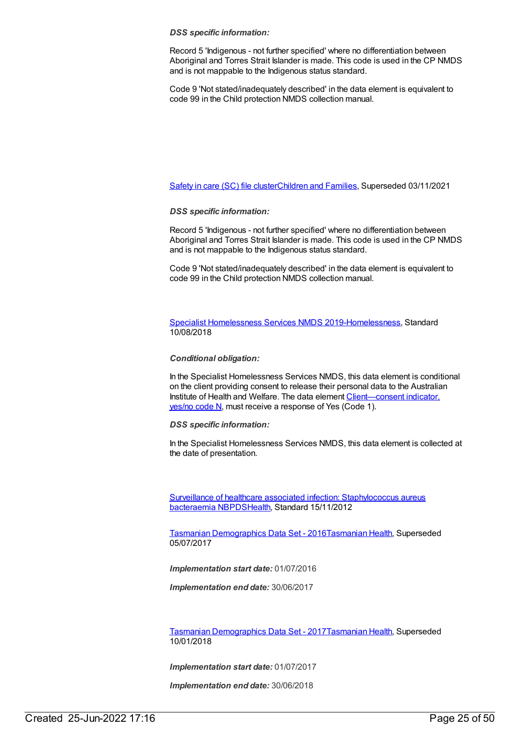*DSS specific information:*

Record 5 'Indigenous - not further specified' where no differentiation between Aboriginal and Torres Strait Islander is made. This code is used in the CP NMDS and is not mappable to the Indigenous status standard.

Code 9 'Not stated/inadequately described' in the data element is equivalent to code 99 in the Child protection NMDS collection manual.

Safety in care (SC) file clusterChildren and Families, Superseded 03/11/2021

*DSS specific information:*

Record 5 'Indigenous - not further specified' where no differentiation between Aboriginal and Torres Strait Islander is made. This code is used in the CP NMDS and is not mappable to the Indigenous status standard.

Code 9 'Not stated/inadequately described' in the data element is equivalent to code 99 in the Child protection NMDS collection manual.

Specialist Homelessness Services NMDS 2019-Homelessness, Standard 10/08/2018

*Conditional obligation:*

In the Specialist Homelessness Services NMDS, this data element is conditional on the client providing consent to release their personal data to the Australian Institute of Health and Welfare. The data element Client—consent indicator, yes/no code N, must receive a response of Yes (Code 1).

*DSS specific information:*

In the Specialist Homelessness Services NMDS, this data element is collected at the date of presentation.

Surveillance of healthcare associated infection: Staphylococcus aureus bacteraemia NBPDSHealth, Standard 15/11/2012

Tasmanian Demographics Data Set - 2016Tasmanian Health, Superseded 05/07/2017

***Implementation start date:*** 01/07/2016

***Implementation end date:*** 30/06/2017

Tasmanian Demographics Data Set - 2017Tasmanian Health, Superseded 10/01/2018

***Implementation start date:*** 01/07/2017

***Implementation end date:*** 30/06/2018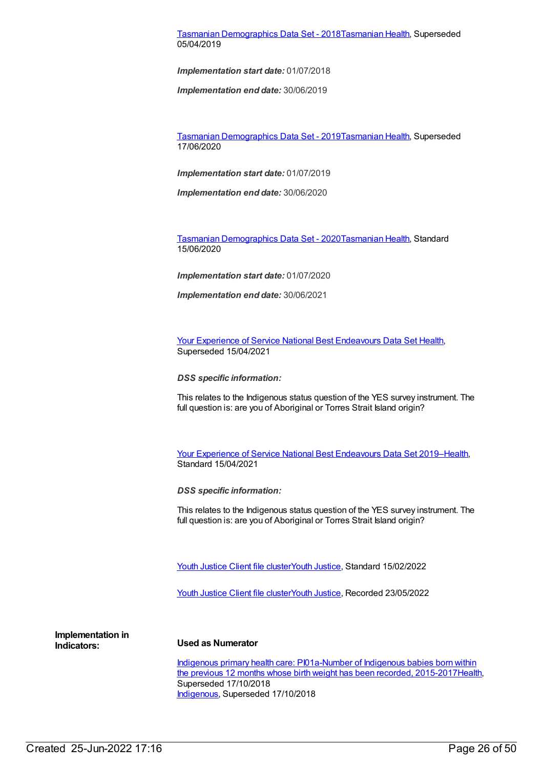Tasmanian Demographics Data Set - 2018Tasmanian Health, Superseded 05/04/2019

***Implementation start date:*** 01/07/2018

***Implementation end date:*** 30/06/2019

Tasmanian Demographics Data Set - 2019Tasmanian Health, Superseded 17/06/2020

***Implementation start date:*** 01/07/2019

***Implementation end date:*** 30/06/2020

Tasmanian Demographics Data Set - 2020Tasmanian Health, Standard 15/06/2020

***Implementation start date:*** 01/07/2020

***Implementation end date:*** 30/06/2021

Your Experience of Service National Best Endeavours Data Set Health, Superseded 15/04/2021

***DSS specific information:***

This relates to the Indigenous status question of the YES survey instrument. The full question is: are you of Aboriginal or Torres Strait Island origin?

Your Experience of Service National Best Endeavours Data Set 2019–Health, Standard 15/04/2021

***DSS specific information:***

This relates to the Indigenous status question of the YES survey instrument. The full question is: are you of Aboriginal or Torres Strait Island origin?

Youth Justice Client file clusterYouth Justice, Standard 15/02/2022

Youth Justice Client file clusterYouth Justice, Recorded 23/05/2022

**Implementation in Indicators:**

**Used as Numerator**

Indigenous primary health care: PI01a-Number of Indigenous babies born within the previous 12 months whose birth weight has been recorded, 2015-2017Health, Superseded 17/10/2018
Indigenous, Superseded 17/10/2018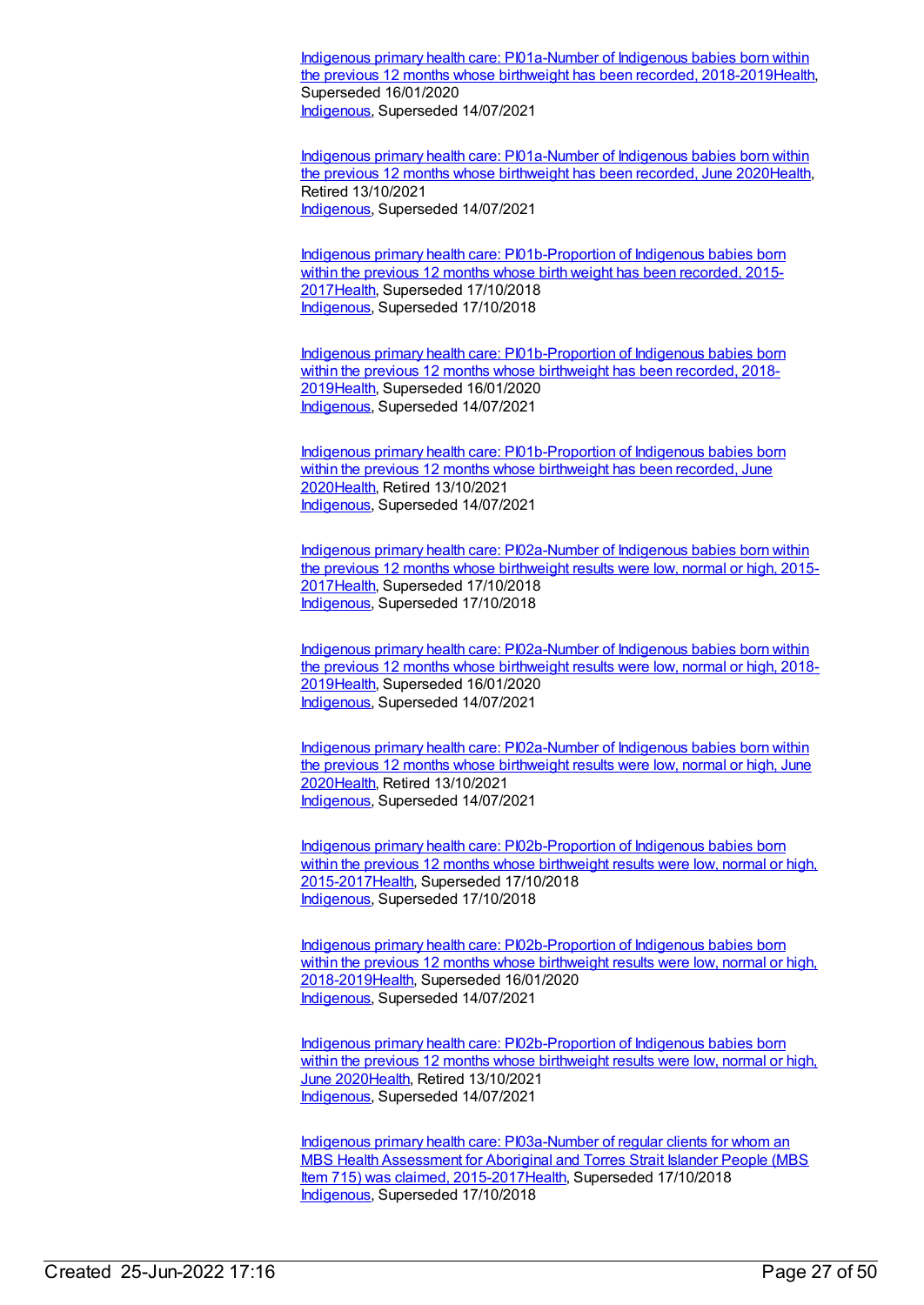Indigenous primary health care: PI01a-Number of Indigenous babies born within the previous 12 months whose birthweight has been recorded, 2018-2019Health, Superseded 16/01/2020
Indigenous, Superseded 14/07/2021

Indigenous primary health care: PI01a-Number of Indigenous babies born within the previous 12 months whose birthweight has been recorded, June 2020Health, Retired 13/10/2021
Indigenous, Superseded 14/07/2021

Indigenous primary health care: PI01b-Proportion of Indigenous babies born within the previous 12 months whose birth weight has been recorded, 2015-2017Health, Superseded 17/10/2018
Indigenous, Superseded 17/10/2018

Indigenous primary health care: PI01b-Proportion of Indigenous babies born within the previous 12 months whose birthweight has been recorded, 2018-2019Health, Superseded 16/01/2020
Indigenous, Superseded 14/07/2021

Indigenous primary health care: PI01b-Proportion of Indigenous babies born within the previous 12 months whose birthweight has been recorded, June 2020Health, Retired 13/10/2021
Indigenous, Superseded 14/07/2021

Indigenous primary health care: PI02a-Number of Indigenous babies born within the previous 12 months whose birthweight results were low, normal or high, 2015-2017Health, Superseded 17/10/2018
Indigenous, Superseded 17/10/2018

Indigenous primary health care: PI02a-Number of Indigenous babies born within the previous 12 months whose birthweight results were low, normal or high, 2018-2019Health, Superseded 16/01/2020
Indigenous, Superseded 14/07/2021

Indigenous primary health care: PI02a-Number of Indigenous babies born within the previous 12 months whose birthweight results were low, normal or high, June 2020Health, Retired 13/10/2021
Indigenous, Superseded 14/07/2021

Indigenous primary health care: PI02b-Proportion of Indigenous babies born within the previous 12 months whose birthweight results were low, normal or high, 2015-2017Health, Superseded 17/10/2018
Indigenous, Superseded 17/10/2018

Indigenous primary health care: PI02b-Proportion of Indigenous babies born within the previous 12 months whose birthweight results were low, normal or high, 2018-2019Health, Superseded 16/01/2020
Indigenous, Superseded 14/07/2021

Indigenous primary health care: PI02b-Proportion of Indigenous babies born within the previous 12 months whose birthweight results were low, normal or high, June 2020Health, Retired 13/10/2021
Indigenous, Superseded 14/07/2021

Indigenous primary health care: PI03a-Number of regular clients for whom an MBS Health Assessment for Aboriginal and Torres Strait Islander People (MBS Item 715) was claimed, 2015-2017Health, Superseded 17/10/2018
Indigenous, Superseded 17/10/2018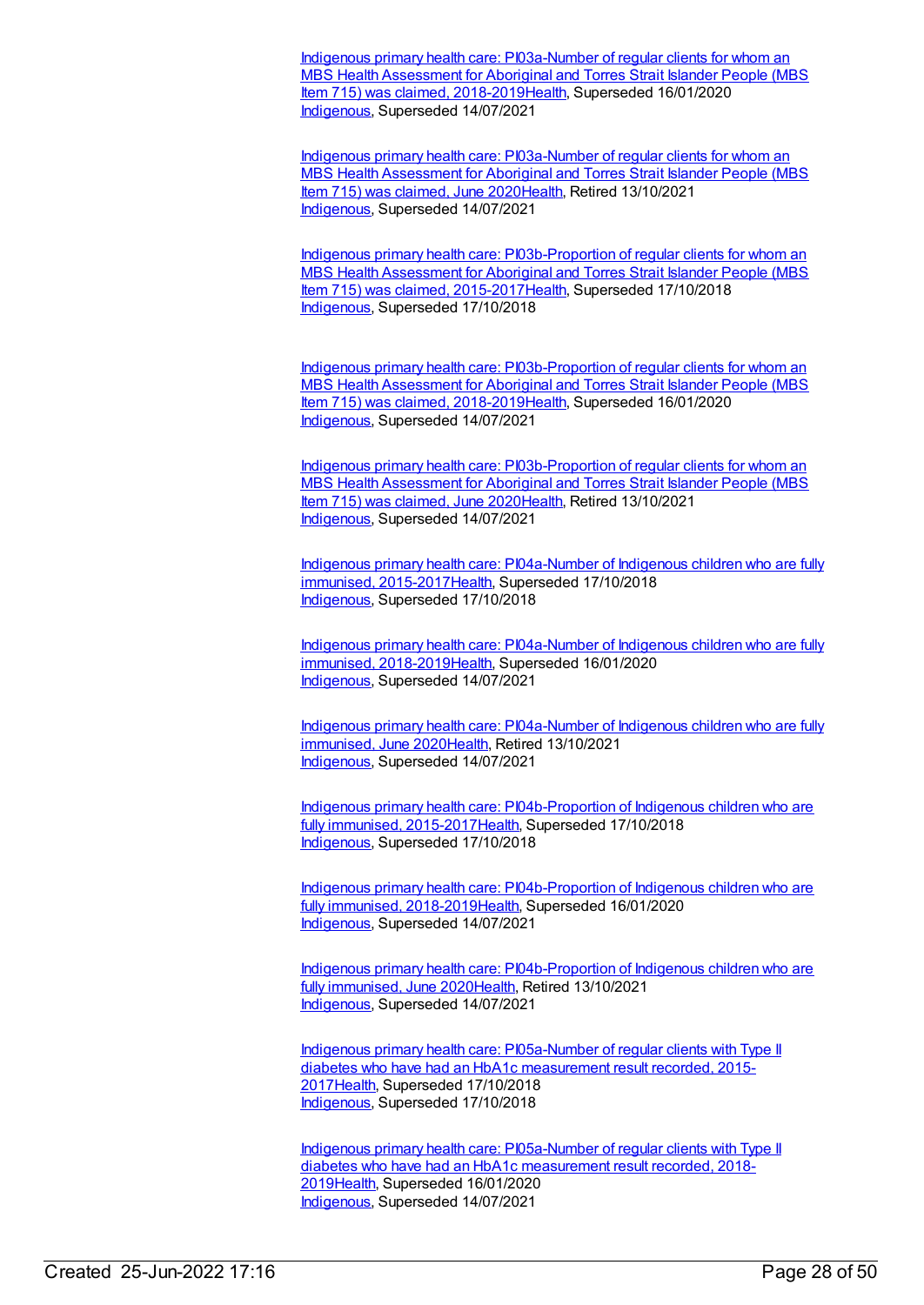Indigenous primary health care: PI03a-Number of regular clients for whom an MBS Health Assessment for Aboriginal and Torres Strait Islander People (MBS Item 715) was claimed, 2018-2019Health, Superseded 16/01/2020
Indigenous, Superseded 14/07/2021

Indigenous primary health care: PI03a-Number of regular clients for whom an MBS Health Assessment for Aboriginal and Torres Strait Islander People (MBS Item 715) was claimed, June 2020Health, Retired 13/10/2021
Indigenous, Superseded 14/07/2021

Indigenous primary health care: PI03b-Proportion of regular clients for whom an MBS Health Assessment for Aboriginal and Torres Strait Islander People (MBS Item 715) was claimed, 2015-2017Health, Superseded 17/10/2018
Indigenous, Superseded 17/10/2018

Indigenous primary health care: PI03b-Proportion of regular clients for whom an MBS Health Assessment for Aboriginal and Torres Strait Islander People (MBS Item 715) was claimed, 2018-2019Health, Superseded 16/01/2020
Indigenous, Superseded 14/07/2021

Indigenous primary health care: PI03b-Proportion of regular clients for whom an MBS Health Assessment for Aboriginal and Torres Strait Islander People (MBS Item 715) was claimed, June 2020Health, Retired 13/10/2021
Indigenous, Superseded 14/07/2021

Indigenous primary health care: PI04a-Number of Indigenous children who are fully immunised, 2015-2017Health, Superseded 17/10/2018
Indigenous, Superseded 17/10/2018

Indigenous primary health care: PI04a-Number of Indigenous children who are fully immunised, 2018-2019Health, Superseded 16/01/2020
Indigenous, Superseded 14/07/2021

Indigenous primary health care: PI04a-Number of Indigenous children who are fully immunised, June 2020Health, Retired 13/10/2021
Indigenous, Superseded 14/07/2021

Indigenous primary health care: PI04b-Proportion of Indigenous children who are fully immunised, 2015-2017Health, Superseded 17/10/2018
Indigenous, Superseded 17/10/2018

Indigenous primary health care: PI04b-Proportion of Indigenous children who are fully immunised, 2018-2019Health, Superseded 16/01/2020
Indigenous, Superseded 14/07/2021

Indigenous primary health care: PI04b-Proportion of Indigenous children who are fully immunised, June 2020Health, Retired 13/10/2021
Indigenous, Superseded 14/07/2021

Indigenous primary health care: PI05a-Number of regular clients with Type II diabetes who have had an HbA1c measurement result recorded, 2015-2017Health, Superseded 17/10/2018
Indigenous, Superseded 17/10/2018

Indigenous primary health care: PI05a-Number of regular clients with Type II diabetes who have had an HbA1c measurement result recorded, 2018-2019Health, Superseded 16/01/2020
Indigenous, Superseded 14/07/2021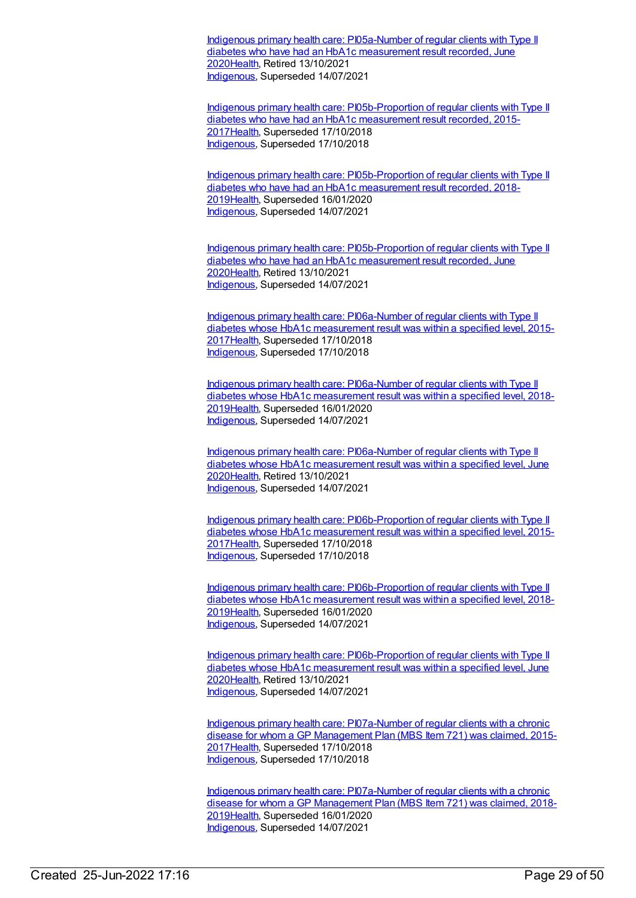Indigenous primary health care: PI05a-Number of regular clients with Type II diabetes who have had an HbA1c measurement result recorded, June 2020Health, Retired 13/10/2021
Indigenous, Superseded 14/07/2021

Indigenous primary health care: PI05b-Proportion of regular clients with Type II diabetes who have had an HbA1c measurement result recorded, 2015-2017Health, Superseded 17/10/2018
Indigenous, Superseded 17/10/2018

Indigenous primary health care: PI05b-Proportion of regular clients with Type II diabetes who have had an HbA1c measurement result recorded, 2018-2019Health, Superseded 16/01/2020
Indigenous, Superseded 14/07/2021

Indigenous primary health care: PI05b-Proportion of regular clients with Type II diabetes who have had an HbA1c measurement result recorded, June 2020Health, Retired 13/10/2021
Indigenous, Superseded 14/07/2021

Indigenous primary health care: PI06a-Number of regular clients with Type II diabetes whose HbA1c measurement result was within a specified level, 2015-2017Health, Superseded 17/10/2018
Indigenous, Superseded 17/10/2018

Indigenous primary health care: PI06a-Number of regular clients with Type II diabetes whose HbA1c measurement result was within a specified level, 2018-2019Health, Superseded 16/01/2020
Indigenous, Superseded 14/07/2021

Indigenous primary health care: PI06a-Number of regular clients with Type II diabetes whose HbA1c measurement result was within a specified level, June 2020Health, Retired 13/10/2021
Indigenous, Superseded 14/07/2021

Indigenous primary health care: PI06b-Proportion of regular clients with Type II diabetes whose HbA1c measurement result was within a specified level, 2015-2017Health, Superseded 17/10/2018
Indigenous, Superseded 17/10/2018

Indigenous primary health care: PI06b-Proportion of regular clients with Type II diabetes whose HbA1c measurement result was within a specified level, 2018-2019Health, Superseded 16/01/2020
Indigenous, Superseded 14/07/2021

Indigenous primary health care: PI06b-Proportion of regular clients with Type II diabetes whose HbA1c measurement result was within a specified level, June 2020Health, Retired 13/10/2021
Indigenous, Superseded 14/07/2021

Indigenous primary health care: PI07a-Number of regular clients with a chronic disease for whom a GP Management Plan (MBS Item 721) was claimed, 2015-2017Health, Superseded 17/10/2018
Indigenous, Superseded 17/10/2018

Indigenous primary health care: PI07a-Number of regular clients with a chronic disease for whom a GP Management Plan (MBS Item 721) was claimed, 2018-2019Health, Superseded 16/01/2020
Indigenous, Superseded 14/07/2021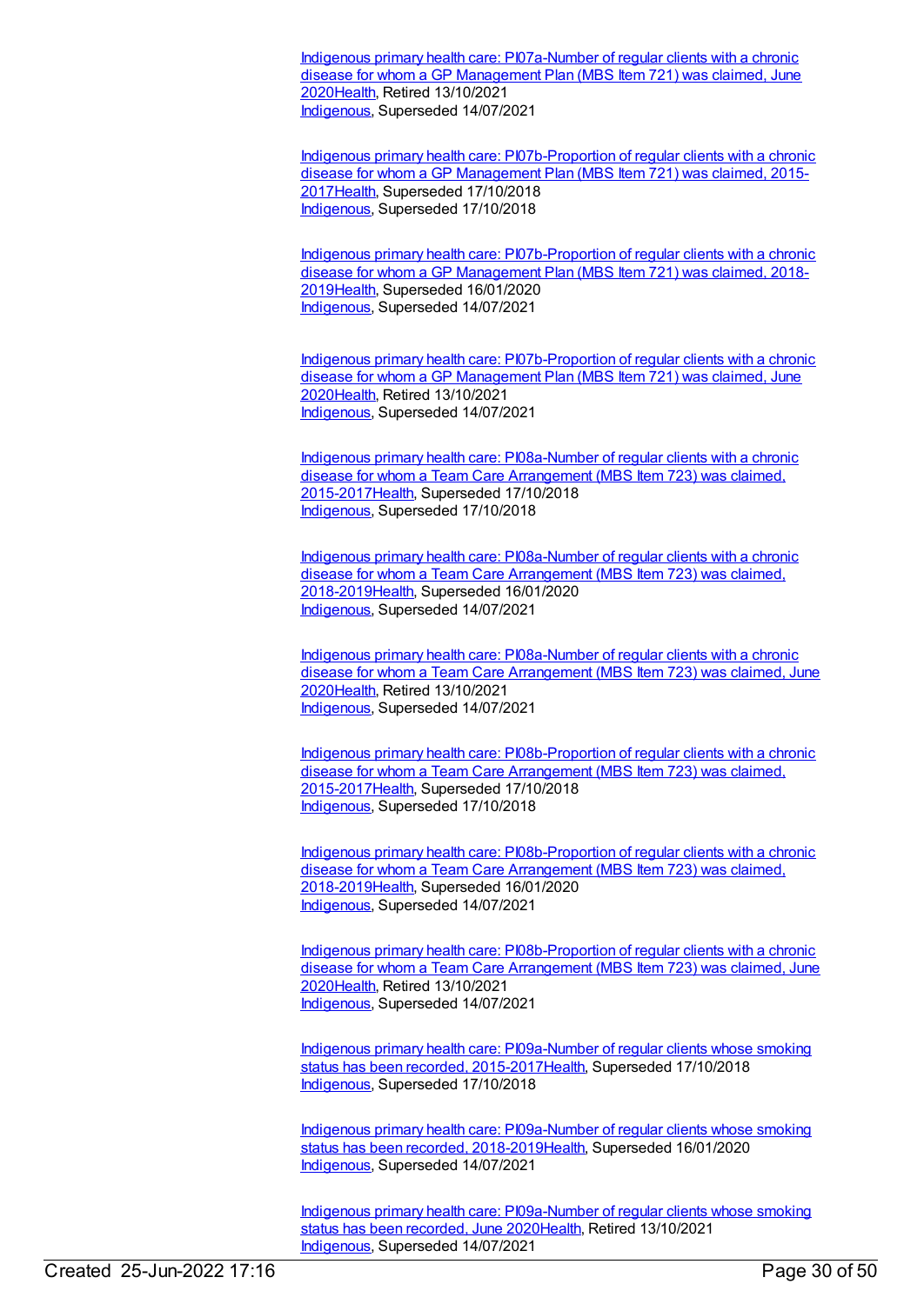Indigenous primary health care: PI07a-Number of regular clients with a chronic disease for whom a GP Management Plan (MBS Item 721) was claimed, June 2020Health, Retired 13/10/2021
Indigenous, Superseded 14/07/2021

Indigenous primary health care: PI07b-Proportion of regular clients with a chronic disease for whom a GP Management Plan (MBS Item 721) was claimed, 2015-2017Health, Superseded 17/10/2018
Indigenous, Superseded 17/10/2018

Indigenous primary health care: PI07b-Proportion of regular clients with a chronic disease for whom a GP Management Plan (MBS Item 721) was claimed, 2018-2019Health, Superseded 16/01/2020
Indigenous, Superseded 14/07/2021

Indigenous primary health care: PI07b-Proportion of regular clients with a chronic disease for whom a GP Management Plan (MBS Item 721) was claimed, June 2020Health, Retired 13/10/2021
Indigenous, Superseded 14/07/2021

Indigenous primary health care: PI08a-Number of regular clients with a chronic disease for whom a Team Care Arrangement (MBS Item 723) was claimed, 2015-2017Health, Superseded 17/10/2018
Indigenous, Superseded 17/10/2018

Indigenous primary health care: PI08a-Number of regular clients with a chronic disease for whom a Team Care Arrangement (MBS Item 723) was claimed, 2018-2019Health, Superseded 16/01/2020
Indigenous, Superseded 14/07/2021

Indigenous primary health care: PI08a-Number of regular clients with a chronic disease for whom a Team Care Arrangement (MBS Item 723) was claimed, June 2020Health, Retired 13/10/2021
Indigenous, Superseded 14/07/2021

Indigenous primary health care: PI08b-Proportion of regular clients with a chronic disease for whom a Team Care Arrangement (MBS Item 723) was claimed, 2015-2017Health, Superseded 17/10/2018
Indigenous, Superseded 17/10/2018

Indigenous primary health care: PI08b-Proportion of regular clients with a chronic disease for whom a Team Care Arrangement (MBS Item 723) was claimed, 2018-2019Health, Superseded 16/01/2020
Indigenous, Superseded 14/07/2021

Indigenous primary health care: PI08b-Proportion of regular clients with a chronic disease for whom a Team Care Arrangement (MBS Item 723) was claimed, June 2020Health, Retired 13/10/2021
Indigenous, Superseded 14/07/2021

Indigenous primary health care: PI09a-Number of regular clients whose smoking status has been recorded, 2015-2017Health, Superseded 17/10/2018
Indigenous, Superseded 17/10/2018

Indigenous primary health care: PI09a-Number of regular clients whose smoking status has been recorded, 2018-2019Health, Superseded 16/01/2020
Indigenous, Superseded 14/07/2021

Indigenous primary health care: PI09a-Number of regular clients whose smoking status has been recorded, June 2020Health, Retired 13/10/2021
Indigenous, Superseded 14/07/2021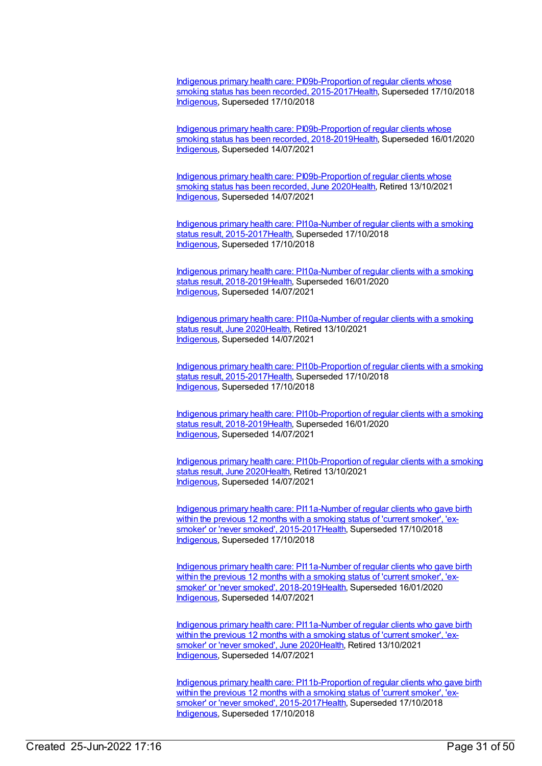Indigenous primary health care: PI09b-Proportion of regular clients whose smoking status has been recorded, 2015-2017Health, Superseded 17/10/2018
Indigenous, Superseded 17/10/2018

Indigenous primary health care: PI09b-Proportion of regular clients whose smoking status has been recorded, 2018-2019Health, Superseded 16/01/2020
Indigenous, Superseded 14/07/2021

Indigenous primary health care: PI09b-Proportion of regular clients whose smoking status has been recorded, June 2020Health, Retired 13/10/2021
Indigenous, Superseded 14/07/2021

Indigenous primary health care: PI10a-Number of regular clients with a smoking status result, 2015-2017Health, Superseded 17/10/2018
Indigenous, Superseded 17/10/2018

Indigenous primary health care: PI10a-Number of regular clients with a smoking status result, 2018-2019Health, Superseded 16/01/2020
Indigenous, Superseded 14/07/2021

Indigenous primary health care: PI10a-Number of regular clients with a smoking status result, June 2020Health, Retired 13/10/2021
Indigenous, Superseded 14/07/2021

Indigenous primary health care: PI10b-Proportion of regular clients with a smoking status result, 2015-2017Health, Superseded 17/10/2018
Indigenous, Superseded 17/10/2018

Indigenous primary health care: PI10b-Proportion of regular clients with a smoking status result, 2018-2019Health, Superseded 16/01/2020
Indigenous, Superseded 14/07/2021

Indigenous primary health care: PI10b-Proportion of regular clients with a smoking status result, June 2020Health, Retired 13/10/2021
Indigenous, Superseded 14/07/2021

Indigenous primary health care: PI11a-Number of regular clients who gave birth within the previous 12 months with a smoking status of 'current smoker', 'ex-smoker' or 'never smoked', 2015-2017Health, Superseded 17/10/2018
Indigenous, Superseded 17/10/2018

Indigenous primary health care: PI11a-Number of regular clients who gave birth within the previous 12 months with a smoking status of 'current smoker', 'ex-smoker' or 'never smoked', 2018-2019Health, Superseded 16/01/2020
Indigenous, Superseded 14/07/2021

Indigenous primary health care: PI11a-Number of regular clients who gave birth within the previous 12 months with a smoking status of 'current smoker', 'ex-smoker' or 'never smoked', June 2020Health, Retired 13/10/2021
Indigenous, Superseded 14/07/2021

Indigenous primary health care: PI11b-Proportion of regular clients who gave birth within the previous 12 months with a smoking status of 'current smoker', 'ex-smoker' or 'never smoked', 2015-2017Health, Superseded 17/10/2018
Indigenous, Superseded 17/10/2018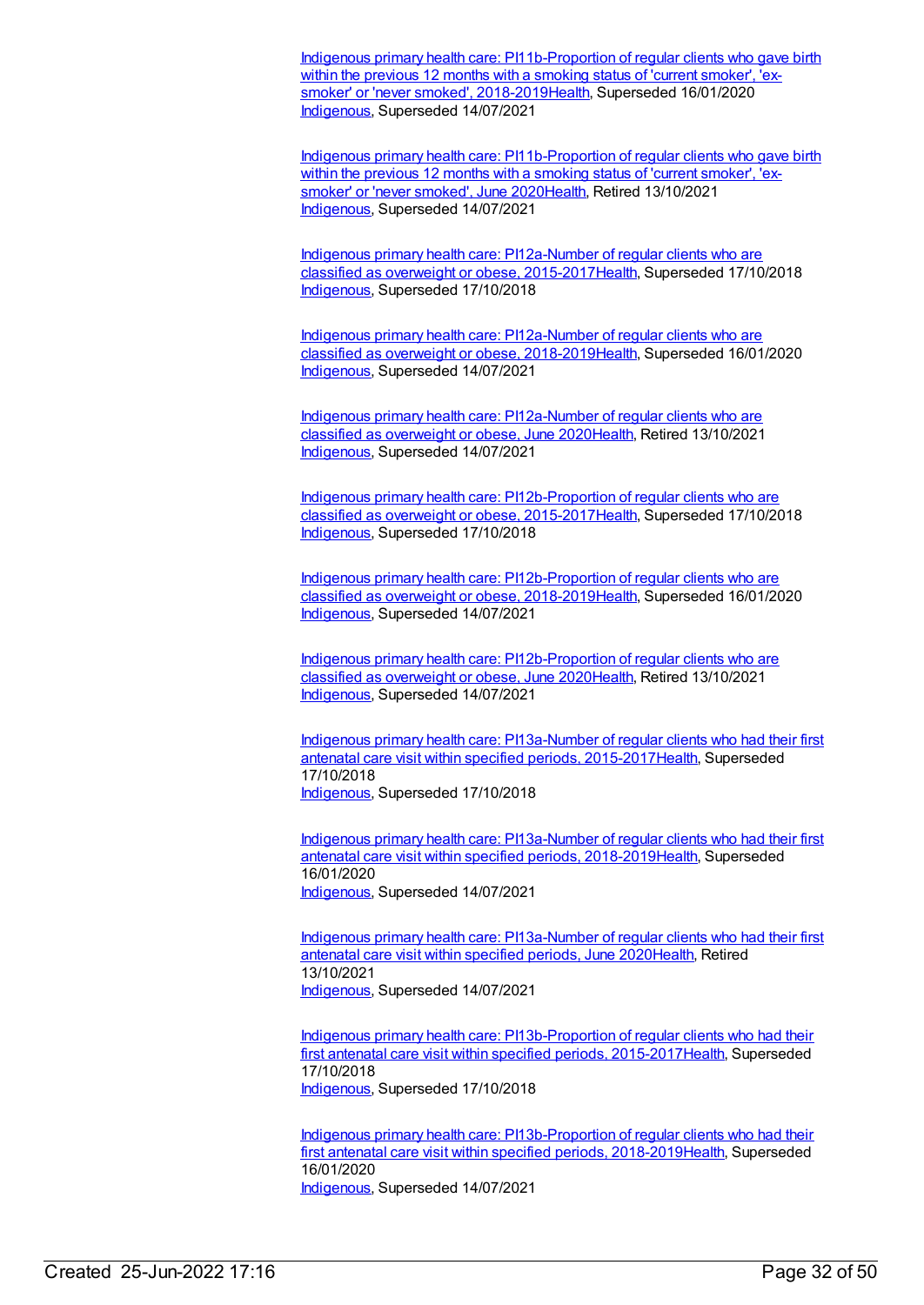Indigenous primary health care: PI11b-Proportion of regular clients who gave birth within the previous 12 months with a smoking status of 'current smoker', 'ex-smoker' or 'never smoked', 2018-2019Health, Superseded 16/01/2020
Indigenous, Superseded 14/07/2021

Indigenous primary health care: PI11b-Proportion of regular clients who gave birth within the previous 12 months with a smoking status of 'current smoker', 'ex-smoker' or 'never smoked', June 2020Health, Retired 13/10/2021
Indigenous, Superseded 14/07/2021

Indigenous primary health care: PI12a-Number of regular clients who are classified as overweight or obese, 2015-2017Health, Superseded 17/10/2018
Indigenous, Superseded 17/10/2018

Indigenous primary health care: PI12a-Number of regular clients who are classified as overweight or obese, 2018-2019Health, Superseded 16/01/2020
Indigenous, Superseded 14/07/2021

Indigenous primary health care: PI12a-Number of regular clients who are classified as overweight or obese, June 2020Health, Retired 13/10/2021
Indigenous, Superseded 14/07/2021

Indigenous primary health care: PI12b-Proportion of regular clients who are classified as overweight or obese, 2015-2017Health, Superseded 17/10/2018
Indigenous, Superseded 17/10/2018

Indigenous primary health care: PI12b-Proportion of regular clients who are classified as overweight or obese, 2018-2019Health, Superseded 16/01/2020
Indigenous, Superseded 14/07/2021

Indigenous primary health care: PI12b-Proportion of regular clients who are classified as overweight or obese, June 2020Health, Retired 13/10/2021
Indigenous, Superseded 14/07/2021

Indigenous primary health care: PI13a-Number of regular clients who had their first antenatal care visit within specified periods, 2015-2017Health, Superseded 17/10/2018
Indigenous, Superseded 17/10/2018

Indigenous primary health care: PI13a-Number of regular clients who had their first antenatal care visit within specified periods, 2018-2019Health, Superseded 16/01/2020
Indigenous, Superseded 14/07/2021

Indigenous primary health care: PI13a-Number of regular clients who had their first antenatal care visit within specified periods, June 2020Health, Retired 13/10/2021
Indigenous, Superseded 14/07/2021

Indigenous primary health care: PI13b-Proportion of regular clients who had their first antenatal care visit within specified periods, 2015-2017Health, Superseded 17/10/2018
Indigenous, Superseded 17/10/2018

Indigenous primary health care: PI13b-Proportion of regular clients who had their first antenatal care visit within specified periods, 2018-2019Health, Superseded 16/01/2020
Indigenous, Superseded 14/07/2021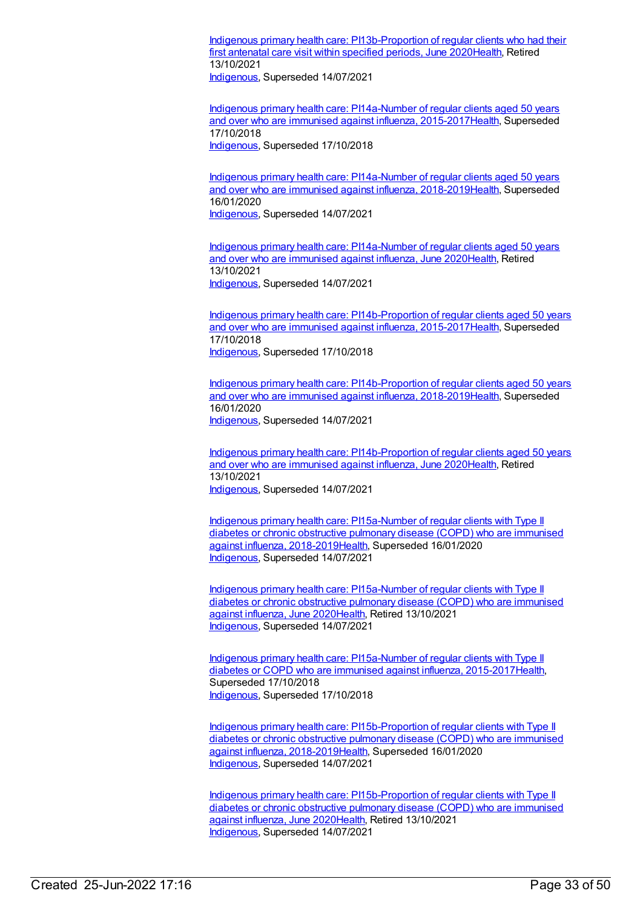Indigenous primary health care: PI13b-Proportion of regular clients who had their first antenatal care visit within specified periods, June 2020Health, Retired 13/10/2021
Indigenous, Superseded 14/07/2021

Indigenous primary health care: PI14a-Number of regular clients aged 50 years and over who are immunised against influenza, 2015-2017Health, Superseded 17/10/2018
Indigenous, Superseded 17/10/2018

Indigenous primary health care: PI14a-Number of regular clients aged 50 years and over who are immunised against influenza, 2018-2019Health, Superseded 16/01/2020
Indigenous, Superseded 14/07/2021

Indigenous primary health care: PI14a-Number of regular clients aged 50 years and over who are immunised against influenza, June 2020Health, Retired 13/10/2021
Indigenous, Superseded 14/07/2021

Indigenous primary health care: PI14b-Proportion of regular clients aged 50 years and over who are immunised against influenza, 2015-2017Health, Superseded 17/10/2018
Indigenous, Superseded 17/10/2018

Indigenous primary health care: PI14b-Proportion of regular clients aged 50 years and over who are immunised against influenza, 2018-2019Health, Superseded 16/01/2020
Indigenous, Superseded 14/07/2021

Indigenous primary health care: PI14b-Proportion of regular clients aged 50 years and over who are immunised against influenza, June 2020Health, Retired 13/10/2021
Indigenous, Superseded 14/07/2021

Indigenous primary health care: PI15a-Number of regular clients with Type II diabetes or chronic obstructive pulmonary disease (COPD) who are immunised against influenza, 2018-2019Health, Superseded 16/01/2020
Indigenous, Superseded 14/07/2021

Indigenous primary health care: PI15a-Number of regular clients with Type II diabetes or chronic obstructive pulmonary disease (COPD) who are immunised against influenza, June 2020Health, Retired 13/10/2021
Indigenous, Superseded 14/07/2021

Indigenous primary health care: PI15a-Number of regular clients with Type II diabetes or COPD who are immunised against influenza, 2015-2017Health, Superseded 17/10/2018
Indigenous, Superseded 17/10/2018

Indigenous primary health care: PI15b-Proportion of regular clients with Type II diabetes or chronic obstructive pulmonary disease (COPD) who are immunised against influenza, 2018-2019Health, Superseded 16/01/2020
Indigenous, Superseded 14/07/2021

Indigenous primary health care: PI15b-Proportion of regular clients with Type II diabetes or chronic obstructive pulmonary disease (COPD) who are immunised against influenza, June 2020Health, Retired 13/10/2021
Indigenous, Superseded 14/07/2021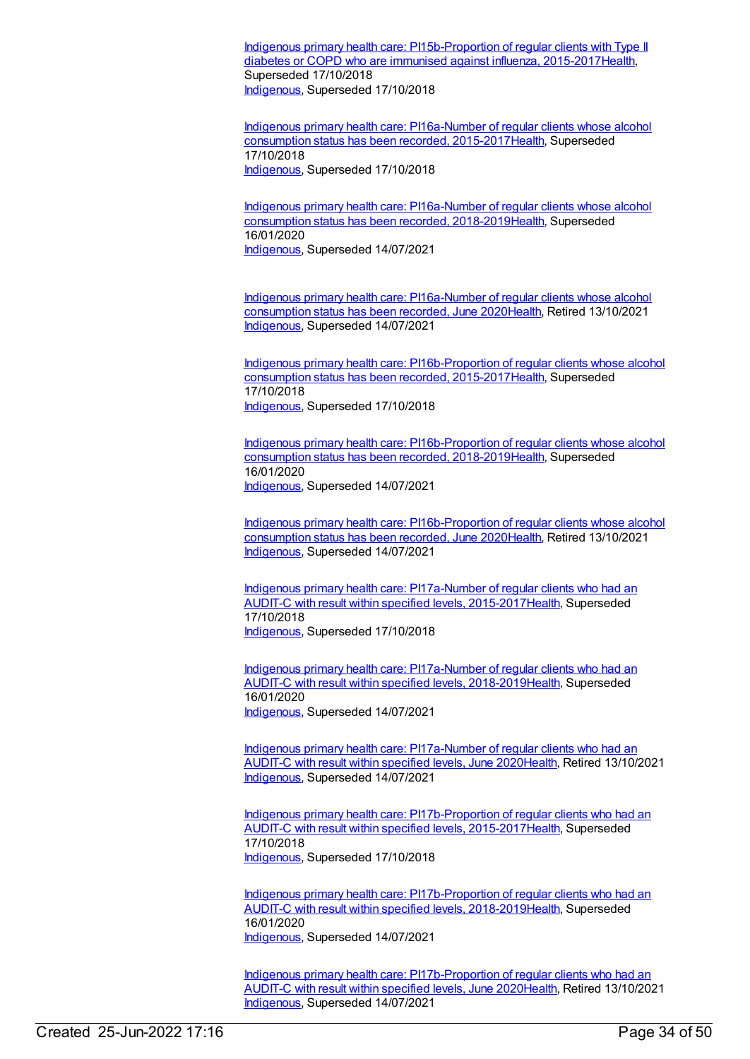Indigenous primary health care: PI15b-Proportion of regular clients with Type II diabetes or COPD who are immunised against influenza, 2015-2017Health, Superseded 17/10/2018
Indigenous, Superseded 17/10/2018

Indigenous primary health care: PI16a-Number of regular clients whose alcohol consumption status has been recorded, 2015-2017Health, Superseded 17/10/2018
Indigenous, Superseded 17/10/2018

Indigenous primary health care: PI16a-Number of regular clients whose alcohol consumption status has been recorded, 2018-2019Health, Superseded 16/01/2020
Indigenous, Superseded 14/07/2021

Indigenous primary health care: PI16a-Number of regular clients whose alcohol consumption status has been recorded, June 2020Health, Retired 13/10/2021
Indigenous, Superseded 14/07/2021

Indigenous primary health care: PI16b-Proportion of regular clients whose alcohol consumption status has been recorded, 2015-2017Health, Superseded 17/10/2018
Indigenous, Superseded 17/10/2018

Indigenous primary health care: PI16b-Proportion of regular clients whose alcohol consumption status has been recorded, 2018-2019Health, Superseded 16/01/2020
Indigenous, Superseded 14/07/2021

Indigenous primary health care: PI16b-Proportion of regular clients whose alcohol consumption status has been recorded, June 2020Health, Retired 13/10/2021
Indigenous, Superseded 14/07/2021

Indigenous primary health care: PI17a-Number of regular clients who had an AUDIT-C with result within specified levels, 2015-2017Health, Superseded 17/10/2018
Indigenous, Superseded 17/10/2018

Indigenous primary health care: PI17a-Number of regular clients who had an AUDIT-C with result within specified levels, 2018-2019Health, Superseded 16/01/2020
Indigenous, Superseded 14/07/2021

Indigenous primary health care: PI17a-Number of regular clients who had an AUDIT-C with result within specified levels, June 2020Health, Retired 13/10/2021
Indigenous, Superseded 14/07/2021

Indigenous primary health care: PI17b-Proportion of regular clients who had an AUDIT-C with result within specified levels, 2015-2017Health, Superseded 17/10/2018
Indigenous, Superseded 17/10/2018

Indigenous primary health care: PI17b-Proportion of regular clients who had an AUDIT-C with result within specified levels, 2018-2019Health, Superseded 16/01/2020
Indigenous, Superseded 14/07/2021

Indigenous primary health care: PI17b-Proportion of regular clients who had an AUDIT-C with result within specified levels, June 2020Health, Retired 13/10/2021
Indigenous, Superseded 14/07/2021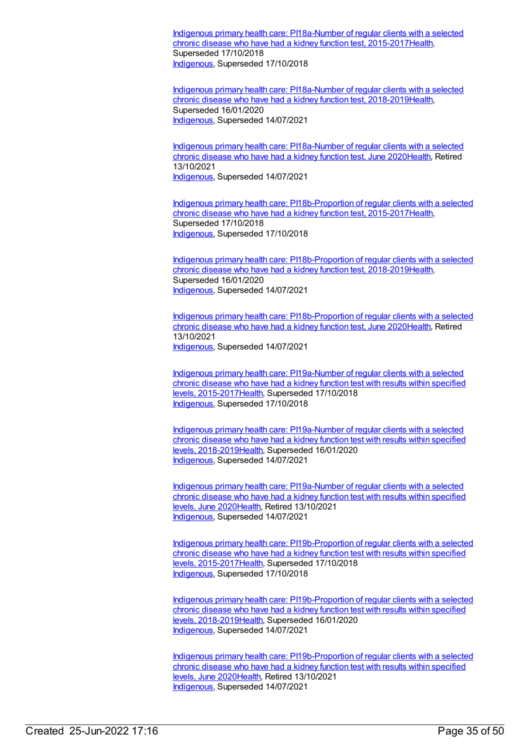Indigenous primary health care: PI18a-Number of regular clients with a selected chronic disease who have had a kidney function test, 2015-2017Health, Superseded 17/10/2018
Indigenous, Superseded 17/10/2018

Indigenous primary health care: PI18a-Number of regular clients with a selected chronic disease who have had a kidney function test, 2018-2019Health, Superseded 16/01/2020
Indigenous, Superseded 14/07/2021

Indigenous primary health care: PI18a-Number of regular clients with a selected chronic disease who have had a kidney function test, June 2020Health, Retired 13/10/2021
Indigenous, Superseded 14/07/2021

Indigenous primary health care: PI18b-Proportion of regular clients with a selected chronic disease who have had a kidney function test, 2015-2017Health, Superseded 17/10/2018
Indigenous, Superseded 17/10/2018

Indigenous primary health care: PI18b-Proportion of regular clients with a selected chronic disease who have had a kidney function test, 2018-2019Health, Superseded 16/01/2020
Indigenous, Superseded 14/07/2021

Indigenous primary health care: PI18b-Proportion of regular clients with a selected chronic disease who have had a kidney function test, June 2020Health, Retired 13/10/2021
Indigenous, Superseded 14/07/2021

Indigenous primary health care: PI19a-Number of regular clients with a selected chronic disease who have had a kidney function test with results within specified levels, 2015-2017Health, Superseded 17/10/2018
Indigenous, Superseded 17/10/2018

Indigenous primary health care: PI19a-Number of regular clients with a selected chronic disease who have had a kidney function test with results within specified levels, 2018-2019Health, Superseded 16/01/2020
Indigenous, Superseded 14/07/2021

Indigenous primary health care: PI19a-Number of regular clients with a selected chronic disease who have had a kidney function test with results within specified levels, June 2020Health, Retired 13/10/2021
Indigenous, Superseded 14/07/2021

Indigenous primary health care: PI19b-Proportion of regular clients with a selected chronic disease who have had a kidney function test with results within specified levels, 2015-2017Health, Superseded 17/10/2018
Indigenous, Superseded 17/10/2018

Indigenous primary health care: PI19b-Proportion of regular clients with a selected chronic disease who have had a kidney function test with results within specified levels, 2018-2019Health, Superseded 16/01/2020
Indigenous, Superseded 14/07/2021

Indigenous primary health care: PI19b-Proportion of regular clients with a selected chronic disease who have had a kidney function test with results within specified levels, June 2020Health, Retired 13/10/2021
Indigenous, Superseded 14/07/2021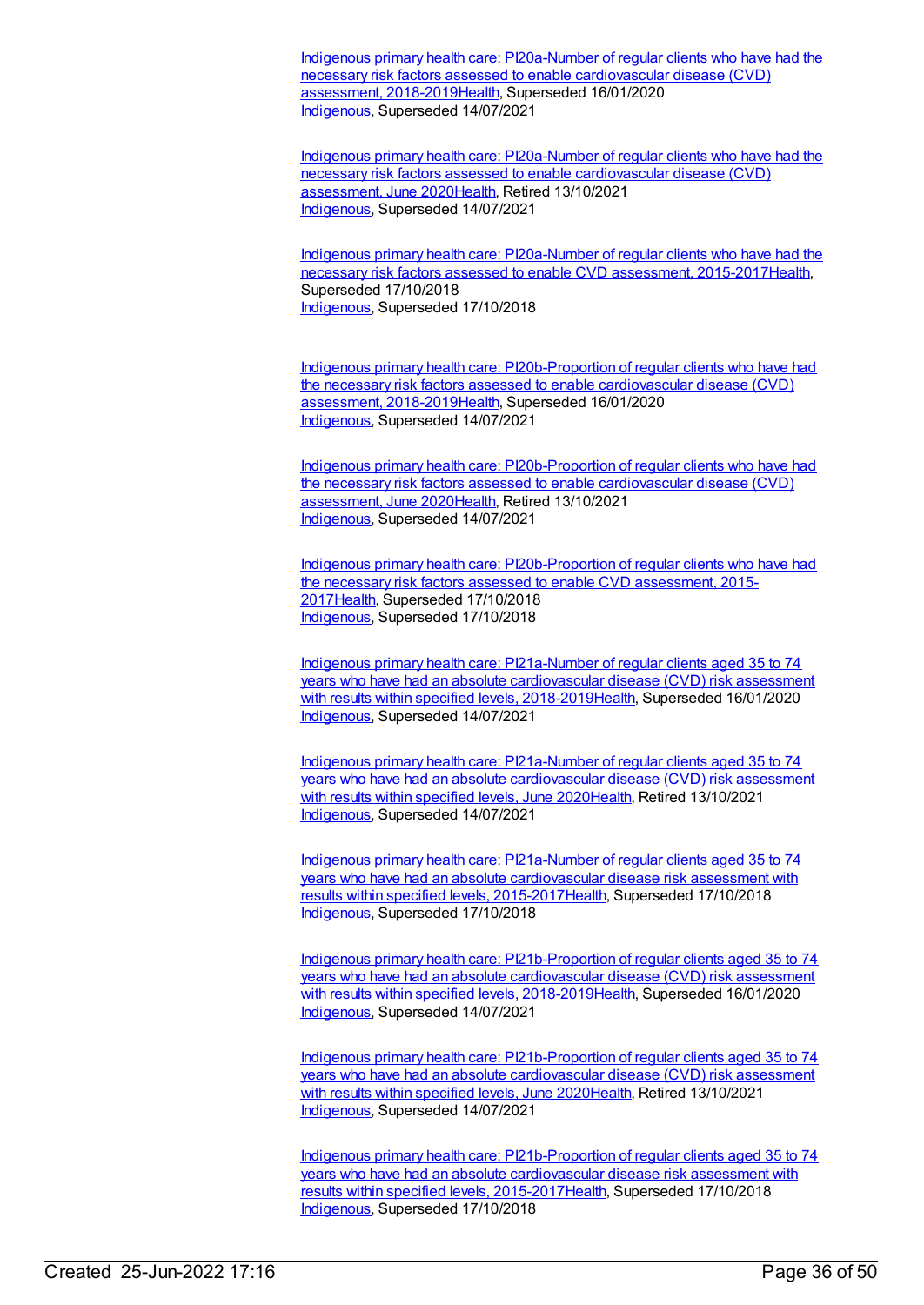Indigenous primary health care: PI20a-Number of regular clients who have had the necessary risk factors assessed to enable cardiovascular disease (CVD) assessment, 2018-2019Health, Superseded 16/01/2020
Indigenous, Superseded 14/07/2021

Indigenous primary health care: PI20a-Number of regular clients who have had the necessary risk factors assessed to enable cardiovascular disease (CVD) assessment, June 2020Health, Retired 13/10/2021
Indigenous, Superseded 14/07/2021

Indigenous primary health care: PI20a-Number of regular clients who have had the necessary risk factors assessed to enable CVD assessment, 2015-2017Health, Superseded 17/10/2018
Indigenous, Superseded 17/10/2018

Indigenous primary health care: PI20b-Proportion of regular clients who have had the necessary risk factors assessed to enable cardiovascular disease (CVD) assessment, 2018-2019Health, Superseded 16/01/2020
Indigenous, Superseded 14/07/2021

Indigenous primary health care: PI20b-Proportion of regular clients who have had the necessary risk factors assessed to enable cardiovascular disease (CVD) assessment, June 2020Health, Retired 13/10/2021
Indigenous, Superseded 14/07/2021

Indigenous primary health care: PI20b-Proportion of regular clients who have had the necessary risk factors assessed to enable CVD assessment, 2015-2017Health, Superseded 17/10/2018
Indigenous, Superseded 17/10/2018

Indigenous primary health care: PI21a-Number of regular clients aged 35 to 74 years who have had an absolute cardiovascular disease (CVD) risk assessment with results within specified levels, 2018-2019Health, Superseded 16/01/2020
Indigenous, Superseded 14/07/2021

Indigenous primary health care: PI21a-Number of regular clients aged 35 to 74 years who have had an absolute cardiovascular disease (CVD) risk assessment with results within specified levels, June 2020Health, Retired 13/10/2021
Indigenous, Superseded 14/07/2021

Indigenous primary health care: PI21a-Number of regular clients aged 35 to 74 years who have had an absolute cardiovascular disease risk assessment with results within specified levels, 2015-2017Health, Superseded 17/10/2018
Indigenous, Superseded 17/10/2018

Indigenous primary health care: PI21b-Proportion of regular clients aged 35 to 74 years who have had an absolute cardiovascular disease (CVD) risk assessment with results within specified levels, 2018-2019Health, Superseded 16/01/2020
Indigenous, Superseded 14/07/2021

Indigenous primary health care: PI21b-Proportion of regular clients aged 35 to 74 years who have had an absolute cardiovascular disease (CVD) risk assessment with results within specified levels, June 2020Health, Retired 13/10/2021
Indigenous, Superseded 14/07/2021

Indigenous primary health care: PI21b-Proportion of regular clients aged 35 to 74 years who have had an absolute cardiovascular disease risk assessment with results within specified levels, 2015-2017Health, Superseded 17/10/2018
Indigenous, Superseded 17/10/2018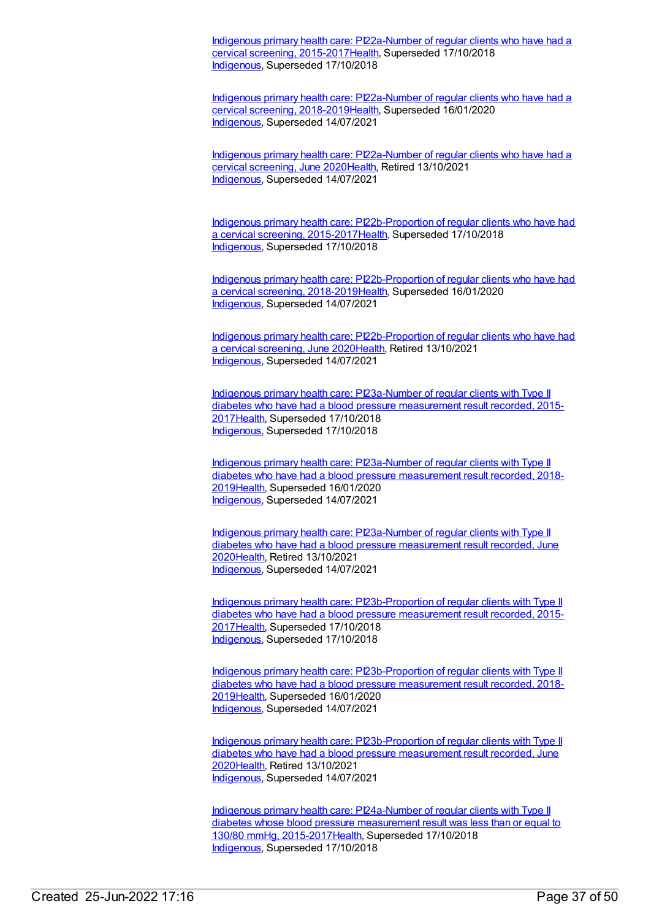Indigenous primary health care: PI22a-Number of regular clients who have had a cervical screening, 2015-2017Health, Superseded 17/10/2018
Indigenous, Superseded 17/10/2018

Indigenous primary health care: PI22a-Number of regular clients who have had a cervical screening, 2018-2019Health, Superseded 16/01/2020
Indigenous, Superseded 14/07/2021

Indigenous primary health care: PI22a-Number of regular clients who have had a cervical screening, June 2020Health, Retired 13/10/2021
Indigenous, Superseded 14/07/2021

Indigenous primary health care: PI22b-Proportion of regular clients who have had a cervical screening, 2015-2017Health, Superseded 17/10/2018
Indigenous, Superseded 17/10/2018

Indigenous primary health care: PI22b-Proportion of regular clients who have had a cervical screening, 2018-2019Health, Superseded 16/01/2020
Indigenous, Superseded 14/07/2021

Indigenous primary health care: PI22b-Proportion of regular clients who have had a cervical screening, June 2020Health, Retired 13/10/2021
Indigenous, Superseded 14/07/2021

Indigenous primary health care: PI23a-Number of regular clients with Type II diabetes who have had a blood pressure measurement result recorded, 2015-2017Health, Superseded 17/10/2018
Indigenous, Superseded 17/10/2018

Indigenous primary health care: PI23a-Number of regular clients with Type II diabetes who have had a blood pressure measurement result recorded, 2018-2019Health, Superseded 16/01/2020
Indigenous, Superseded 14/07/2021

Indigenous primary health care: PI23a-Number of regular clients with Type II diabetes who have had a blood pressure measurement result recorded, June 2020Health, Retired 13/10/2021
Indigenous, Superseded 14/07/2021

Indigenous primary health care: PI23b-Proportion of regular clients with Type II diabetes who have had a blood pressure measurement result recorded, 2015-2017Health, Superseded 17/10/2018
Indigenous, Superseded 17/10/2018

Indigenous primary health care: PI23b-Proportion of regular clients with Type II diabetes who have had a blood pressure measurement result recorded, 2018-2019Health, Superseded 16/01/2020
Indigenous, Superseded 14/07/2021

Indigenous primary health care: PI23b-Proportion of regular clients with Type II diabetes who have had a blood pressure measurement result recorded, June 2020Health, Retired 13/10/2021
Indigenous, Superseded 14/07/2021

Indigenous primary health care: PI24a-Number of regular clients with Type II diabetes whose blood pressure measurement result was less than or equal to 130/80 mmHg, 2015-2017Health, Superseded 17/10/2018
Indigenous, Superseded 17/10/2018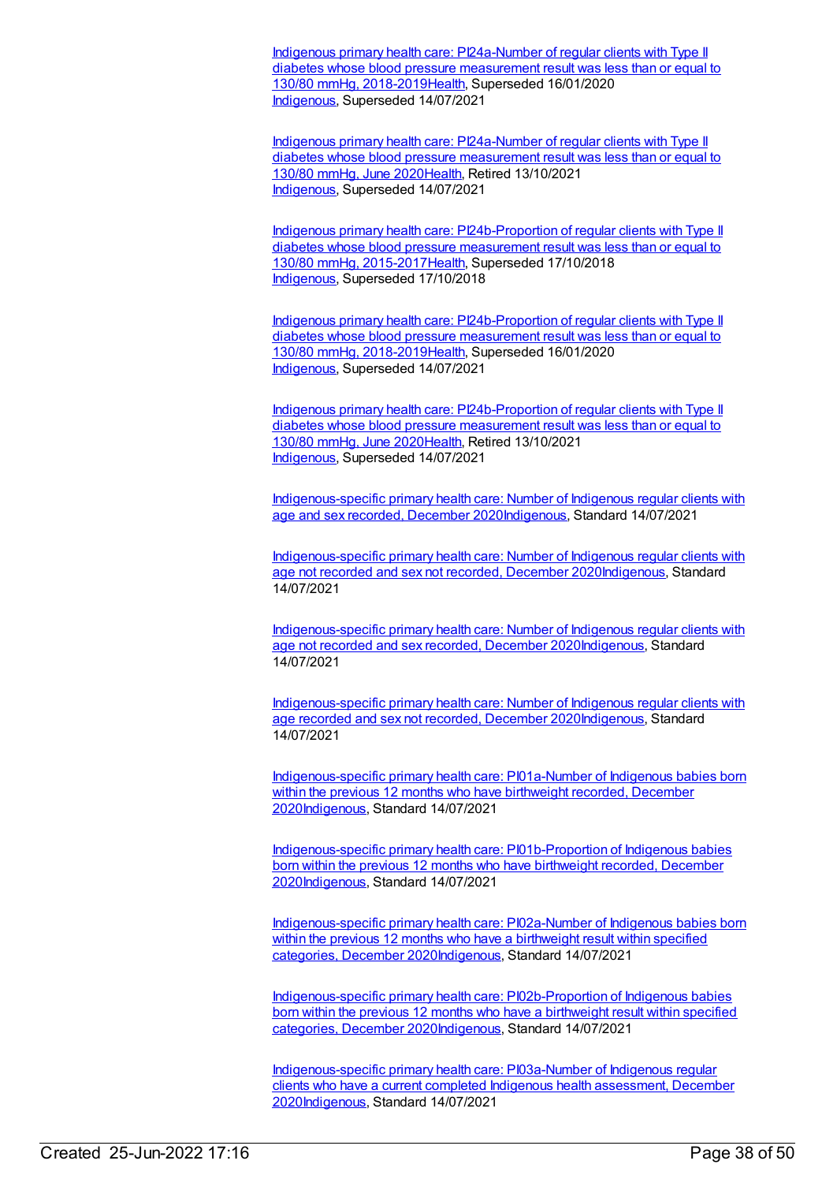Indigenous primary health care: PI24a-Number of regular clients with Type II diabetes whose blood pressure measurement result was less than or equal to 130/80 mmHg, 2018-2019Health, Superseded 16/01/2020
Indigenous, Superseded 14/07/2021

Indigenous primary health care: PI24a-Number of regular clients with Type II diabetes whose blood pressure measurement result was less than or equal to 130/80 mmHg, June 2020Health, Retired 13/10/2021
Indigenous, Superseded 14/07/2021

Indigenous primary health care: PI24b-Proportion of regular clients with Type II diabetes whose blood pressure measurement result was less than or equal to 130/80 mmHg, 2015-2017Health, Superseded 17/10/2018
Indigenous, Superseded 17/10/2018

Indigenous primary health care: PI24b-Proportion of regular clients with Type II diabetes whose blood pressure measurement result was less than or equal to 130/80 mmHg, 2018-2019Health, Superseded 16/01/2020
Indigenous, Superseded 14/07/2021

Indigenous primary health care: PI24b-Proportion of regular clients with Type II diabetes whose blood pressure measurement result was less than or equal to 130/80 mmHg, June 2020Health, Retired 13/10/2021
Indigenous, Superseded 14/07/2021

Indigenous-specific primary health care: Number of Indigenous regular clients with age and sex recorded, December 2020Indigenous, Standard 14/07/2021

Indigenous-specific primary health care: Number of Indigenous regular clients with age not recorded and sex not recorded, December 2020Indigenous, Standard 14/07/2021

Indigenous-specific primary health care: Number of Indigenous regular clients with age not recorded and sex recorded, December 2020Indigenous, Standard 14/07/2021

Indigenous-specific primary health care: Number of Indigenous regular clients with age recorded and sex not recorded, December 2020Indigenous, Standard 14/07/2021

Indigenous-specific primary health care: PI01a-Number of Indigenous babies born within the previous 12 months who have birthweight recorded, December 2020Indigenous, Standard 14/07/2021

Indigenous-specific primary health care: PI01b-Proportion of Indigenous babies born within the previous 12 months who have birthweight recorded, December 2020Indigenous, Standard 14/07/2021

Indigenous-specific primary health care: PI02a-Number of Indigenous babies born within the previous 12 months who have a birthweight result within specified categories, December 2020Indigenous, Standard 14/07/2021

Indigenous-specific primary health care: PI02b-Proportion of Indigenous babies born within the previous 12 months who have a birthweight result within specified categories, December 2020Indigenous, Standard 14/07/2021

Indigenous-specific primary health care: PI03a-Number of Indigenous regular clients who have a current completed Indigenous health assessment, December 2020Indigenous, Standard 14/07/2021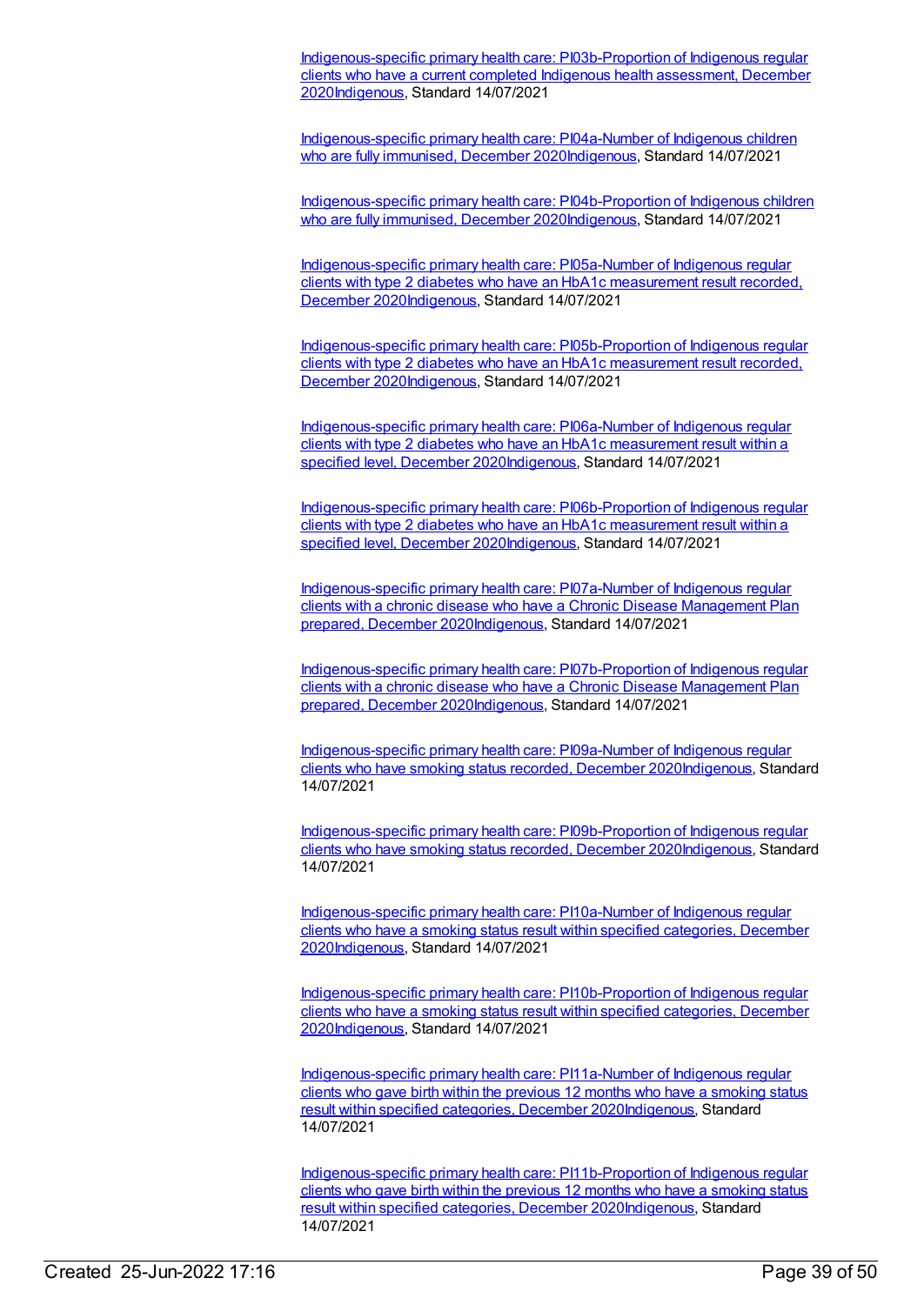Indigenous-specific primary health care: PI03b-Proportion of Indigenous regular clients who have a current completed Indigenous health assessment, December 2020Indigenous, Standard 14/07/2021

Indigenous-specific primary health care: PI04a-Number of Indigenous children who are fully immunised, December 2020Indigenous, Standard 14/07/2021

Indigenous-specific primary health care: PI04b-Proportion of Indigenous children who are fully immunised, December 2020Indigenous, Standard 14/07/2021

Indigenous-specific primary health care: PI05a-Number of Indigenous regular clients with type 2 diabetes who have an HbA1c measurement result recorded, December 2020Indigenous, Standard 14/07/2021

Indigenous-specific primary health care: PI05b-Proportion of Indigenous regular clients with type 2 diabetes who have an HbA1c measurement result recorded, December 2020Indigenous, Standard 14/07/2021

Indigenous-specific primary health care: PI06a-Number of Indigenous regular clients with type 2 diabetes who have an HbA1c measurement result within a specified level, December 2020Indigenous, Standard 14/07/2021

Indigenous-specific primary health care: PI06b-Proportion of Indigenous regular clients with type 2 diabetes who have an HbA1c measurement result within a specified level, December 2020Indigenous, Standard 14/07/2021

Indigenous-specific primary health care: PI07a-Number of Indigenous regular clients with a chronic disease who have a Chronic Disease Management Plan prepared, December 2020Indigenous, Standard 14/07/2021

Indigenous-specific primary health care: PI07b-Proportion of Indigenous regular clients with a chronic disease who have a Chronic Disease Management Plan prepared, December 2020Indigenous, Standard 14/07/2021

Indigenous-specific primary health care: PI09a-Number of Indigenous regular clients who have smoking status recorded, December 2020Indigenous, Standard 14/07/2021

Indigenous-specific primary health care: PI09b-Proportion of Indigenous regular clients who have smoking status recorded, December 2020Indigenous, Standard 14/07/2021

Indigenous-specific primary health care: PI10a-Number of Indigenous regular clients who have a smoking status result within specified categories, December 2020Indigenous, Standard 14/07/2021

Indigenous-specific primary health care: PI10b-Proportion of Indigenous regular clients who have a smoking status result within specified categories, December 2020Indigenous, Standard 14/07/2021

Indigenous-specific primary health care: PI11a-Number of Indigenous regular clients who gave birth within the previous 12 months who have a smoking status result within specified categories, December 2020Indigenous, Standard 14/07/2021

Indigenous-specific primary health care: PI11b-Proportion of Indigenous regular clients who gave birth within the previous 12 months who have a smoking status result within specified categories, December 2020Indigenous, Standard 14/07/2021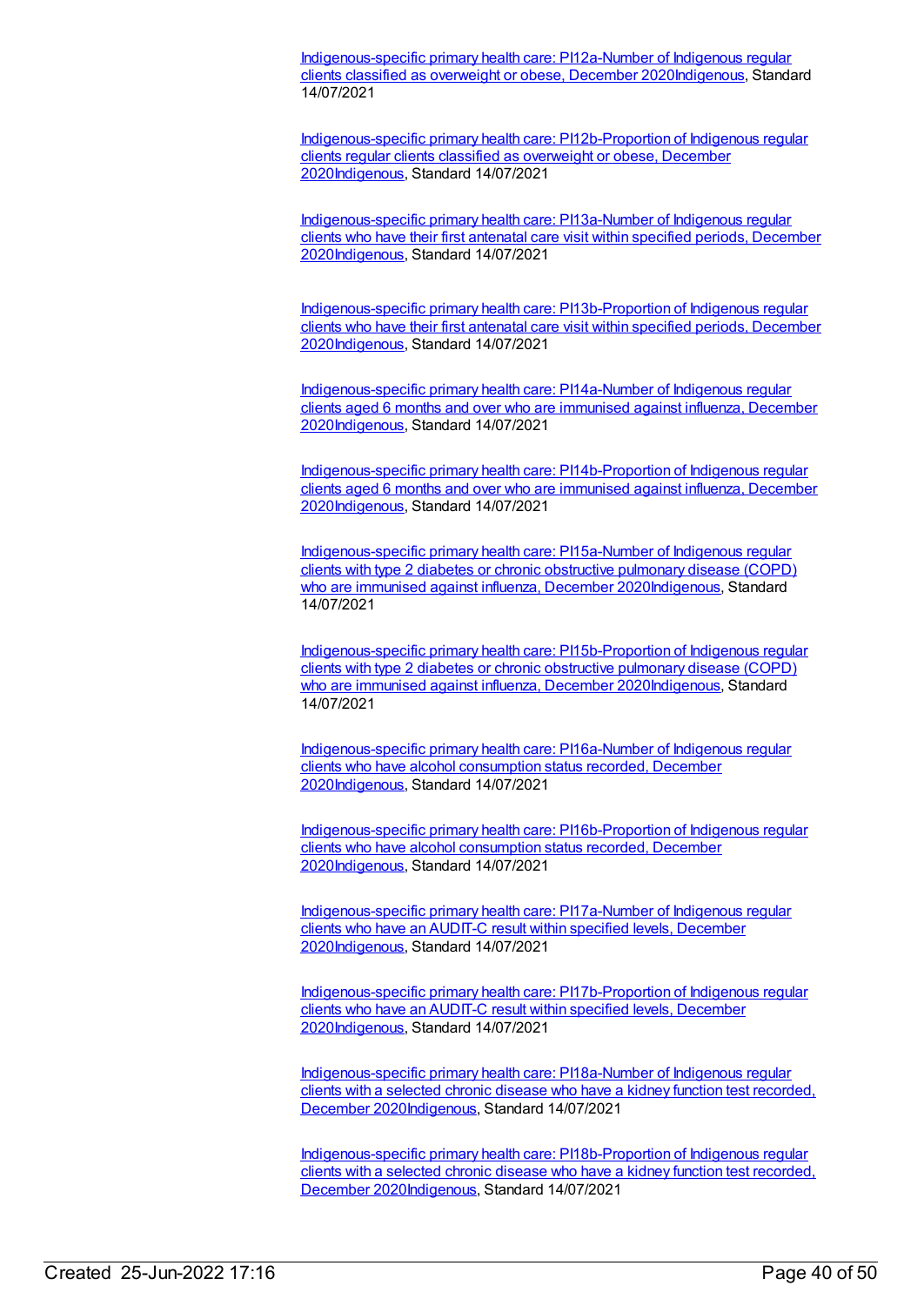Indigenous-specific primary health care: PI12a-Number of Indigenous regular clients classified as overweight or obese, December 2020Indigenous, Standard 14/07/2021

Indigenous-specific primary health care: PI12b-Proportion of Indigenous regular clients regular clients classified as overweight or obese, December 2020Indigenous, Standard 14/07/2021

Indigenous-specific primary health care: PI13a-Number of Indigenous regular clients who have their first antenatal care visit within specified periods, December 2020Indigenous, Standard 14/07/2021

Indigenous-specific primary health care: PI13b-Proportion of Indigenous regular clients who have their first antenatal care visit within specified periods, December 2020Indigenous, Standard 14/07/2021

Indigenous-specific primary health care: PI14a-Number of Indigenous regular clients aged 6 months and over who are immunised against influenza, December 2020Indigenous, Standard 14/07/2021

Indigenous-specific primary health care: PI14b-Proportion of Indigenous regular clients aged 6 months and over who are immunised against influenza, December 2020Indigenous, Standard 14/07/2021

Indigenous-specific primary health care: PI15a-Number of Indigenous regular clients with type 2 diabetes or chronic obstructive pulmonary disease (COPD) who are immunised against influenza, December 2020Indigenous, Standard 14/07/2021

Indigenous-specific primary health care: PI15b-Proportion of Indigenous regular clients with type 2 diabetes or chronic obstructive pulmonary disease (COPD) who are immunised against influenza, December 2020Indigenous, Standard 14/07/2021

Indigenous-specific primary health care: PI16a-Number of Indigenous regular clients who have alcohol consumption status recorded, December 2020Indigenous, Standard 14/07/2021

Indigenous-specific primary health care: PI16b-Proportion of Indigenous regular clients who have alcohol consumption status recorded, December 2020Indigenous, Standard 14/07/2021

Indigenous-specific primary health care: PI17a-Number of Indigenous regular clients who have an AUDIT-C result within specified levels, December 2020Indigenous, Standard 14/07/2021

Indigenous-specific primary health care: PI17b-Proportion of Indigenous regular clients who have an AUDIT-C result within specified levels, December 2020Indigenous, Standard 14/07/2021

Indigenous-specific primary health care: PI18a-Number of Indigenous regular clients with a selected chronic disease who have a kidney function test recorded, December 2020Indigenous, Standard 14/07/2021

Indigenous-specific primary health care: PI18b-Proportion of Indigenous regular clients with a selected chronic disease who have a kidney function test recorded, December 2020Indigenous, Standard 14/07/2021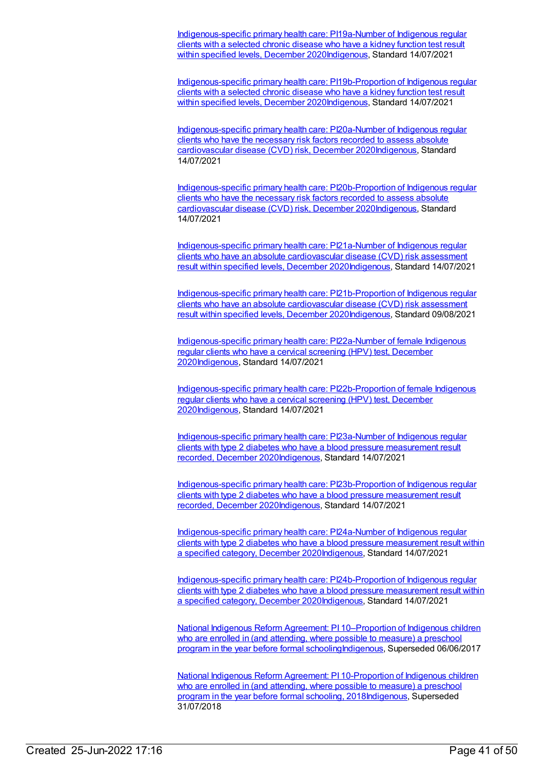Indigenous-specific primary health care: PI19a-Number of Indigenous regular clients with a selected chronic disease who have a kidney function test result within specified levels, December 2020Indigenous, Standard 14/07/2021

Indigenous-specific primary health care: PI19b-Proportion of Indigenous regular clients with a selected chronic disease who have a kidney function test result within specified levels, December 2020Indigenous, Standard 14/07/2021

Indigenous-specific primary health care: PI20a-Number of Indigenous regular clients who have the necessary risk factors recorded to assess absolute cardiovascular disease (CVD) risk, December 2020Indigenous, Standard 14/07/2021

Indigenous-specific primary health care: PI20b-Proportion of Indigenous regular clients who have the necessary risk factors recorded to assess absolute cardiovascular disease (CVD) risk, December 2020Indigenous, Standard 14/07/2021

Indigenous-specific primary health care: PI21a-Number of Indigenous regular clients who have an absolute cardiovascular disease (CVD) risk assessment result within specified levels, December 2020Indigenous, Standard 14/07/2021

Indigenous-specific primary health care: PI21b-Proportion of Indigenous regular clients who have an absolute cardiovascular disease (CVD) risk assessment result within specified levels, December 2020Indigenous, Standard 09/08/2021

Indigenous-specific primary health care: PI22a-Number of female Indigenous regular clients who have a cervical screening (HPV) test, December 2020Indigenous, Standard 14/07/2021

Indigenous-specific primary health care: PI22b-Proportion of female Indigenous regular clients who have a cervical screening (HPV) test, December 2020Indigenous, Standard 14/07/2021

Indigenous-specific primary health care: PI23a-Number of Indigenous regular clients with type 2 diabetes who have a blood pressure measurement result recorded, December 2020Indigenous, Standard 14/07/2021

Indigenous-specific primary health care: PI23b-Proportion of Indigenous regular clients with type 2 diabetes who have a blood pressure measurement result recorded, December 2020Indigenous, Standard 14/07/2021

Indigenous-specific primary health care: PI24a-Number of Indigenous regular clients with type 2 diabetes who have a blood pressure measurement result within a specified category, December 2020Indigenous, Standard 14/07/2021

Indigenous-specific primary health care: PI24b-Proportion of Indigenous regular clients with type 2 diabetes who have a blood pressure measurement result within a specified category, December 2020Indigenous, Standard 14/07/2021

National Indigenous Reform Agreement: PI 10–Proportion of Indigenous children who are enrolled in (and attending, where possible to measure) a preschool program in the year before formal schoolingIndigenous, Superseded 06/06/2017

National Indigenous Reform Agreement: PI 10-Proportion of Indigenous children who are enrolled in (and attending, where possible to measure) a preschool program in the year before formal schooling, 2018Indigenous, Superseded 31/07/2018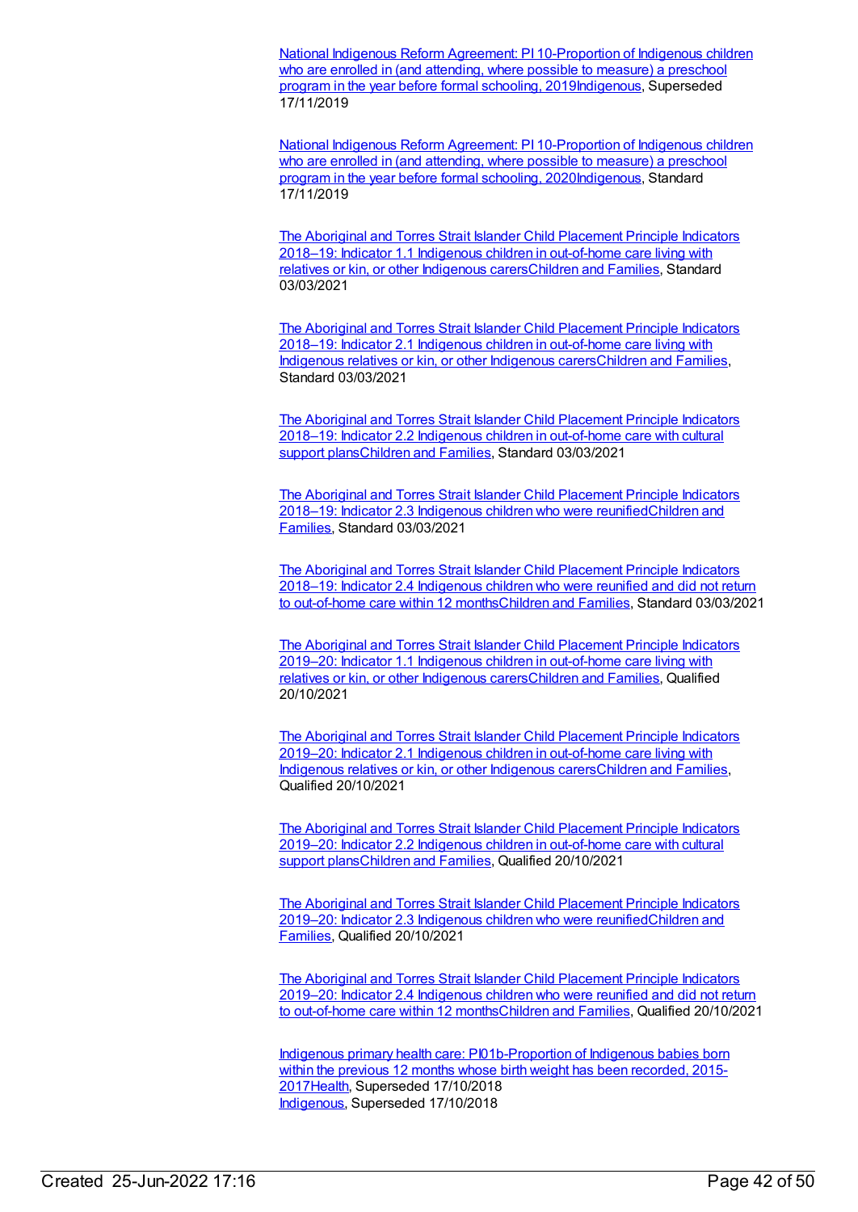National Indigenous Reform Agreement: PI 10-Proportion of Indigenous children who are enrolled in (and attending, where possible to measure) a preschool program in the year before formal schooling, 2019Indigenous, Superseded 17/11/2019

National Indigenous Reform Agreement: PI 10-Proportion of Indigenous children who are enrolled in (and attending, where possible to measure) a preschool program in the year before formal schooling, 2020Indigenous, Standard 17/11/2019

The Aboriginal and Torres Strait Islander Child Placement Principle Indicators 2018–19: Indicator 1.1 Indigenous children in out-of-home care living with relatives or kin, or other Indigenous carersChildren and Families, Standard 03/03/2021

The Aboriginal and Torres Strait Islander Child Placement Principle Indicators 2018–19: Indicator 2.1 Indigenous children in out-of-home care living with Indigenous relatives or kin, or other Indigenous carersChildren and Families, Standard 03/03/2021

The Aboriginal and Torres Strait Islander Child Placement Principle Indicators 2018–19: Indicator 2.2 Indigenous children in out-of-home care with cultural support plansChildren and Families, Standard 03/03/2021

The Aboriginal and Torres Strait Islander Child Placement Principle Indicators 2018–19: Indicator 2.3 Indigenous children who were reunifiedChildren and Families, Standard 03/03/2021

The Aboriginal and Torres Strait Islander Child Placement Principle Indicators 2018–19: Indicator 2.4 Indigenous children who were reunified and did not return to out-of-home care within 12 monthsChildren and Families, Standard 03/03/2021

The Aboriginal and Torres Strait Islander Child Placement Principle Indicators 2019–20: Indicator 1.1 Indigenous children in out-of-home care living with relatives or kin, or other Indigenous carersChildren and Families, Qualified 20/10/2021

The Aboriginal and Torres Strait Islander Child Placement Principle Indicators 2019–20: Indicator 2.1 Indigenous children in out-of-home care living with Indigenous relatives or kin, or other Indigenous carersChildren and Families, Qualified 20/10/2021

The Aboriginal and Torres Strait Islander Child Placement Principle Indicators 2019–20: Indicator 2.2 Indigenous children in out-of-home care with cultural support plansChildren and Families, Qualified 20/10/2021

The Aboriginal and Torres Strait Islander Child Placement Principle Indicators 2019–20: Indicator 2.3 Indigenous children who were reunifiedChildren and Families, Qualified 20/10/2021

The Aboriginal and Torres Strait Islander Child Placement Principle Indicators 2019–20: Indicator 2.4 Indigenous children who were reunified and did not return to out-of-home care within 12 monthsChildren and Families, Qualified 20/10/2021

Indigenous primary health care: PI01b-Proportion of Indigenous babies born within the previous 12 months whose birth weight has been recorded, 2015-2017Health, Superseded 17/10/2018
Indigenous, Superseded 17/10/2018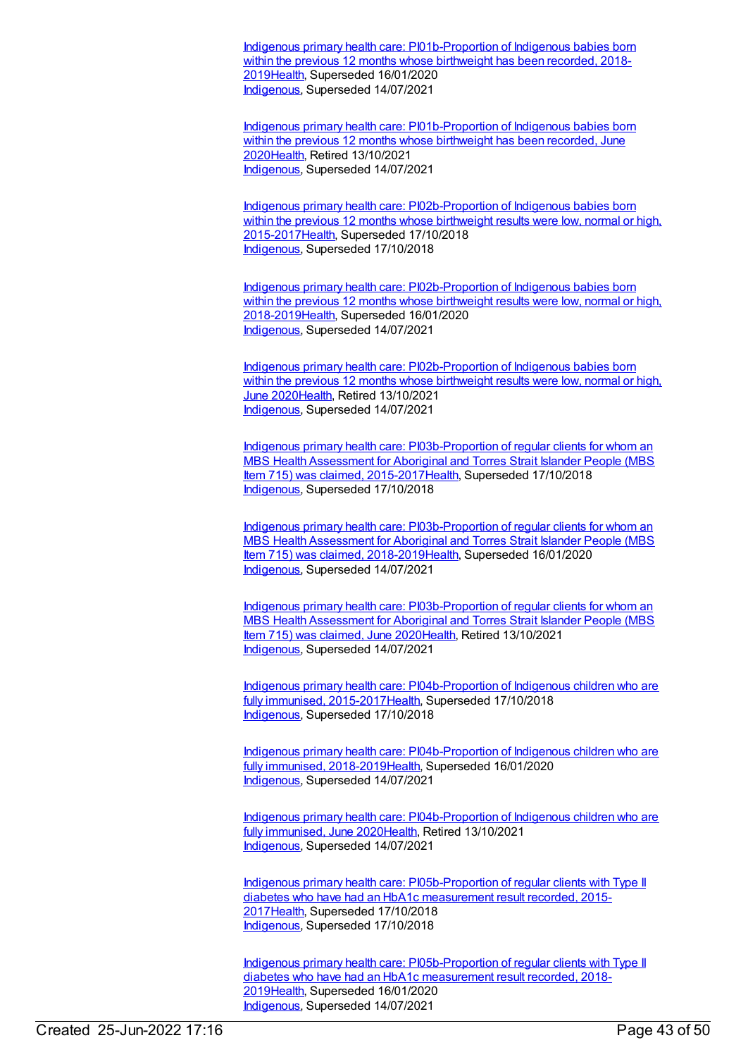Indigenous primary health care: PI01b-Proportion of Indigenous babies born within the previous 12 months whose birthweight has been recorded, 2018-2019Health, Superseded 16/01/2020
Indigenous, Superseded 14/07/2021

Indigenous primary health care: PI01b-Proportion of Indigenous babies born within the previous 12 months whose birthweight has been recorded, June 2020Health, Retired 13/10/2021
Indigenous, Superseded 14/07/2021

Indigenous primary health care: PI02b-Proportion of Indigenous babies born within the previous 12 months whose birthweight results were low, normal or high, 2015-2017Health, Superseded 17/10/2018
Indigenous, Superseded 17/10/2018

Indigenous primary health care: PI02b-Proportion of Indigenous babies born within the previous 12 months whose birthweight results were low, normal or high, 2018-2019Health, Superseded 16/01/2020
Indigenous, Superseded 14/07/2021

Indigenous primary health care: PI02b-Proportion of Indigenous babies born within the previous 12 months whose birthweight results were low, normal or high, June 2020Health, Retired 13/10/2021
Indigenous, Superseded 14/07/2021

Indigenous primary health care: PI03b-Proportion of regular clients for whom an MBS Health Assessment for Aboriginal and Torres Strait Islander People (MBS Item 715) was claimed, 2015-2017Health, Superseded 17/10/2018
Indigenous, Superseded 17/10/2018

Indigenous primary health care: PI03b-Proportion of regular clients for whom an MBS Health Assessment for Aboriginal and Torres Strait Islander People (MBS Item 715) was claimed, 2018-2019Health, Superseded 16/01/2020
Indigenous, Superseded 14/07/2021

Indigenous primary health care: PI03b-Proportion of regular clients for whom an MBS Health Assessment for Aboriginal and Torres Strait Islander People (MBS Item 715) was claimed, June 2020Health, Retired 13/10/2021
Indigenous, Superseded 14/07/2021

Indigenous primary health care: PI04b-Proportion of Indigenous children who are fully immunised, 2015-2017Health, Superseded 17/10/2018
Indigenous, Superseded 17/10/2018

Indigenous primary health care: PI04b-Proportion of Indigenous children who are fully immunised, 2018-2019Health, Superseded 16/01/2020
Indigenous, Superseded 14/07/2021

Indigenous primary health care: PI04b-Proportion of Indigenous children who are fully immunised, June 2020Health, Retired 13/10/2021
Indigenous, Superseded 14/07/2021

Indigenous primary health care: PI05b-Proportion of regular clients with Type II diabetes who have had an HbA1c measurement result recorded, 2015-2017Health, Superseded 17/10/2018
Indigenous, Superseded 17/10/2018

Indigenous primary health care: PI05b-Proportion of regular clients with Type II diabetes who have had an HbA1c measurement result recorded, 2018-2019Health, Superseded 16/01/2020
Indigenous, Superseded 14/07/2021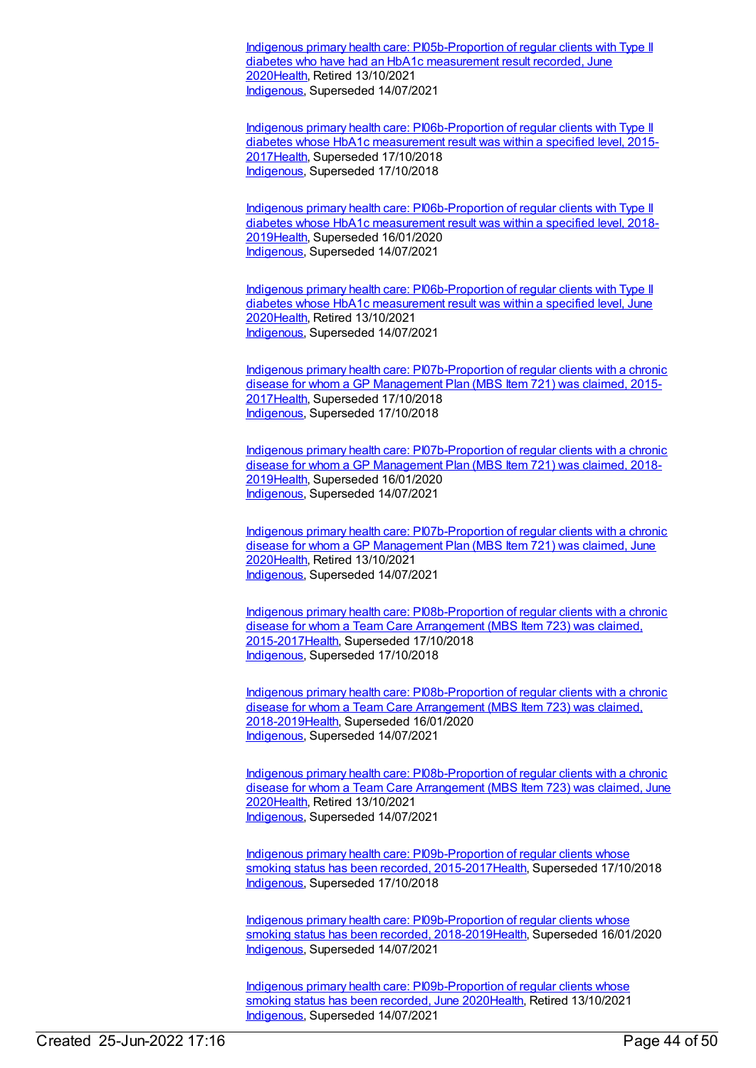Indigenous primary health care: PI05b-Proportion of regular clients with Type II diabetes who have had an HbA1c measurement result recorded, June 2020Health, Retired 13/10/2021
Indigenous, Superseded 14/07/2021

Indigenous primary health care: PI06b-Proportion of regular clients with Type II diabetes whose HbA1c measurement result was within a specified level, 2015-2017Health, Superseded 17/10/2018
Indigenous, Superseded 17/10/2018

Indigenous primary health care: PI06b-Proportion of regular clients with Type II diabetes whose HbA1c measurement result was within a specified level, 2018-2019Health, Superseded 16/01/2020
Indigenous, Superseded 14/07/2021

Indigenous primary health care: PI06b-Proportion of regular clients with Type II diabetes whose HbA1c measurement result was within a specified level, June 2020Health, Retired 13/10/2021
Indigenous, Superseded 14/07/2021

Indigenous primary health care: PI07b-Proportion of regular clients with a chronic disease for whom a GP Management Plan (MBS Item 721) was claimed, 2015-2017Health, Superseded 17/10/2018
Indigenous, Superseded 17/10/2018

Indigenous primary health care: PI07b-Proportion of regular clients with a chronic disease for whom a GP Management Plan (MBS Item 721) was claimed, 2018-2019Health, Superseded 16/01/2020
Indigenous, Superseded 14/07/2021

Indigenous primary health care: PI07b-Proportion of regular clients with a chronic disease for whom a GP Management Plan (MBS Item 721) was claimed, June 2020Health, Retired 13/10/2021
Indigenous, Superseded 14/07/2021

Indigenous primary health care: PI08b-Proportion of regular clients with a chronic disease for whom a Team Care Arrangement (MBS Item 723) was claimed, 2015-2017Health, Superseded 17/10/2018
Indigenous, Superseded 17/10/2018

Indigenous primary health care: PI08b-Proportion of regular clients with a chronic disease for whom a Team Care Arrangement (MBS Item 723) was claimed, 2018-2019Health, Superseded 16/01/2020
Indigenous, Superseded 14/07/2021

Indigenous primary health care: PI08b-Proportion of regular clients with a chronic disease for whom a Team Care Arrangement (MBS Item 723) was claimed, June 2020Health, Retired 13/10/2021
Indigenous, Superseded 14/07/2021

Indigenous primary health care: PI09b-Proportion of regular clients whose smoking status has been recorded, 2015-2017Health, Superseded 17/10/2018
Indigenous, Superseded 17/10/2018

Indigenous primary health care: PI09b-Proportion of regular clients whose smoking status has been recorded, 2018-2019Health, Superseded 16/01/2020
Indigenous, Superseded 14/07/2021

Indigenous primary health care: PI09b-Proportion of regular clients whose smoking status has been recorded, June 2020Health, Retired 13/10/2021
Indigenous, Superseded 14/07/2021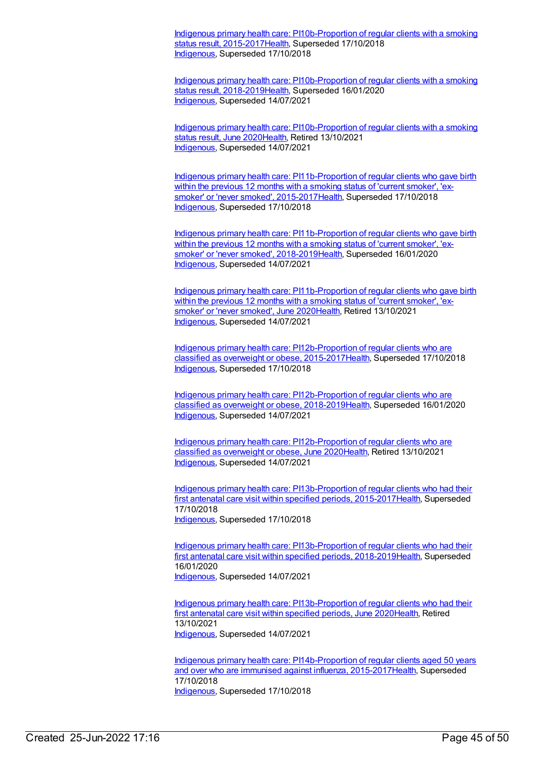Indigenous primary health care: PI10b-Proportion of regular clients with a smoking status result, 2015-2017Health, Superseded 17/10/2018
Indigenous, Superseded 17/10/2018

Indigenous primary health care: PI10b-Proportion of regular clients with a smoking status result, 2018-2019Health, Superseded 16/01/2020
Indigenous, Superseded 14/07/2021

Indigenous primary health care: PI10b-Proportion of regular clients with a smoking status result, June 2020Health, Retired 13/10/2021
Indigenous, Superseded 14/07/2021

Indigenous primary health care: PI11b-Proportion of regular clients who gave birth within the previous 12 months with a smoking status of 'current smoker', 'ex-smoker' or 'never smoked', 2015-2017Health, Superseded 17/10/2018
Indigenous, Superseded 17/10/2018

Indigenous primary health care: PI11b-Proportion of regular clients who gave birth within the previous 12 months with a smoking status of 'current smoker', 'ex-smoker' or 'never smoked', 2018-2019Health, Superseded 16/01/2020
Indigenous, Superseded 14/07/2021

Indigenous primary health care: PI11b-Proportion of regular clients who gave birth within the previous 12 months with a smoking status of 'current smoker', 'ex-smoker' or 'never smoked', June 2020Health, Retired 13/10/2021
Indigenous, Superseded 14/07/2021

Indigenous primary health care: PI12b-Proportion of regular clients who are classified as overweight or obese, 2015-2017Health, Superseded 17/10/2018
Indigenous, Superseded 17/10/2018

Indigenous primary health care: PI12b-Proportion of regular clients who are classified as overweight or obese, 2018-2019Health, Superseded 16/01/2020
Indigenous, Superseded 14/07/2021

Indigenous primary health care: PI12b-Proportion of regular clients who are classified as overweight or obese, June 2020Health, Retired 13/10/2021
Indigenous, Superseded 14/07/2021

Indigenous primary health care: PI13b-Proportion of regular clients who had their first antenatal care visit within specified periods, 2015-2017Health, Superseded 17/10/2018
Indigenous, Superseded 17/10/2018

Indigenous primary health care: PI13b-Proportion of regular clients who had their first antenatal care visit within specified periods, 2018-2019Health, Superseded 16/01/2020
Indigenous, Superseded 14/07/2021

Indigenous primary health care: PI13b-Proportion of regular clients who had their first antenatal care visit within specified periods, June 2020Health, Retired 13/10/2021
Indigenous, Superseded 14/07/2021

Indigenous primary health care: PI14b-Proportion of regular clients aged 50 years and over who are immunised against influenza, 2015-2017Health, Superseded 17/10/2018
Indigenous, Superseded 17/10/2018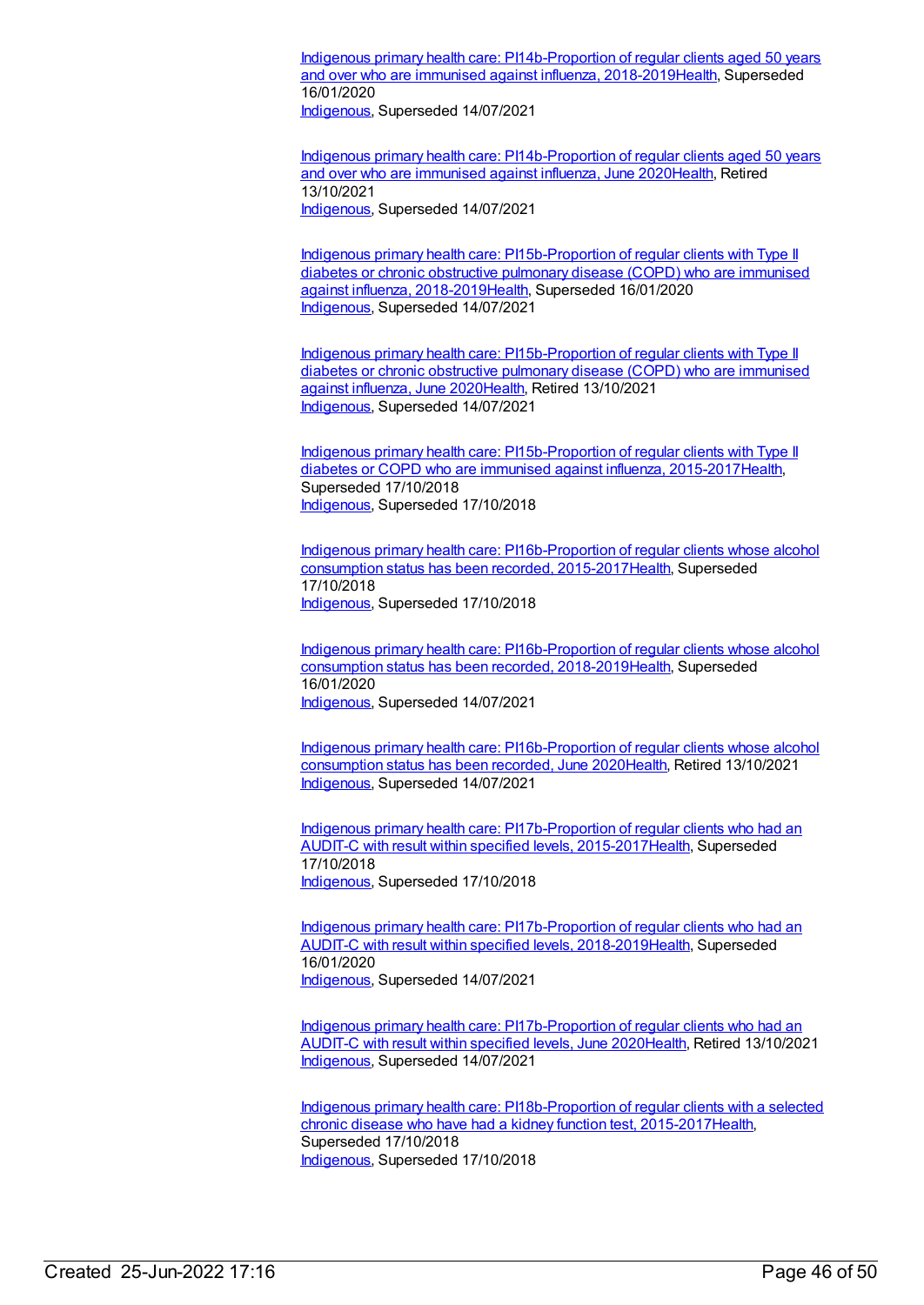[Indigenous primary health care: PI14b-Proportion of regular clients aged 50 years and over who are immunised against influenza, 2018-2019Health](), Superseded 16/01/2020
[Indigenous](), Superseded 14/07/2021

[Indigenous primary health care: PI14b-Proportion of regular clients aged 50 years and over who are immunised against influenza, June 2020Health](), Retired 13/10/2021
[Indigenous](), Superseded 14/07/2021

[Indigenous primary health care: PI15b-Proportion of regular clients with Type II diabetes or chronic obstructive pulmonary disease (COPD) who are immunised against influenza, 2018-2019Health](), Superseded 16/01/2020
[Indigenous](), Superseded 14/07/2021

[Indigenous primary health care: PI15b-Proportion of regular clients with Type II diabetes or chronic obstructive pulmonary disease (COPD) who are immunised against influenza, June 2020Health](), Retired 13/10/2021
[Indigenous](), Superseded 14/07/2021

[Indigenous primary health care: PI15b-Proportion of regular clients with Type II diabetes or COPD who are immunised against influenza, 2015-2017Health](), Superseded 17/10/2018
[Indigenous](), Superseded 17/10/2018

[Indigenous primary health care: PI16b-Proportion of regular clients whose alcohol consumption status has been recorded, 2015-2017Health](), Superseded 17/10/2018
[Indigenous](), Superseded 17/10/2018

[Indigenous primary health care: PI16b-Proportion of regular clients whose alcohol consumption status has been recorded, 2018-2019Health](), Superseded 16/01/2020
[Indigenous](), Superseded 14/07/2021

[Indigenous primary health care: PI16b-Proportion of regular clients whose alcohol consumption status has been recorded, June 2020Health](), Retired 13/10/2021
[Indigenous](), Superseded 14/07/2021

[Indigenous primary health care: PI17b-Proportion of regular clients who had an AUDIT-C with result within specified levels, 2015-2017Health](), Superseded 17/10/2018
[Indigenous](), Superseded 17/10/2018

[Indigenous primary health care: PI17b-Proportion of regular clients who had an AUDIT-C with result within specified levels, 2018-2019Health](), Superseded 16/01/2020
[Indigenous](), Superseded 14/07/2021

[Indigenous primary health care: PI17b-Proportion of regular clients who had an AUDIT-C with result within specified levels, June 2020Health](), Retired 13/10/2021
[Indigenous](), Superseded 14/07/2021

[Indigenous primary health care: PI18b-Proportion of regular clients with a selected chronic disease who have had a kidney function test, 2015-2017Health](), Superseded 17/10/2018
[Indigenous](), Superseded 17/10/2018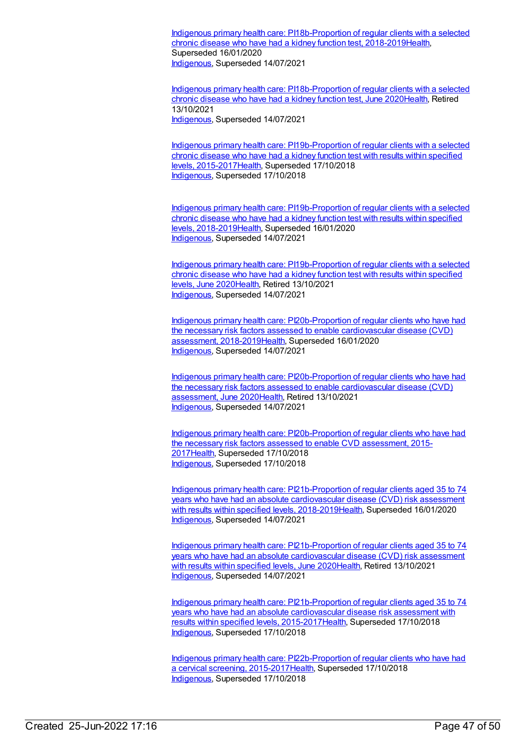Indigenous primary health care: PI18b-Proportion of regular clients with a selected chronic disease who have had a kidney function test, 2018-2019Health, Superseded 16/01/2020
Indigenous, Superseded 14/07/2021

Indigenous primary health care: PI18b-Proportion of regular clients with a selected chronic disease who have had a kidney function test, June 2020Health, Retired 13/10/2021
Indigenous, Superseded 14/07/2021

Indigenous primary health care: PI19b-Proportion of regular clients with a selected chronic disease who have had a kidney function test with results within specified levels, 2015-2017Health, Superseded 17/10/2018
Indigenous, Superseded 17/10/2018

Indigenous primary health care: PI19b-Proportion of regular clients with a selected chronic disease who have had a kidney function test with results within specified levels, 2018-2019Health, Superseded 16/01/2020
Indigenous, Superseded 14/07/2021

Indigenous primary health care: PI19b-Proportion of regular clients with a selected chronic disease who have had a kidney function test with results within specified levels, June 2020Health, Retired 13/10/2021
Indigenous, Superseded 14/07/2021

Indigenous primary health care: PI20b-Proportion of regular clients who have had the necessary risk factors assessed to enable cardiovascular disease (CVD) assessment, 2018-2019Health, Superseded 16/01/2020
Indigenous, Superseded 14/07/2021

Indigenous primary health care: PI20b-Proportion of regular clients who have had the necessary risk factors assessed to enable cardiovascular disease (CVD) assessment, June 2020Health, Retired 13/10/2021
Indigenous, Superseded 14/07/2021

Indigenous primary health care: PI20b-Proportion of regular clients who have had the necessary risk factors assessed to enable CVD assessment, 2015-2017Health, Superseded 17/10/2018
Indigenous, Superseded 17/10/2018

Indigenous primary health care: PI21b-Proportion of regular clients aged 35 to 74 years who have had an absolute cardiovascular disease (CVD) risk assessment with results within specified levels, 2018-2019Health, Superseded 16/01/2020
Indigenous, Superseded 14/07/2021

Indigenous primary health care: PI21b-Proportion of regular clients aged 35 to 74 years who have had an absolute cardiovascular disease (CVD) risk assessment with results within specified levels, June 2020Health, Retired 13/10/2021
Indigenous, Superseded 14/07/2021

Indigenous primary health care: PI21b-Proportion of regular clients aged 35 to 74 years who have had an absolute cardiovascular disease risk assessment with results within specified levels, 2015-2017Health, Superseded 17/10/2018
Indigenous, Superseded 17/10/2018

Indigenous primary health care: PI22b-Proportion of regular clients who have had a cervical screening, 2015-2017Health, Superseded 17/10/2018
Indigenous, Superseded 17/10/2018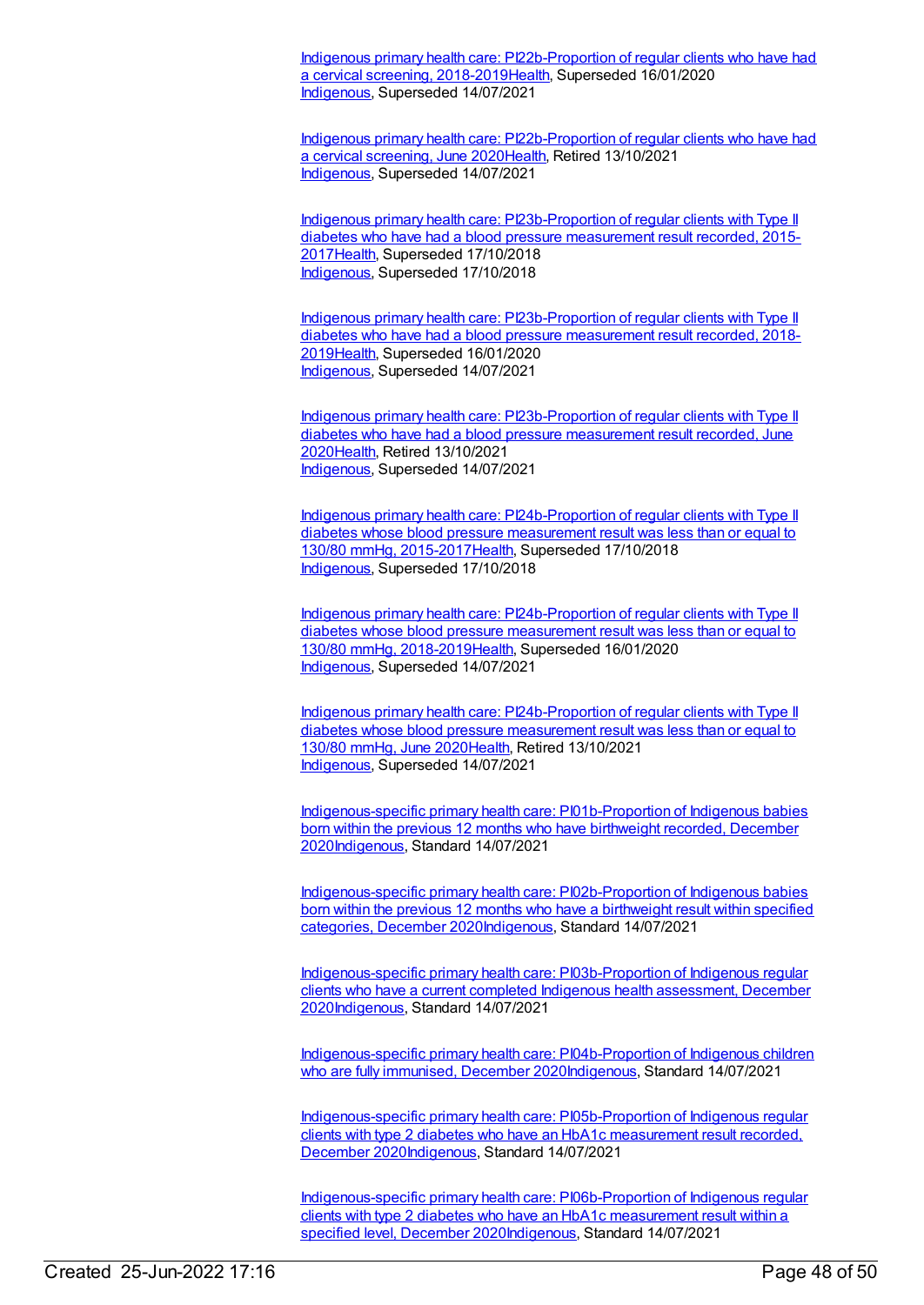[Indigenous primary health care: PI22b-Proportion of regular clients who have had a cervical screening, 2018-2019Health](), Superseded 16/01/2020
[Indigenous](), Superseded 14/07/2021

[Indigenous primary health care: PI22b-Proportion of regular clients who have had a cervical screening, June 2020Health](), Retired 13/10/2021
[Indigenous](), Superseded 14/07/2021

[Indigenous primary health care: PI23b-Proportion of regular clients with Type II diabetes who have had a blood pressure measurement result recorded, 2015-2017Health](), Superseded 17/10/2018
[Indigenous](), Superseded 17/10/2018

[Indigenous primary health care: PI23b-Proportion of regular clients with Type II diabetes who have had a blood pressure measurement result recorded, 2018-2019Health](), Superseded 16/01/2020
[Indigenous](), Superseded 14/07/2021

[Indigenous primary health care: PI23b-Proportion of regular clients with Type II diabetes who have had a blood pressure measurement result recorded, June 2020Health](), Retired 13/10/2021
[Indigenous](), Superseded 14/07/2021

[Indigenous primary health care: PI24b-Proportion of regular clients with Type II diabetes whose blood pressure measurement result was less than or equal to 130/80 mmHg, 2015-2017Health](), Superseded 17/10/2018
[Indigenous](), Superseded 17/10/2018

[Indigenous primary health care: PI24b-Proportion of regular clients with Type II diabetes whose blood pressure measurement result was less than or equal to 130/80 mmHg, 2018-2019Health](), Superseded 16/01/2020
[Indigenous](), Superseded 14/07/2021

[Indigenous primary health care: PI24b-Proportion of regular clients with Type II diabetes whose blood pressure measurement result was less than or equal to 130/80 mmHg, June 2020Health](), Retired 13/10/2021
[Indigenous](), Superseded 14/07/2021

[Indigenous-specific primary health care: PI01b-Proportion of Indigenous babies born within the previous 12 months who have birthweight recorded, December 2020Indigenous](), Standard 14/07/2021

[Indigenous-specific primary health care: PI02b-Proportion of Indigenous babies born within the previous 12 months who have a birthweight result within specified categories, December 2020Indigenous](), Standard 14/07/2021

[Indigenous-specific primary health care: PI03b-Proportion of Indigenous regular clients who have a current completed Indigenous health assessment, December 2020Indigenous](), Standard 14/07/2021

[Indigenous-specific primary health care: PI04b-Proportion of Indigenous children who are fully immunised, December 2020Indigenous](), Standard 14/07/2021

[Indigenous-specific primary health care: PI05b-Proportion of Indigenous regular clients with type 2 diabetes who have an HbA1c measurement result recorded, December 2020Indigenous](), Standard 14/07/2021

[Indigenous-specific primary health care: PI06b-Proportion of Indigenous regular clients with type 2 diabetes who have an HbA1c measurement result within a specified level, December 2020Indigenous](), Standard 14/07/2021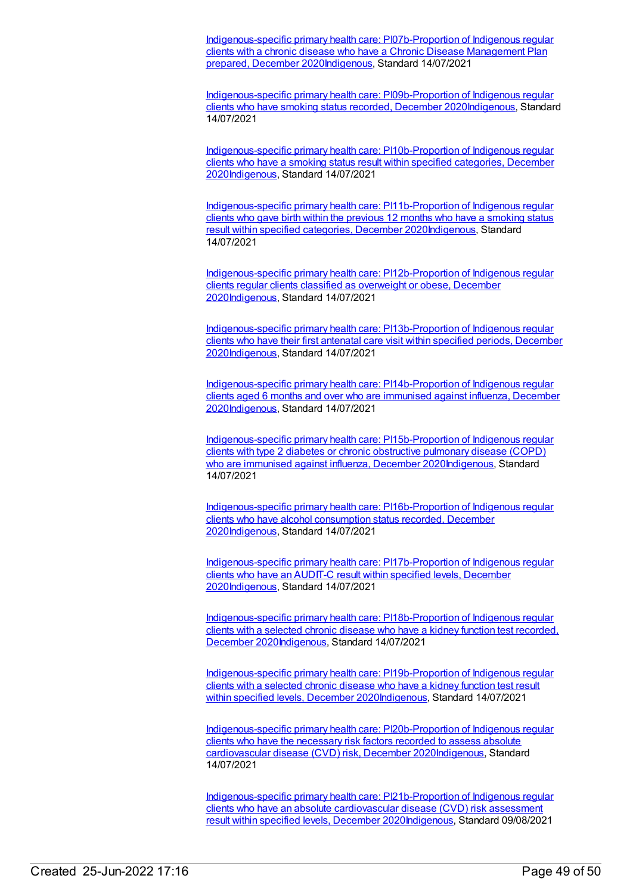Indigenous-specific primary health care: PI07b-Proportion of Indigenous regular clients with a chronic disease who have a Chronic Disease Management Plan prepared, December 2020Indigenous, Standard 14/07/2021

Indigenous-specific primary health care: PI09b-Proportion of Indigenous regular clients who have smoking status recorded, December 2020Indigenous, Standard 14/07/2021

Indigenous-specific primary health care: PI10b-Proportion of Indigenous regular clients who have a smoking status result within specified categories, December 2020Indigenous, Standard 14/07/2021

Indigenous-specific primary health care: PI11b-Proportion of Indigenous regular clients who gave birth within the previous 12 months who have a smoking status result within specified categories, December 2020Indigenous, Standard 14/07/2021

Indigenous-specific primary health care: PI12b-Proportion of Indigenous regular clients regular clients classified as overweight or obese, December 2020Indigenous, Standard 14/07/2021

Indigenous-specific primary health care: PI13b-Proportion of Indigenous regular clients who have their first antenatal care visit within specified periods, December 2020Indigenous, Standard 14/07/2021

Indigenous-specific primary health care: PI14b-Proportion of Indigenous regular clients aged 6 months and over who are immunised against influenza, December 2020Indigenous, Standard 14/07/2021

Indigenous-specific primary health care: PI15b-Proportion of Indigenous regular clients with type 2 diabetes or chronic obstructive pulmonary disease (COPD) who are immunised against influenza, December 2020Indigenous, Standard 14/07/2021

Indigenous-specific primary health care: PI16b-Proportion of Indigenous regular clients who have alcohol consumption status recorded, December 2020Indigenous, Standard 14/07/2021

Indigenous-specific primary health care: PI17b-Proportion of Indigenous regular clients who have an AUDIT-C result within specified levels, December 2020Indigenous, Standard 14/07/2021

Indigenous-specific primary health care: PI18b-Proportion of Indigenous regular clients with a selected chronic disease who have a kidney function test recorded, December 2020Indigenous, Standard 14/07/2021

Indigenous-specific primary health care: PI19b-Proportion of Indigenous regular clients with a selected chronic disease who have a kidney function test result within specified levels, December 2020Indigenous, Standard 14/07/2021

Indigenous-specific primary health care: PI20b-Proportion of Indigenous regular clients who have the necessary risk factors recorded to assess absolute cardiovascular disease (CVD) risk, December 2020Indigenous, Standard 14/07/2021

Indigenous-specific primary health care: PI21b-Proportion of Indigenous regular clients who have an absolute cardiovascular disease (CVD) risk assessment result within specified levels, December 2020Indigenous, Standard 09/08/2021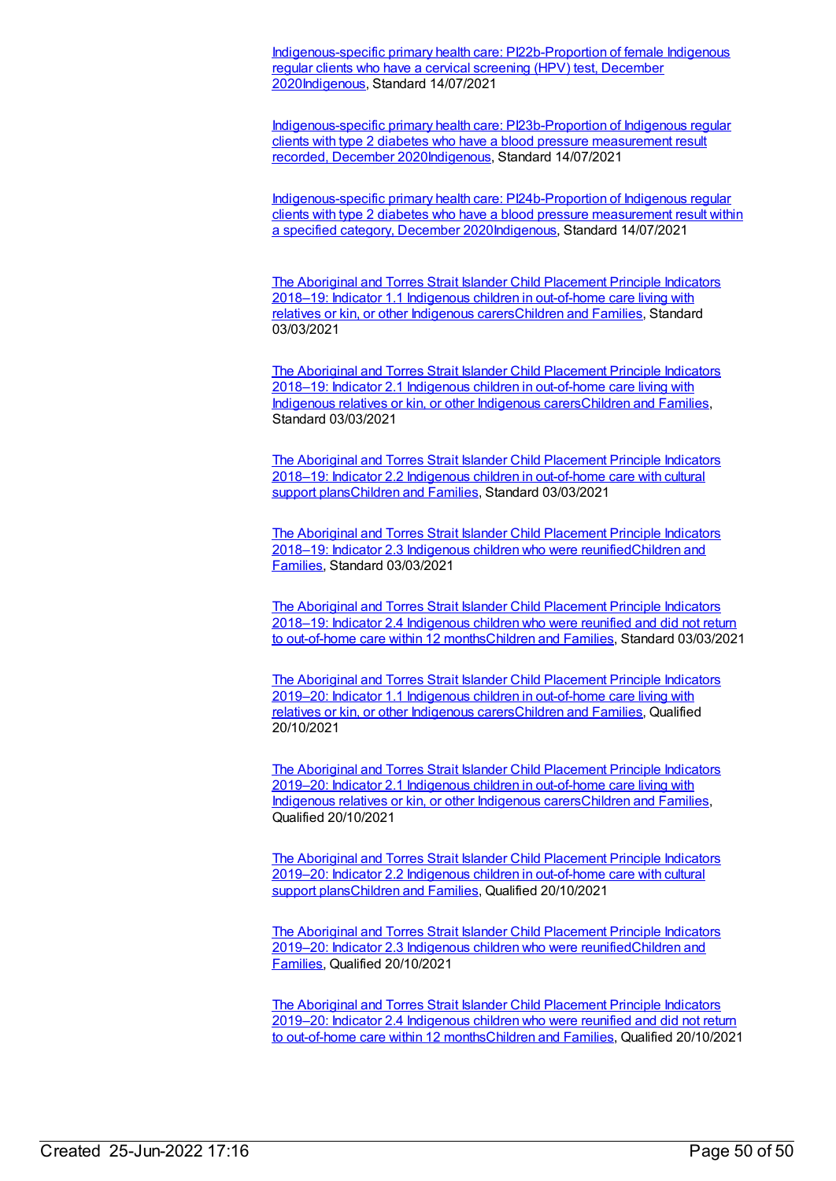Indigenous-specific primary health care: PI22b-Proportion of female Indigenous regular clients who have a cervical screening (HPV) test, December 2020Indigenous, Standard 14/07/2021

Indigenous-specific primary health care: PI23b-Proportion of Indigenous regular clients with type 2 diabetes who have a blood pressure measurement result recorded, December 2020Indigenous, Standard 14/07/2021

Indigenous-specific primary health care: PI24b-Proportion of Indigenous regular clients with type 2 diabetes who have a blood pressure measurement result within a specified category, December 2020Indigenous, Standard 14/07/2021

The Aboriginal and Torres Strait Islander Child Placement Principle Indicators 2018–19: Indicator 1.1 Indigenous children in out-of-home care living with relatives or kin, or other Indigenous carersChildren and Families, Standard 03/03/2021

The Aboriginal and Torres Strait Islander Child Placement Principle Indicators 2018–19: Indicator 2.1 Indigenous children in out-of-home care living with Indigenous relatives or kin, or other Indigenous carersChildren and Families, Standard 03/03/2021

The Aboriginal and Torres Strait Islander Child Placement Principle Indicators 2018–19: Indicator 2.2 Indigenous children in out-of-home care with cultural support plansChildren and Families, Standard 03/03/2021

The Aboriginal and Torres Strait Islander Child Placement Principle Indicators 2018–19: Indicator 2.3 Indigenous children who were reunifiedChildren and Families, Standard 03/03/2021

The Aboriginal and Torres Strait Islander Child Placement Principle Indicators 2018–19: Indicator 2.4 Indigenous children who were reunified and did not return to out-of-home care within 12 monthsChildren and Families, Standard 03/03/2021

The Aboriginal and Torres Strait Islander Child Placement Principle Indicators 2019–20: Indicator 1.1 Indigenous children in out-of-home care living with relatives or kin, or other Indigenous carersChildren and Families, Qualified 20/10/2021

The Aboriginal and Torres Strait Islander Child Placement Principle Indicators 2019–20: Indicator 2.1 Indigenous children in out-of-home care living with Indigenous relatives or kin, or other Indigenous carersChildren and Families, Qualified 20/10/2021

The Aboriginal and Torres Strait Islander Child Placement Principle Indicators 2019–20: Indicator 2.2 Indigenous children in out-of-home care with cultural support plansChildren and Families, Qualified 20/10/2021

The Aboriginal and Torres Strait Islander Child Placement Principle Indicators 2019–20: Indicator 2.3 Indigenous children who were reunifiedChildren and Families, Qualified 20/10/2021

The Aboriginal and Torres Strait Islander Child Placement Principle Indicators 2019–20: Indicator 2.4 Indigenous children who were reunified and did not return to out-of-home care within 12 monthsChildren and Families, Qualified 20/10/2021